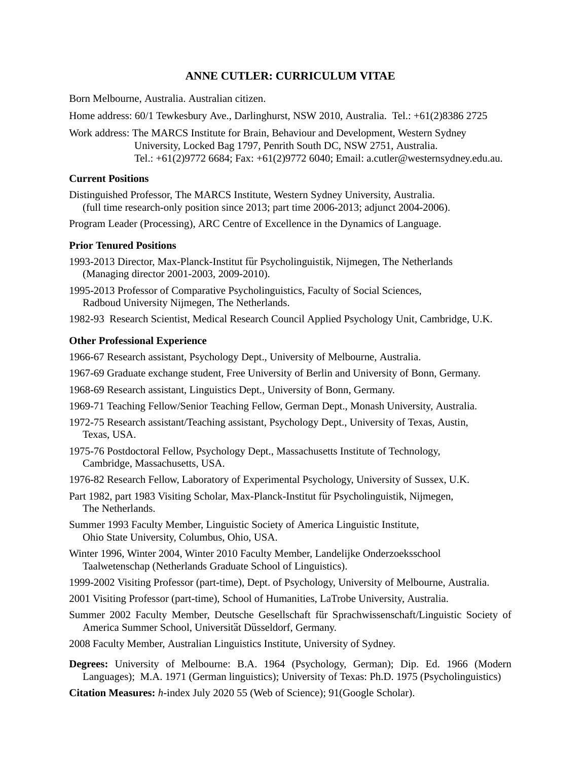# ANNE CUTLER: CURRICULUM VITAE

Born Melbourne, Australia. Australian citizen.

Home address: 60/1 Tewkesbury Ave., Darlinghurst, NSW 2010, Australia. Tel.: +61(2)8386 2725

Work address: The MARCS Institute for Brain, Behaviour and Development, Western Sydney University, Locked Bag 1797, Penrith South DC, NSW 2751, Australia.
Tel.: +61(2)9772 6684; Fax: +61(2)9772 6040; Email: a.cutler@westernsydney.edu.au.

### Current Positions

Distinguished Professor, The MARCS Institute, Western Sydney University, Australia.
(full time research-only position since 2013; part time 2006-2013; adjunct 2004-2006).

Program Leader (Processing), ARC Centre of Excellence in the Dynamics of Language.

### Prior Tenured Positions

1993-2013 Director, Max-Planck-Institut für Psycholinguistik, Nijmegen, The Netherlands (Managing director 2001-2003, 2009-2010).

1995-2013 Professor of Comparative Psycholinguistics, Faculty of Social Sciences, Radboud University Nijmegen, The Netherlands.

1982-93 Research Scientist, Medical Research Council Applied Psychology Unit, Cambridge, U.K.

### Other Professional Experience

1966-67 Research assistant, Psychology Dept., University of Melbourne, Australia.

1967-69 Graduate exchange student, Free University of Berlin and University of Bonn, Germany.

1968-69 Research assistant, Linguistics Dept., University of Bonn, Germany.

1969-71 Teaching Fellow/Senior Teaching Fellow, German Dept., Monash University, Australia.

1972-75 Research assistant/Teaching assistant, Psychology Dept., University of Texas, Austin, Texas, USA.

1975-76 Postdoctoral Fellow, Psychology Dept., Massachusetts Institute of Technology, Cambridge, Massachusetts, USA.

1976-82 Research Fellow, Laboratory of Experimental Psychology, University of Sussex, U.K.

Part 1982, part 1983 Visiting Scholar, Max-Planck-Institut für Psycholinguistik, Nijmegen, The Netherlands.

Summer 1993 Faculty Member, Linguistic Society of America Linguistic Institute, Ohio State University, Columbus, Ohio, USA.

Winter 1996, Winter 2004, Winter 2010 Faculty Member, Landelijke Onderzoeksschool Taalwetenschap (Netherlands Graduate School of Linguistics).

1999-2002 Visiting Professor (part-time), Dept. of Psychology, University of Melbourne, Australia.

2001 Visiting Professor (part-time), School of Humanities, LaTrobe University, Australia.

Summer 2002 Faculty Member, Deutsche Gesellschaft für Sprachwissenschaft/Linguistic Society of America Summer School, Universität Düsseldorf, Germany.

2008 Faculty Member, Australian Linguistics Institute, University of Sydney.

**Degrees:** University of Melbourne: B.A. 1964 (Psychology, German); Dip. Ed. 1966 (Modern Languages); M.A. 1971 (German linguistics); University of Texas: Ph.D. 1975 (Psycholinguistics)

**Citation Measures:** *h*-index July 2020 55 (Web of Science); 91(Google Scholar).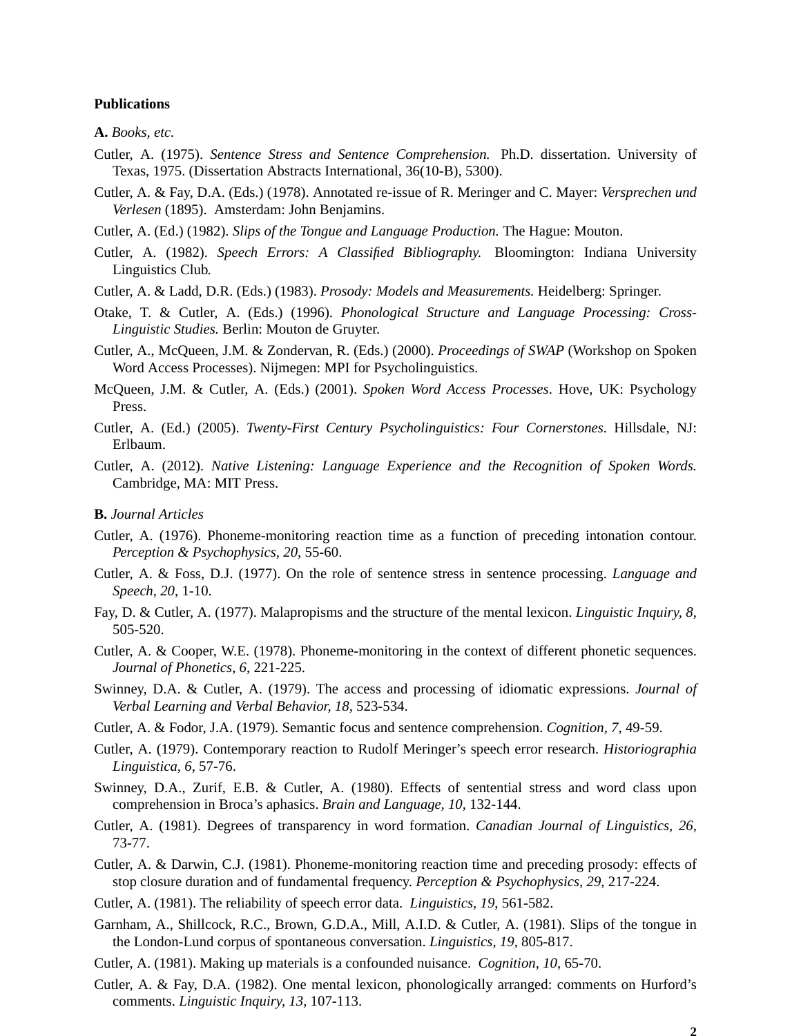**Publications**

**A.** *Books, etc.*

Cutler, A. (1975). *Sentence Stress and Sentence Comprehension.* Ph.D. dissertation. University of Texas, 1975. (Dissertation Abstracts International, 36(10-B), 5300).

Cutler, A. & Fay, D.A. (Eds.) (1978). Annotated re-issue of R. Meringer and C. Mayer: *Versprechen und Verlesen* (1895). Amsterdam: John Benjamins.

Cutler, A. (Ed.) (1982). *Slips of the Tongue and Language Production.* The Hague: Mouton.

Cutler, A. (1982). *Speech Errors: A Classified Bibliography.* Bloomington: Indiana University Linguistics Club.

Cutler, A. & Ladd, D.R. (Eds.) (1983). *Prosody: Models and Measurements.* Heidelberg: Springer.

Otake, T. & Cutler, A. (Eds.) (1996). *Phonological Structure and Language Processing: Cross-Linguistic Studies.* Berlin: Mouton de Gruyter.

Cutler, A., McQueen, J.M. & Zondervan, R. (Eds.) (2000). *Proceedings of SWAP* (Workshop on Spoken Word Access Processes). Nijmegen: MPI for Psycholinguistics.

McQueen, J.M. & Cutler, A. (Eds.) (2001). *Spoken Word Access Processes*. Hove, UK: Psychology Press.

Cutler, A. (Ed.) (2005). *Twenty-First Century Psycholinguistics: Four Cornerstones.* Hillsdale, NJ: Erlbaum.

Cutler, A. (2012). *Native Listening: Language Experience and the Recognition of Spoken Words.* Cambridge, MA: MIT Press.

**B.** *Journal Articles*

Cutler, A. (1976). Phoneme-monitoring reaction time as a function of preceding intonation contour. *Perception & Psychophysics, 20,* 55-60.

Cutler, A. & Foss, D.J. (1977). On the role of sentence stress in sentence processing. *Language and Speech, 20*, 1-10.

Fay, D. & Cutler, A. (1977). Malapropisms and the structure of the mental lexicon. *Linguistic Inquiry, 8*, 505-520.

Cutler, A. & Cooper, W.E. (1978). Phoneme-monitoring in the context of different phonetic sequences. *Journal of Phonetics, 6*, 221-225.

Swinney, D.A. & Cutler, A. (1979). The access and processing of idiomatic expressions. *Journal of Verbal Learning and Verbal Behavior, 18,* 523-534.

Cutler, A. & Fodor, J.A. (1979). Semantic focus and sentence comprehension. *Cognition, 7*, 49-59.

Cutler, A. (1979). Contemporary reaction to Rudolf Meringer's speech error research. *Historiographia Linguistica, 6*, 57-76.

Swinney, D.A., Zurif, E.B. & Cutler, A. (1980). Effects of sentential stress and word class upon comprehension in Broca's aphasics. *Brain and Language, 10*, 132-144.

Cutler, A. (1981). Degrees of transparency in word formation. *Canadian Journal of Linguistics, 26,* 73-77.

Cutler, A. & Darwin, C.J. (1981). Phoneme-monitoring reaction time and preceding prosody: effects of stop closure duration and of fundamental frequency. *Perception & Psychophysics, 29,* 217-224.

Cutler, A. (1981). The reliability of speech error data. *Linguistics, 19*, 561-582.

Garnham, A., Shillcock, R.C., Brown, G.D.A., Mill, A.I.D. & Cutler, A. (1981). Slips of the tongue in the London-Lund corpus of spontaneous conversation. *Linguistics, 19*, 805-817.

Cutler, A. (1981). Making up materials is a confounded nuisance. *Cognition, 10*, 65-70.

Cutler, A. & Fay, D.A. (1982). One mental lexicon, phonologically arranged: comments on Hurford's comments. *Linguistic Inquiry, 13,* 107-113.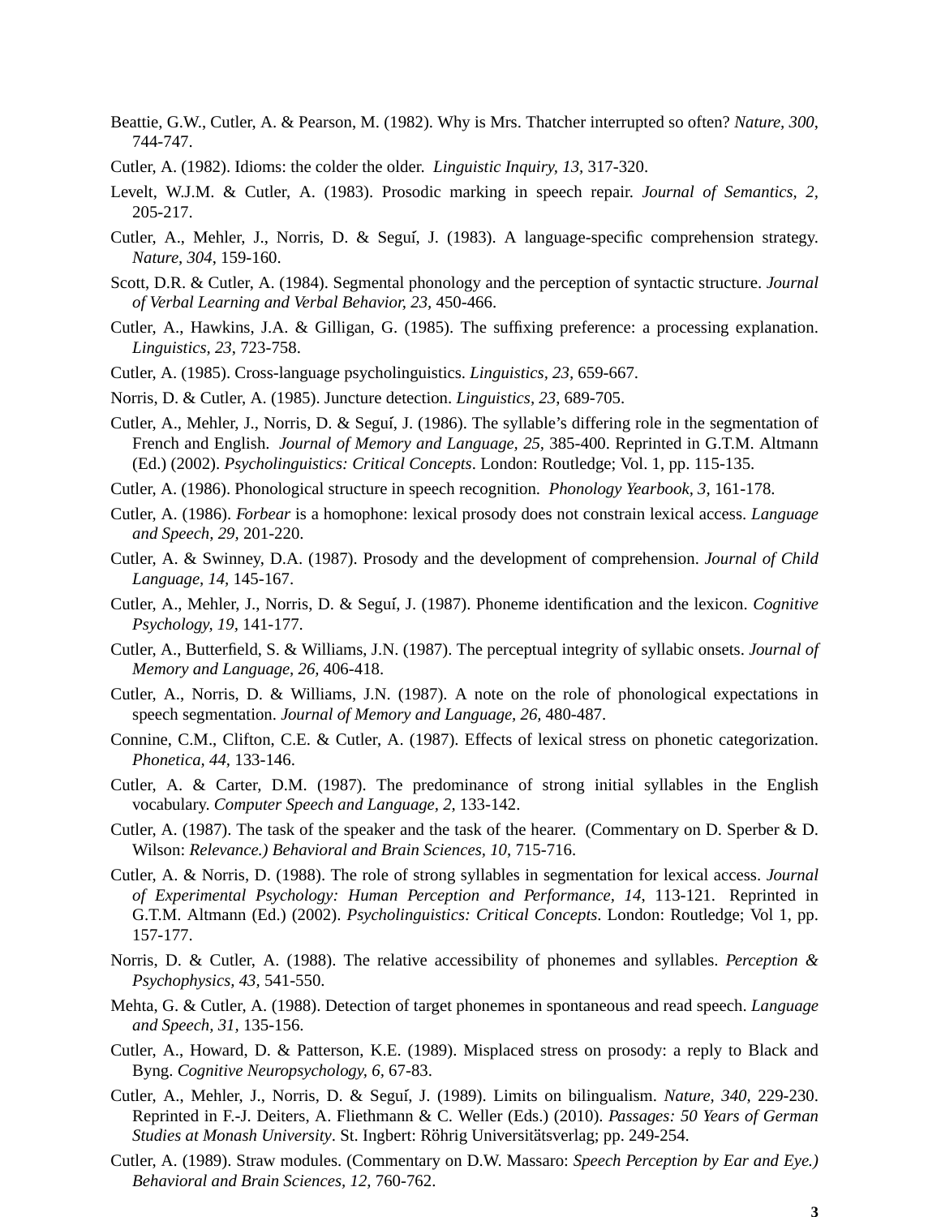Beattie, G.W., Cutler, A. & Pearson, M. (1982). Why is Mrs. Thatcher interrupted so often? *Nature, 300*, 744-747.

Cutler, A. (1982). Idioms: the colder the older. *Linguistic Inquiry, 13*, 317-320.

Levelt, W.J.M. & Cutler, A. (1983). Prosodic marking in speech repair. *Journal of Semantics, 2,* 205-217.

Cutler, A., Mehler, J., Norris, D. & Seguí, J. (1983). A language-specific comprehension strategy. *Nature, 304*, 159-160.

Scott, D.R. & Cutler, A. (1984). Segmental phonology and the perception of syntactic structure. *Journal of Verbal Learning and Verbal Behavior, 23*, 450-466.

Cutler, A., Hawkins, J.A. & Gilligan, G. (1985). The suffixing preference: a processing explanation. *Linguistics, 23*, 723-758.

Cutler, A. (1985). Cross-language psycholinguistics. *Linguistics, 23*, 659-667.

Norris, D. & Cutler, A. (1985). Juncture detection. *Linguistics, 23*, 689-705.

Cutler, A., Mehler, J., Norris, D. & Seguí, J. (1986). The syllable's differing role in the segmentation of French and English. *Journal of Memory and Language, 25,* 385-400. Reprinted in G.T.M. Altmann (Ed.) (2002). *Psycholinguistics: Critical Concepts*. London: Routledge; Vol. 1, pp. 115-135.

Cutler, A. (1986). Phonological structure in speech recognition. *Phonology Yearbook, 3*, 161-178.

Cutler, A. (1986). *Forbear* is a homophone: lexical prosody does not constrain lexical access. *Language and Speech, 29,* 201-220.

Cutler, A. & Swinney, D.A. (1987). Prosody and the development of comprehension. *Journal of Child Language, 14,* 145-167.

Cutler, A., Mehler, J., Norris, D. & Seguí, J. (1987). Phoneme identification and the lexicon. *Cognitive Psychology, 19*, 141-177.

Cutler, A., Butterfield, S. & Williams, J.N. (1987). The perceptual integrity of syllabic onsets. *Journal of Memory and Language, 26,* 406-418.

Cutler, A., Norris, D. & Williams, J.N. (1987). A note on the role of phonological expectations in speech segmentation. *Journal of Memory and Language, 26,* 480-487.

Connine, C.M., Clifton, C.E. & Cutler, A. (1987). Effects of lexical stress on phonetic categorization. *Phonetica, 44*, 133-146.

Cutler, A. & Carter, D.M. (1987). The predominance of strong initial syllables in the English vocabulary. *Computer Speech and Language, 2,* 133-142.

Cutler, A. (1987). The task of the speaker and the task of the hearer. (Commentary on D. Sperber & D. Wilson: *Relevance.) Behavioral and Brain Sciences, 10*, 715-716.

Cutler, A. & Norris, D. (1988). The role of strong syllables in segmentation for lexical access. *Journal of Experimental Psychology: Human Perception and Performance, 14*, 113-121. Reprinted in G.T.M. Altmann (Ed.) (2002). *Psycholinguistics: Critical Concepts*. London: Routledge; Vol 1, pp. 157-177.

Norris, D. & Cutler, A. (1988). The relative accessibility of phonemes and syllables. *Perception & Psychophysics, 43*, 541-550.

Mehta, G. & Cutler, A. (1988). Detection of target phonemes in spontaneous and read speech. *Language and Speech, 31,* 135-156.

Cutler, A., Howard, D. & Patterson, K.E. (1989). Misplaced stress on prosody: a reply to Black and Byng. *Cognitive Neuropsychology, 6,* 67-83.

Cutler, A., Mehler, J., Norris, D. & Seguí, J. (1989). Limits on bilingualism. *Nature, 340,* 229-230. Reprinted in F.-J. Deiters, A. Fliethmann & C. Weller (Eds.) (2010). *Passages: 50 Years of German Studies at Monash University*. St. Ingbert: Röhrig Universitätsverlag; pp. 249-254.

Cutler, A. (1989). Straw modules. (Commentary on D.W. Massaro: *Speech Perception by Ear and Eye.) Behavioral and Brain Sciences, 12,* 760-762.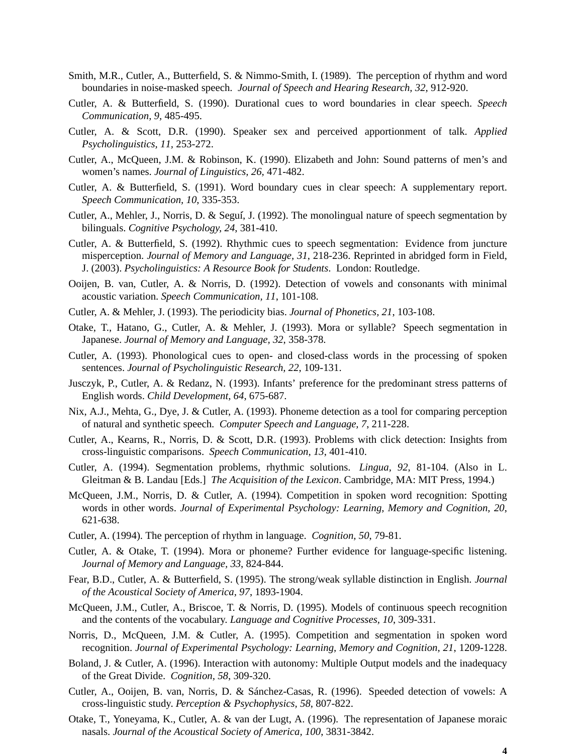Smith, M.R., Cutler, A., Butterfield, S. & Nimmo-Smith, I. (1989). The perception of rhythm and word boundaries in noise-masked speech. *Journal of Speech and Hearing Research, 32,* 912-920.

Cutler, A. & Butterfield, S. (1990). Durational cues to word boundaries in clear speech. *Speech Communication, 9,* 485-495.

Cutler, A. & Scott, D.R. (1990). Speaker sex and perceived apportionment of talk. *Applied Psycholinguistics, 11,* 253-272.

Cutler, A., McQueen, J.M. & Robinson, K. (1990). Elizabeth and John: Sound patterns of men's and women's names. *Journal of Linguistics, 26,* 471-482.

Cutler, A. & Butterfield, S. (1991). Word boundary cues in clear speech: A supplementary report. *Speech Communication, 10,* 335-353.

Cutler, A., Mehler, J., Norris, D. & Seguí, J. (1992). The monolingual nature of speech segmentation by bilinguals. *Cognitive Psychology, 24,* 381-410.

Cutler, A. & Butterfield, S. (1992). Rhythmic cues to speech segmentation: Evidence from juncture misperception. *Journal of Memory and Language, 31*, 218-236. Reprinted in abridged form in Field, J. (2003). *Psycholinguistics: A Resource Book for Students*. London: Routledge.

Ooijen, B. van, Cutler, A. & Norris, D. (1992). Detection of vowels and consonants with minimal acoustic variation. *Speech Communication, 11*, 101-108.

Cutler, A. & Mehler, J. (1993). The periodicity bias. *Journal of Phonetics, 21*, 103-108.

Otake, T., Hatano, G., Cutler, A. & Mehler, J. (1993). Mora or syllable? Speech segmentation in Japanese. *Journal of Memory and Language, 32*, 358-378.

Cutler, A. (1993). Phonological cues to open- and closed-class words in the processing of spoken sentences. *Journal of Psycholinguistic Research, 22*, 109-131.

Jusczyk, P., Cutler, A. & Redanz, N. (1993). Infants' preference for the predominant stress patterns of English words. *Child Development, 64,* 675-687.

Nix, A.J., Mehta, G., Dye, J. & Cutler, A. (1993). Phoneme detection as a tool for comparing perception of natural and synthetic speech. *Computer Speech and Language, 7,* 211-228.

Cutler, A., Kearns, R., Norris, D. & Scott, D.R. (1993). Problems with click detection: Insights from cross-linguistic comparisons. *Speech Communication, 13*, 401-410.

Cutler, A. (1994). Segmentation problems, rhythmic solutions. *Lingua, 92*, 81-104. (Also in L. Gleitman & B. Landau [Eds.] *The Acquisition of the Lexicon*. Cambridge, MA: MIT Press, 1994.)

McQueen, J.M., Norris, D. & Cutler, A. (1994). Competition in spoken word recognition: Spotting words in other words. *Journal of Experimental Psychology: Learning, Memory and Cognition, 20*, 621-638.

Cutler, A. (1994). The perception of rhythm in language. *Cognition, 50*, 79-81.

Cutler, A. & Otake, T. (1994). Mora or phoneme? Further evidence for language-specific listening. *Journal of Memory and Language, 33*, 824-844.

Fear, B.D., Cutler, A. & Butterfield, S. (1995). The strong/weak syllable distinction in English. *Journal of the Acoustical Society of America, 97*, 1893-1904.

McQueen, J.M., Cutler, A., Briscoe, T. & Norris, D. (1995). Models of continuous speech recognition and the contents of the vocabulary. *Language and Cognitive Processes, 10*, 309-331.

Norris, D., McQueen, J.M. & Cutler, A. (1995). Competition and segmentation in spoken word recognition. *Journal of Experimental Psychology: Learning, Memory and Cognition, 21*, 1209-1228.

Boland, J. & Cutler, A. (1996). Interaction with autonomy: Multiple Output models and the inadequacy of the Great Divide. *Cognition, 58*, 309-320.

Cutler, A., Ooijen, B. van, Norris, D. & Sánchez-Casas, R. (1996). Speeded detection of vowels: A cross-linguistic study. *Perception & Psychophysics, 58*, 807-822.

Otake, T., Yoneyama, K., Cutler, A. & van der Lugt, A. (1996). The representation of Japanese moraic nasals. *Journal of the Acoustical Society of America, 100*, 3831-3842.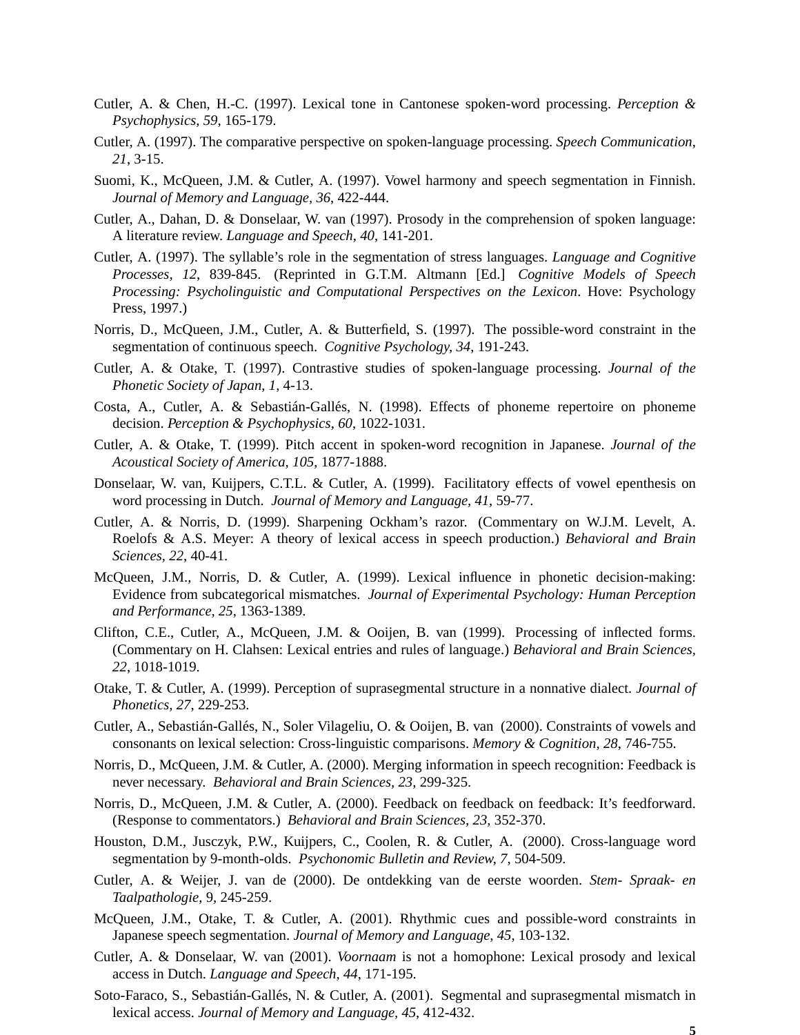Cutler, A. & Chen, H.-C. (1997). Lexical tone in Cantonese spoken-word processing. *Perception & Psychophysics, 59*, 165-179.

Cutler, A. (1997). The comparative perspective on spoken-language processing. *Speech Communication, 21*, 3-15.

Suomi, K., McQueen, J.M. & Cutler, A. (1997). Vowel harmony and speech segmentation in Finnish. *Journal of Memory and Language, 36*, 422-444.

Cutler, A., Dahan, D. & Donselaar, W. van (1997). Prosody in the comprehension of spoken language: A literature review. *Language and Speech, 40*, 141-201.

Cutler, A. (1997). The syllable's role in the segmentation of stress languages. *Language and Cognitive Processes, 12*, 839-845. (Reprinted in G.T.M. Altmann [Ed.] *Cognitive Models of Speech Processing: Psycholinguistic and Computational Perspectives on the Lexicon*. Hove: Psychology Press, 1997.)

Norris, D., McQueen, J.M., Cutler, A. & Butterfield, S. (1997). The possible-word constraint in the segmentation of continuous speech. *Cognitive Psychology, 34*, 191-243.

Cutler, A. & Otake, T. (1997). Contrastive studies of spoken-language processing. *Journal of the Phonetic Society of Japan, 1*, 4-13.

Costa, A., Cutler, A. & Sebastián-Gallés, N. (1998). Effects of phoneme repertoire on phoneme decision. *Perception & Psychophysics, 60*, 1022-1031.

Cutler, A. & Otake, T. (1999). Pitch accent in spoken-word recognition in Japanese. *Journal of the Acoustical Society of America, 105*, 1877-1888.

Donselaar, W. van, Kuijpers, C.T.L. & Cutler, A. (1999). Facilitatory effects of vowel epenthesis on word processing in Dutch. *Journal of Memory and Language, 41*, 59-77.

Cutler, A. & Norris, D. (1999). Sharpening Ockham's razor. (Commentary on W.J.M. Levelt, A. Roelofs & A.S. Meyer: A theory of lexical access in speech production.) *Behavioral and Brain Sciences, 22*, 40-41.

McQueen, J.M., Norris, D. & Cutler, A. (1999). Lexical influence in phonetic decision-making: Evidence from subcategorical mismatches. *Journal of Experimental Psychology: Human Perception and Performance, 25*, 1363-1389.

Clifton, C.E., Cutler, A., McQueen, J.M. & Ooijen, B. van (1999). Processing of inflected forms. (Commentary on H. Clahsen: Lexical entries and rules of language.) *Behavioral and Brain Sciences, 22*, 1018-1019.

Otake, T. & Cutler, A. (1999). Perception of suprasegmental structure in a nonnative dialect. *Journal of Phonetics, 27*, 229-253.

Cutler, A., Sebastián-Gallés, N., Soler Vilageliu, O. & Ooijen, B. van (2000). Constraints of vowels and consonants on lexical selection: Cross-linguistic comparisons. *Memory & Cognition, 28*, 746-755.

Norris, D., McQueen, J.M. & Cutler, A. (2000). Merging information in speech recognition: Feedback is never necessary. *Behavioral and Brain Sciences, 23*, 299-325.

Norris, D., McQueen, J.M. & Cutler, A. (2000). Feedback on feedback on feedback: It's feedforward. (Response to commentators.) *Behavioral and Brain Sciences, 23*, 352-370.

Houston, D.M., Jusczyk, P.W., Kuijpers, C., Coolen, R. & Cutler, A. (2000). Cross-language word segmentation by 9-month-olds. *Psychonomic Bulletin and Review, 7*, 504-509.

Cutler, A. & Weijer, J. van de (2000). De ontdekking van de eerste woorden. *Stem- Spraak- en Taalpathologie*, 9, 245-259.

McQueen, J.M., Otake, T. & Cutler, A. (2001). Rhythmic cues and possible-word constraints in Japanese speech segmentation. *Journal of Memory and Language, 45*, 103-132.

Cutler, A. & Donselaar, W. van (2001). *Voornaam* is not a homophone: Lexical prosody and lexical access in Dutch. *Language and Speech, 44*, 171-195.

Soto-Faraco, S., Sebastián-Gallés, N. & Cutler, A. (2001). Segmental and suprasegmental mismatch in lexical access. *Journal of Memory and Language, 45*, 412-432.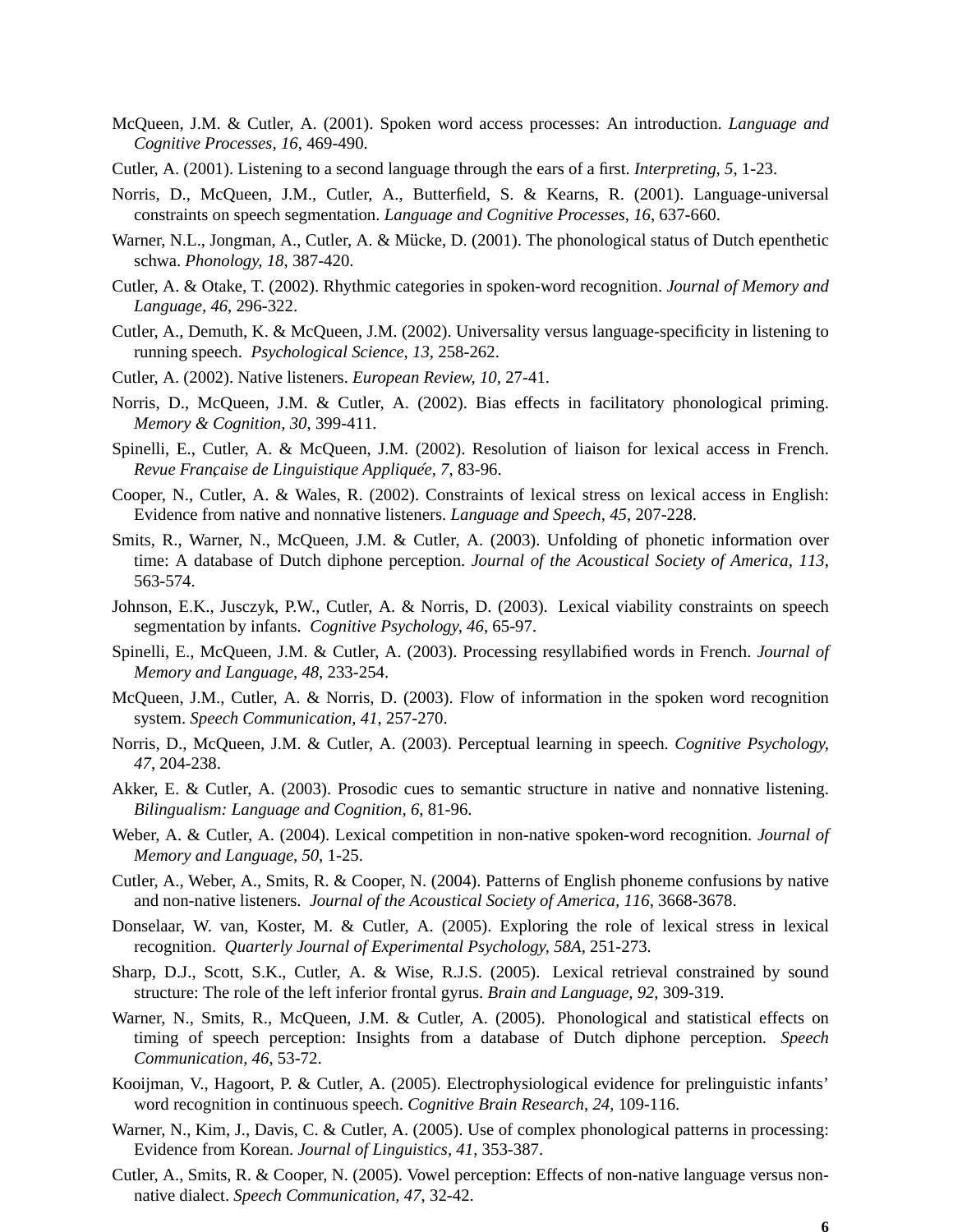McQueen, J.M. & Cutler, A. (2001). Spoken word access processes: An introduction. *Language and Cognitive Processes*, *16*, 469-490.

Cutler, A. (2001). Listening to a second language through the ears of a first. *Interpreting, 5*, 1-23.

Norris, D., McQueen, J.M., Cutler, A., Butterfield, S. & Kearns, R. (2001). Language-universal constraints on speech segmentation. *Language and Cognitive Processes, 16*, 637-660.

Warner, N.L., Jongman, A., Cutler, A. & Mücke, D. (2001). The phonological status of Dutch epenthetic schwa. *Phonology, 18*, 387-420.

Cutler, A. & Otake, T. (2002). Rhythmic categories in spoken-word recognition. *Journal of Memory and Language, 46*, 296-322.

Cutler, A., Demuth, K. & McQueen, J.M. (2002). Universality versus language-specificity in listening to running speech. *Psychological Science, 13*, 258-262.

Cutler, A. (2002). Native listeners. *European Review, 10*, 27-41.

Norris, D., McQueen, J.M. & Cutler, A. (2002). Bias effects in facilitatory phonological priming. *Memory & Cognition, 30*, 399-411.

Spinelli, E., Cutler, A. & McQueen, J.M. (2002). Resolution of liaison for lexical access in French. *Revue Française de Linguistique Appliquée, 7*, 83-96.

Cooper, N., Cutler, A. & Wales, R. (2002). Constraints of lexical stress on lexical access in English: Evidence from native and nonnative listeners. *Language and Speech, 45*, 207-228.

Smits, R., Warner, N., McQueen, J.M. & Cutler, A. (2003). Unfolding of phonetic information over time: A database of Dutch diphone perception. *Journal of the Acoustical Society of America, 113*, 563-574.

Johnson, E.K., Jusczyk, P.W., Cutler, A. & Norris, D. (2003). Lexical viability constraints on speech segmentation by infants. *Cognitive Psychology, 46*, 65-97.

Spinelli, E., McQueen, J.M. & Cutler, A. (2003). Processing resyllabified words in French. *Journal of Memory and Language, 48*, 233-254.

McQueen, J.M., Cutler, A. & Norris, D. (2003). Flow of information in the spoken word recognition system. *Speech Communication, 41*, 257-270.

Norris, D., McQueen, J.M. & Cutler, A. (2003). Perceptual learning in speech. *Cognitive Psychology, 47*, 204-238.

Akker, E. & Cutler, A. (2003). Prosodic cues to semantic structure in native and nonnative listening. *Bilingualism: Language and Cognition, 6*, 81-96.

Weber, A. & Cutler, A. (2004). Lexical competition in non-native spoken-word recognition. *Journal of Memory and Language, 50*, 1-25.

Cutler, A., Weber, A., Smits, R. & Cooper, N. (2004). Patterns of English phoneme confusions by native and non-native listeners. *Journal of the Acoustical Society of America, 116*, 3668-3678.

Donselaar, W. van, Koster, M. & Cutler, A. (2005). Exploring the role of lexical stress in lexical recognition. *Quarterly Journal of Experimental Psychology, 58A*, 251-273.

Sharp, D.J., Scott, S.K., Cutler, A. & Wise, R.J.S. (2005). Lexical retrieval constrained by sound structure: The role of the left inferior frontal gyrus. *Brain and Language, 92*, 309-319.

Warner, N., Smits, R., McQueen, J.M. & Cutler, A. (2005). Phonological and statistical effects on timing of speech perception: Insights from a database of Dutch diphone perception. *Speech Communication, 46*, 53-72.

Kooijman, V., Hagoort, P. & Cutler, A. (2005). Electrophysiological evidence for prelinguistic infants' word recognition in continuous speech. *Cognitive Brain Research, 24*, 109-116.

Warner, N., Kim, J., Davis, C. & Cutler, A. (2005). Use of complex phonological patterns in processing: Evidence from Korean. *Journal of Linguistics, 41*, 353-387.

Cutler, A., Smits, R. & Cooper, N. (2005). Vowel perception: Effects of non-native language versus non-native dialect. *Speech Communication, 47*, 32-42.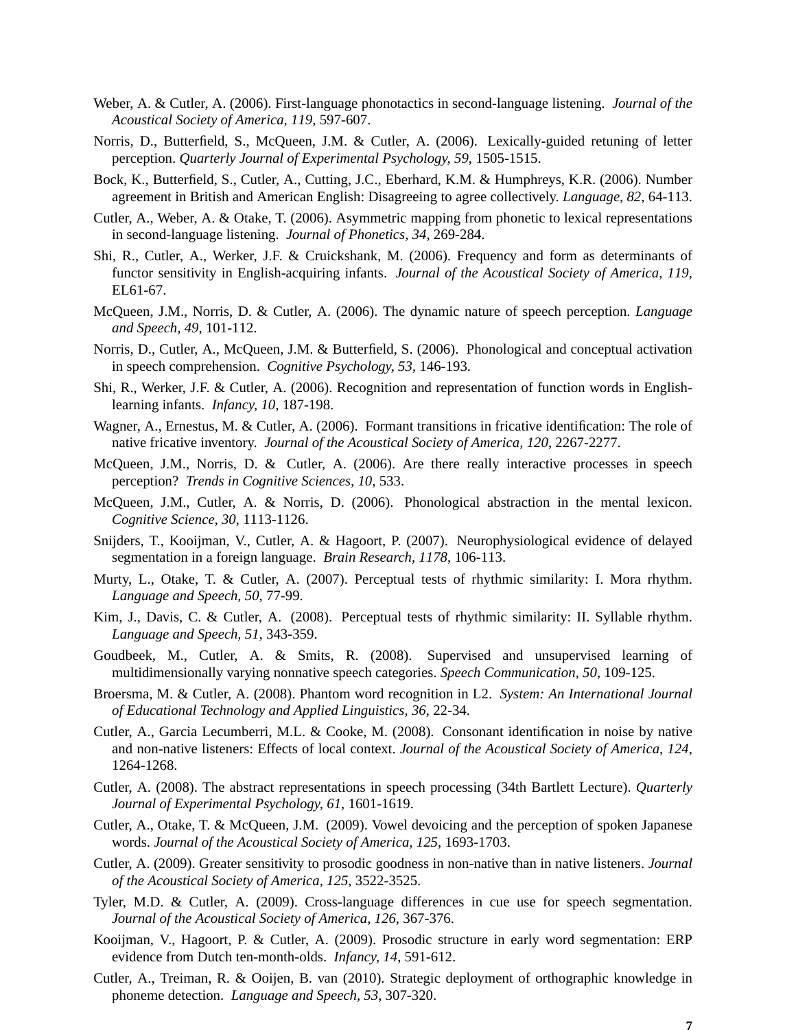Weber, A. & Cutler, A. (2006). First-language phonotactics in second-language listening. *Journal of the Acoustical Society of America, 119*, 597-607.

Norris, D., Butterfield, S., McQueen, J.M. & Cutler, A. (2006). Lexically-guided retuning of letter perception. *Quarterly Journal of Experimental Psychology, 59*, 1505-1515.

Bock, K., Butterfield, S., Cutler, A., Cutting, J.C., Eberhard, K.M. & Humphreys, K.R. (2006). Number agreement in British and American English: Disagreeing to agree collectively. *Language, 82*, 64-113.

Cutler, A., Weber, A. & Otake, T. (2006). Asymmetric mapping from phonetic to lexical representations in second-language listening. *Journal of Phonetics, 34*, 269-284.

Shi, R., Cutler, A., Werker, J.F. & Cruickshank, M. (2006). Frequency and form as determinants of functor sensitivity in English-acquiring infants. *Journal of the Acoustical Society of America, 119*, EL61-67.

McQueen, J.M., Norris, D. & Cutler, A. (2006). The dynamic nature of speech perception. *Language and Speech, 49*, 101-112.

Norris, D., Cutler, A., McQueen, J.M. & Butterfield, S. (2006). Phonological and conceptual activation in speech comprehension. *Cognitive Psychology, 53*, 146-193.

Shi, R., Werker, J.F. & Cutler, A. (2006). Recognition and representation of function words in English-learning infants. *Infancy, 10*, 187-198.

Wagner, A., Ernestus, M. & Cutler, A. (2006). Formant transitions in fricative identification: The role of native fricative inventory. *Journal of the Acoustical Society of America, 120*, 2267-2277.

McQueen, J.M., Norris, D. & Cutler, A. (2006). Are there really interactive processes in speech perception? *Trends in Cognitive Sciences, 10*, 533.

McQueen, J.M., Cutler, A. & Norris, D. (2006). Phonological abstraction in the mental lexicon. *Cognitive Science, 30*, 1113-1126.

Snijders, T., Kooijman, V., Cutler, A. & Hagoort, P. (2007). Neurophysiological evidence of delayed segmentation in a foreign language. *Brain Research, 1178*, 106-113.

Murty, L., Otake, T. & Cutler, A. (2007). Perceptual tests of rhythmic similarity: I. Mora rhythm. *Language and Speech, 50*, 77-99.

Kim, J., Davis, C. & Cutler, A. (2008). Perceptual tests of rhythmic similarity: II. Syllable rhythm. *Language and Speech, 51*, 343-359.

Goudbeek, M., Cutler, A. & Smits, R. (2008). Supervised and unsupervised learning of multidimensionally varying nonnative speech categories. *Speech Communication, 50*, 109-125.

Broersma, M. & Cutler, A. (2008). Phantom word recognition in L2. *System: An International Journal of Educational Technology and Applied Linguistics, 36*, 22-34.

Cutler, A., Garcia Lecumberri, M.L. & Cooke, M. (2008). Consonant identification in noise by native and non-native listeners: Effects of local context. *Journal of the Acoustical Society of America, 124*, 1264-1268.

Cutler, A. (2008). The abstract representations in speech processing (34th Bartlett Lecture). *Quarterly Journal of Experimental Psychology, 61*, 1601-1619.

Cutler, A., Otake, T. & McQueen, J.M. (2009). Vowel devoicing and the perception of spoken Japanese words. *Journal of the Acoustical Society of America, 125*, 1693-1703.

Cutler, A. (2009). Greater sensitivity to prosodic goodness in non-native than in native listeners. *Journal of the Acoustical Society of America, 125*, 3522-3525.

Tyler, M.D. & Cutler, A. (2009). Cross-language differences in cue use for speech segmentation. *Journal of the Acoustical Society of America, 126*, 367-376.

Kooijman, V., Hagoort, P. & Cutler, A. (2009). Prosodic structure in early word segmentation: ERP evidence from Dutch ten-month-olds. *Infancy, 14*, 591-612.

Cutler, A., Treiman, R. & Ooijen, B. van (2010). Strategic deployment of orthographic knowledge in phoneme detection. *Language and Speech, 53*, 307-320.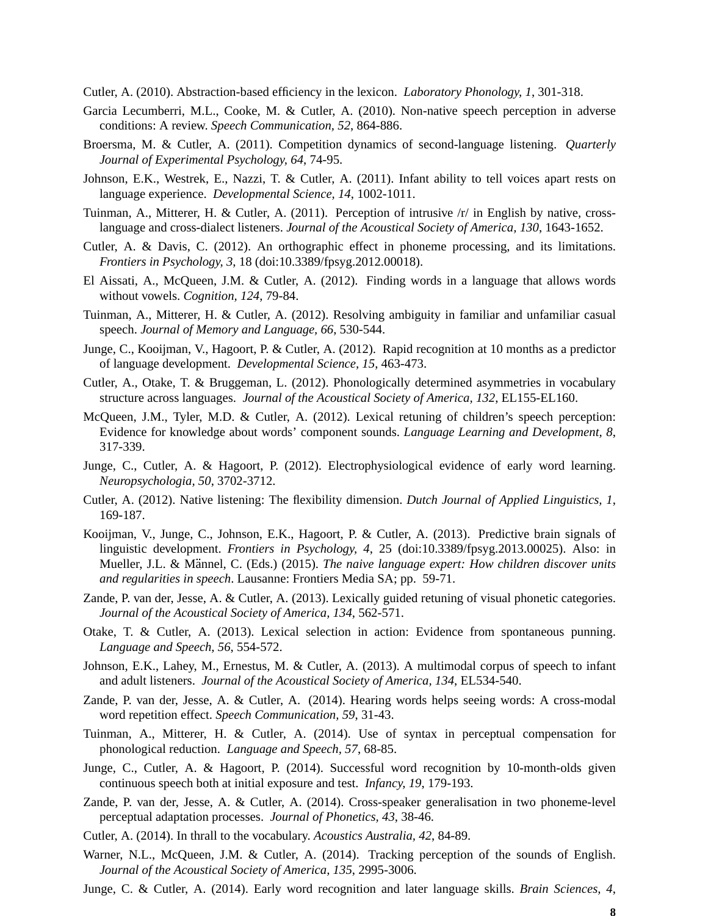Cutler, A. (2010). Abstraction-based efficiency in the lexicon. *Laboratory Phonology, 1*, 301-318.

Garcia Lecumberri, M.L., Cooke, M. & Cutler, A. (2010). Non-native speech perception in adverse conditions: A review. *Speech Communication, 52*, 864-886.

Broersma, M. & Cutler, A. (2011). Competition dynamics of second-language listening. *Quarterly Journal of Experimental Psychology, 64*, 74-95.

Johnson, E.K., Westrek, E., Nazzi, T. & Cutler, A. (2011). Infant ability to tell voices apart rests on language experience. *Developmental Science, 14*, 1002-1011.

Tuinman, A., Mitterer, H. & Cutler, A. (2011). Perception of intrusive /r/ in English by native, cross-language and cross-dialect listeners. *Journal of the Acoustical Society of America, 130*, 1643-1652.

Cutler, A. & Davis, C. (2012). An orthographic effect in phoneme processing, and its limitations. *Frontiers in Psychology, 3*, 18 (doi:10.3389/fpsyg.2012.00018).

El Aissati, A., McQueen, J.M. & Cutler, A. (2012). Finding words in a language that allows words without vowels. *Cognition, 124*, 79-84.

Tuinman, A., Mitterer, H. & Cutler, A. (2012). Resolving ambiguity in familiar and unfamiliar casual speech. *Journal of Memory and Language, 66*, 530-544.

Junge, C., Kooijman, V., Hagoort, P. & Cutler, A. (2012). Rapid recognition at 10 months as a predictor of language development. *Developmental Science, 15*, 463-473.

Cutler, A., Otake, T. & Bruggeman, L. (2012). Phonologically determined asymmetries in vocabulary structure across languages. *Journal of the Acoustical Society of America, 132*, EL155-EL160.

McQueen, J.M., Tyler, M.D. & Cutler, A. (2012). Lexical retuning of children's speech perception: Evidence for knowledge about words' component sounds. *Language Learning and Development, 8*, 317-339.

Junge, C., Cutler, A. & Hagoort, P. (2012). Electrophysiological evidence of early word learning. *Neuropsychologia, 50*, 3702-3712.

Cutler, A. (2012). Native listening: The flexibility dimension. *Dutch Journal of Applied Linguistics, 1*, 169-187.

Kooijman, V., Junge, C., Johnson, E.K., Hagoort, P. & Cutler, A. (2013). Predictive brain signals of linguistic development. *Frontiers in Psychology, 4*, 25 (doi:10.3389/fpsyg.2013.00025). Also: in Mueller, J.L. & Männel, C. (Eds.) (2015). *The naive language expert: How children discover units and regularities in speech*. Lausanne: Frontiers Media SA; pp. 59-71.

Zande, P. van der, Jesse, A. & Cutler, A. (2013). Lexically guided retuning of visual phonetic categories. *Journal of the Acoustical Society of America, 134*, 562-571.

Otake, T. & Cutler, A. (2013). Lexical selection in action: Evidence from spontaneous punning. *Language and Speech, 56*, 554-572.

Johnson, E.K., Lahey, M., Ernestus, M. & Cutler, A. (2013). A multimodal corpus of speech to infant and adult listeners. *Journal of the Acoustical Society of America, 134*, EL534-540.

Zande, P. van der, Jesse, A. & Cutler, A. (2014). Hearing words helps seeing words: A cross-modal word repetition effect. *Speech Communication, 59*, 31-43.

Tuinman, A., Mitterer, H. & Cutler, A. (2014). Use of syntax in perceptual compensation for phonological reduction. *Language and Speech, 57*, 68-85.

Junge, C., Cutler, A. & Hagoort, P. (2014). Successful word recognition by 10-month-olds given continuous speech both at initial exposure and test. *Infancy, 19*, 179-193.

Zande, P. van der, Jesse, A. & Cutler, A. (2014). Cross-speaker generalisation in two phoneme-level perceptual adaptation processes. *Journal of Phonetics, 43*, 38-46.

Cutler, A. (2014). In thrall to the vocabulary. *Acoustics Australia, 42*, 84-89.

Warner, N.L., McQueen, J.M. & Cutler, A. (2014). Tracking perception of the sounds of English. *Journal of the Acoustical Society of America, 135*, 2995-3006.

Junge, C. & Cutler, A. (2014). Early word recognition and later language skills. *Brain Sciences, 4*,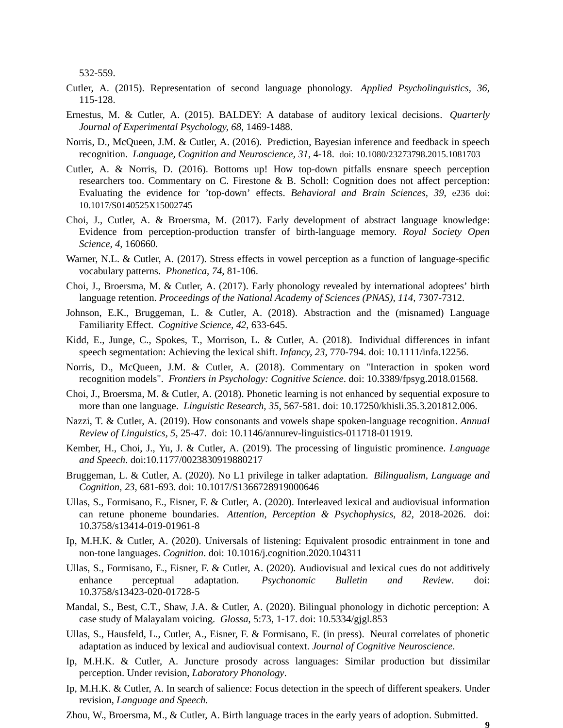532-559.

Cutler, A. (2015). Representation of second language phonology. *Applied Psycholinguistics*, *36*, 115-128.

Ernestus, M. & Cutler, A. (2015). BALDEY: A database of auditory lexical decisions. *Quarterly Journal of Experimental Psychology, 68*, 1469-1488.

Norris, D., McQueen, J.M. & Cutler, A. (2016). Prediction, Bayesian inference and feedback in speech recognition. *Language, Cognition and Neuroscience, 31*, 4-18. doi: 10.1080/23273798.2015.1081703

Cutler, A. & Norris, D. (2016). Bottoms up! How top-down pitfalls ensnare speech perception researchers too. Commentary on C. Firestone & B. Scholl: Cognition does not affect perception: Evaluating the evidence for 'top-down' effects. *Behavioral and Brain Sciences, 39*, e236 doi: 10.1017/S0140525X15002745

Choi, J., Cutler, A. & Broersma, M. (2017). Early development of abstract language knowledge: Evidence from perception-production transfer of birth-language memory. *Royal Society Open Science, 4*, 160660.

Warner, N.L. & Cutler, A. (2017). Stress effects in vowel perception as a function of language-specific vocabulary patterns. *Phonetica, 74*, 81-106.

Choi, J., Broersma, M. & Cutler, A. (2017). Early phonology revealed by international adoptees' birth language retention. *Proceedings of the National Academy of Sciences (PNAS), 114*, 7307-7312.

Johnson, E.K., Bruggeman, L. & Cutler, A. (2018). Abstraction and the (misnamed) Language Familiarity Effect. *Cognitive Science, 42*, 633-645.

Kidd, E., Junge, C., Spokes, T., Morrison, L. & Cutler, A. (2018). Individual differences in infant speech segmentation: Achieving the lexical shift. *Infancy, 23*, 770-794. doi: 10.1111/infa.12256.

Norris, D., McQueen, J.M. & Cutler, A. (2018). Commentary on "Interaction in spoken word recognition models". *Frontiers in Psychology: Cognitive Science*. doi: 10.3389/fpsyg.2018.01568.

Choi, J., Broersma, M. & Cutler, A. (2018). Phonetic learning is not enhanced by sequential exposure to more than one language. *Linguistic Research, 35*, 567-581. doi: 10.17250/khisli.35.3.201812.006.

Nazzi, T. & Cutler, A. (2019). How consonants and vowels shape spoken-language recognition. *Annual Review of Linguistics, 5*, 25-47. doi: 10.1146/annurev-linguistics-011718-011919.

Kember, H., Choi, J., Yu, J. & Cutler, A. (2019). The processing of linguistic prominence. *Language and Speech*. doi:10.1177/0023830919880217

Bruggeman, L. & Cutler, A. (2020). No L1 privilege in talker adaptation. *Bilingualism, Language and Cognition, 23*, 681-693. doi: 10.1017/S1366728919000646

Ullas, S., Formisano, E., Eisner, F. & Cutler, A. (2020). Interleaved lexical and audiovisual information can retune phoneme boundaries. *Attention, Perception & Psychophysics, 82*, 2018-2026. doi: 10.3758/s13414-019-01961-8

Ip, M.H.K. & Cutler, A. (2020). Universals of listening: Equivalent prosodic entrainment in tone and non-tone languages. *Cognition*. doi: 10.1016/j.cognition.2020.104311

Ullas, S., Formisano, E., Eisner, F. & Cutler, A. (2020). Audiovisual and lexical cues do not additively enhance perceptual adaptation. *Psychonomic Bulletin and Review*. doi: 10.3758/s13423-020-01728-5

Mandal, S., Best, C.T., Shaw, J.A. & Cutler, A. (2020). Bilingual phonology in dichotic perception: A case study of Malayalam voicing. *Glossa*, 5:73, 1-17. doi: 10.5334/gjgl.853

Ullas, S., Hausfeld, L., Cutler, A., Eisner, F. & Formisano, E. (in press). Neural correlates of phonetic adaptation as induced by lexical and audiovisual context. *Journal of Cognitive Neuroscience*.

Ip, M.H.K. & Cutler, A. Juncture prosody across languages: Similar production but dissimilar perception. Under revision, *Laboratory Phonology*.

Ip, M.H.K. & Cutler, A. In search of salience: Focus detection in the speech of different speakers. Under revision, *Language and Speech*.

Zhou, W., Broersma, M., & Cutler, A. Birth language traces in the early years of adoption. Submitted.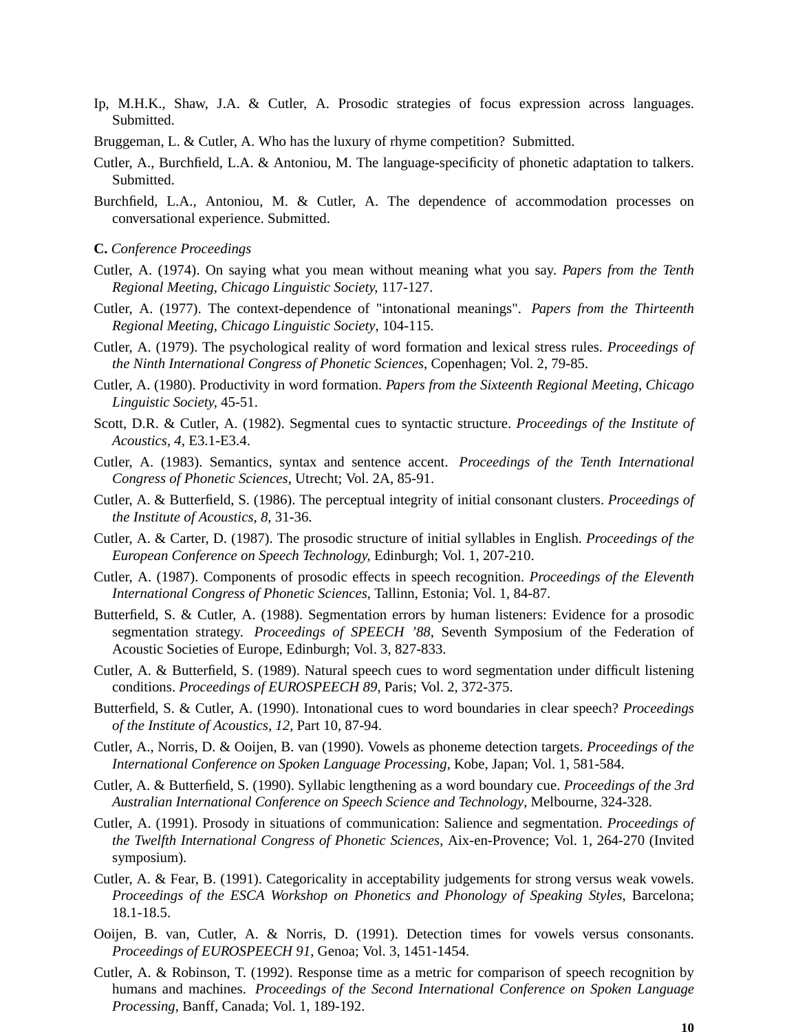Ip, M.H.K., Shaw, J.A. & Cutler, A. Prosodic strategies of focus expression across languages. Submitted.

Bruggeman, L. & Cutler, A. Who has the luxury of rhyme competition? Submitted.

Cutler, A., Burchfield, L.A. & Antoniou, M. The language-specificity of phonetic adaptation to talkers. Submitted.

Burchfield, L.A., Antoniou, M. & Cutler, A. The dependence of accommodation processes on conversational experience. Submitted.

**C.** *Conference Proceedings*

Cutler, A. (1974). On saying what you mean without meaning what you say. *Papers from the Tenth Regional Meeting, Chicago Linguistic Society,* 117-127.

Cutler, A. (1977). The context-dependence of "intonational meanings". *Papers from the Thirteenth Regional Meeting, Chicago Linguistic Society*, 104-115.

Cutler, A. (1979). The psychological reality of word formation and lexical stress rules. *Proceedings of the Ninth International Congress of Phonetic Sciences*, Copenhagen; Vol. 2, 79-85.

Cutler, A. (1980). Productivity in word formation. *Papers from the Sixteenth Regional Meeting, Chicago Linguistic Society,* 45-51.

Scott, D.R. & Cutler, A. (1982). Segmental cues to syntactic structure. *Proceedings of the Institute of Acoustics, 4*, E3.1-E3.4.

Cutler, A. (1983). Semantics, syntax and sentence accent. *Proceedings of the Tenth International Congress of Phonetic Sciences*, Utrecht; Vol. 2A, 85-91.

Cutler, A. & Butterfield, S. (1986). The perceptual integrity of initial consonant clusters. *Proceedings of the Institute of Acoustics, 8*, 31-36.

Cutler, A. & Carter, D. (1987). The prosodic structure of initial syllables in English. *Proceedings of the European Conference on Speech Technology,* Edinburgh; Vol. 1, 207-210.

Cutler, A. (1987). Components of prosodic effects in speech recognition. *Proceedings of the Eleventh International Congress of Phonetic Sciences*, Tallinn, Estonia; Vol. 1, 84-87.

Butterfield, S. & Cutler, A. (1988). Segmentation errors by human listeners: Evidence for a prosodic segmentation strategy. *Proceedings of SPEECH '88*, Seventh Symposium of the Federation of Acoustic Societies of Europe, Edinburgh; Vol. 3, 827-833.

Cutler, A. & Butterfield, S. (1989). Natural speech cues to word segmentation under difficult listening conditions. *Proceedings of EUROSPEECH 89*, Paris; Vol. 2, 372-375.

Butterfield, S. & Cutler, A. (1990). Intonational cues to word boundaries in clear speech? *Proceedings of the Institute of Acoustics, 12,* Part 10, 87-94.

Cutler, A., Norris, D. & Ooijen, B. van (1990). Vowels as phoneme detection targets. *Proceedings of the International Conference on Spoken Language Processing*, Kobe, Japan; Vol. 1, 581-584.

Cutler, A. & Butterfield, S. (1990). Syllabic lengthening as a word boundary cue. *Proceedings of the 3rd Australian International Conference on Speech Science and Technology*, Melbourne, 324-328.

Cutler, A. (1991). Prosody in situations of communication: Salience and segmentation. *Proceedings of the Twelfth International Congress of Phonetic Sciences*, Aix-en-Provence; Vol. 1, 264-270 (Invited symposium).

Cutler, A. & Fear, B. (1991). Categoricality in acceptability judgements for strong versus weak vowels. *Proceedings of the ESCA Workshop on Phonetics and Phonology of Speaking Styles*, Barcelona; 18.1-18.5.

Ooijen, B. van, Cutler, A. & Norris, D. (1991). Detection times for vowels versus consonants. *Proceedings of EUROSPEECH 91*, Genoa; Vol. 3, 1451-1454.

Cutler, A. & Robinson, T. (1992). Response time as a metric for comparison of speech recognition by humans and machines. *Proceedings of the Second International Conference on Spoken Language Processing*, Banff, Canada; Vol. 1, 189-192.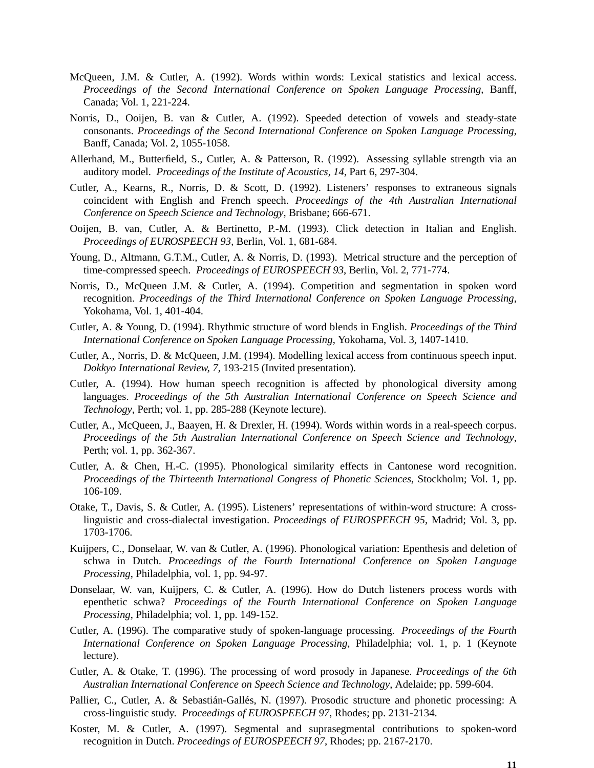McQueen, J.M. & Cutler, A. (1992). Words within words: Lexical statistics and lexical access. *Proceedings of the Second International Conference on Spoken Language Processing*, Banff, Canada; Vol. 1, 221-224.

Norris, D., Ooijen, B. van & Cutler, A. (1992). Speeded detection of vowels and steady-state consonants. *Proceedings of the Second International Conference on Spoken Language Processing*, Banff, Canada; Vol. 2, 1055-1058.

Allerhand, M., Butterfield, S., Cutler, A. & Patterson, R. (1992). Assessing syllable strength via an auditory model. *Proceedings of the Institute of Acoustics, 14*, Part 6, 297-304.

Cutler, A., Kearns, R., Norris, D. & Scott, D. (1992). Listeners' responses to extraneous signals coincident with English and French speech. *Proceedings of the 4th Australian International Conference on Speech Science and Technology*, Brisbane; 666-671.

Ooijen, B. van, Cutler, A. & Bertinetto, P.-M. (1993). Click detection in Italian and English. *Proceedings of EUROSPEECH 93*, Berlin, Vol. 1, 681-684.

Young, D., Altmann, G.T.M., Cutler, A. & Norris, D. (1993). Metrical structure and the perception of time-compressed speech. *Proceedings of EUROSPEECH 93*, Berlin, Vol. 2, 771-774.

Norris, D., McQueen J.M. & Cutler, A. (1994). Competition and segmentation in spoken word recognition. *Proceedings of the Third International Conference on Spoken Language Processing*, Yokohama, Vol. 1, 401-404.

Cutler, A. & Young, D. (1994). Rhythmic structure of word blends in English. *Proceedings of the Third International Conference on Spoken Language Processing*, Yokohama, Vol. 3, 1407-1410.

Cutler, A., Norris, D. & McQueen, J.M. (1994). Modelling lexical access from continuous speech input. *Dokkyo International Review, 7*, 193-215 (Invited presentation).

Cutler, A. (1994). How human speech recognition is affected by phonological diversity among languages. *Proceedings of the 5th Australian International Conference on Speech Science and Technology*, Perth; vol. 1, pp. 285-288 (Keynote lecture).

Cutler, A., McQueen, J., Baayen, H. & Drexler, H. (1994). Words within words in a real-speech corpus. *Proceedings of the 5th Australian International Conference on Speech Science and Technology*, Perth; vol. 1, pp. 362-367.

Cutler, A. & Chen, H.-C. (1995). Phonological similarity effects in Cantonese word recognition. *Proceedings of the Thirteenth International Congress of Phonetic Sciences*, Stockholm; Vol. 1, pp. 106-109.

Otake, T., Davis, S. & Cutler, A. (1995). Listeners' representations of within-word structure: A cross-linguistic and cross-dialectal investigation. *Proceedings of EUROSPEECH 95*, Madrid; Vol. 3, pp. 1703-1706.

Kuijpers, C., Donselaar, W. van & Cutler, A. (1996). Phonological variation: Epenthesis and deletion of schwa in Dutch. *Proceedings of the Fourth International Conference on Spoken Language Processing*, Philadelphia, vol. 1, pp. 94-97.

Donselaar, W. van, Kuijpers, C. & Cutler, A. (1996). How do Dutch listeners process words with epenthetic schwa? *Proceedings of the Fourth International Conference on Spoken Language Processing*, Philadelphia; vol. 1, pp. 149-152.

Cutler, A. (1996). The comparative study of spoken-language processing. *Proceedings of the Fourth International Conference on Spoken Language Processing*, Philadelphia; vol. 1, p. 1 (Keynote lecture).

Cutler, A. & Otake, T. (1996). The processing of word prosody in Japanese. *Proceedings of the 6th Australian International Conference on Speech Science and Technology*, Adelaide; pp. 599-604.

Pallier, C., Cutler, A. & Sebastián-Gallés, N. (1997). Prosodic structure and phonetic processing: A cross-linguistic study. *Proceedings of EUROSPEECH 97*, Rhodes; pp. 2131-2134.

Koster, M. & Cutler, A. (1997). Segmental and suprasegmental contributions to spoken-word recognition in Dutch. *Proceedings of EUROSPEECH 97*, Rhodes; pp. 2167-2170.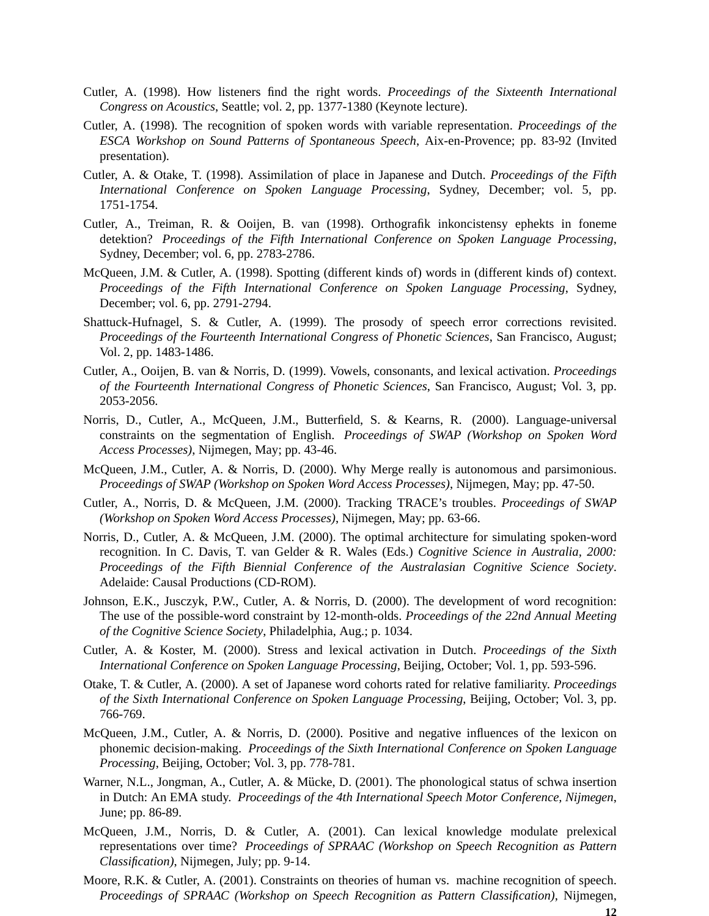Cutler, A. (1998). How listeners find the right words. *Proceedings of the Sixteenth International Congress on Acoustics*, Seattle; vol. 2, pp. 1377-1380 (Keynote lecture).

Cutler, A. (1998). The recognition of spoken words with variable representation. *Proceedings of the ESCA Workshop on Sound Patterns of Spontaneous Speech*, Aix-en-Provence; pp. 83-92 (Invited presentation).

Cutler, A. & Otake, T. (1998). Assimilation of place in Japanese and Dutch. *Proceedings of the Fifth International Conference on Spoken Language Processing*, Sydney, December; vol. 5, pp. 1751-1754.

Cutler, A., Treiman, R. & Ooijen, B. van (1998). Orthografik inkoncistensy ephekts in foneme detektion? *Proceedings of the Fifth International Conference on Spoken Language Processing*, Sydney, December; vol. 6, pp. 2783-2786.

McQueen, J.M. & Cutler, A. (1998). Spotting (different kinds of) words in (different kinds of) context. *Proceedings of the Fifth International Conference on Spoken Language Processing*, Sydney, December; vol. 6, pp. 2791-2794.

Shattuck-Hufnagel, S. & Cutler, A. (1999). The prosody of speech error corrections revisited. *Proceedings of the Fourteenth International Congress of Phonetic Sciences*, San Francisco, August; Vol. 2, pp. 1483-1486.

Cutler, A., Ooijen, B. van & Norris, D. (1999). Vowels, consonants, and lexical activation. *Proceedings of the Fourteenth International Congress of Phonetic Sciences*, San Francisco, August; Vol. 3, pp. 2053-2056.

Norris, D., Cutler, A., McQueen, J.M., Butterfield, S. & Kearns, R. (2000). Language-universal constraints on the segmentation of English. *Proceedings of SWAP (Workshop on Spoken Word Access Processes)*, Nijmegen, May; pp. 43-46.

McQueen, J.M., Cutler, A. & Norris, D. (2000). Why Merge really is autonomous and parsimonious. *Proceedings of SWAP (Workshop on Spoken Word Access Processes)*, Nijmegen, May; pp. 47-50.

Cutler, A., Norris, D. & McQueen, J.M. (2000). Tracking TRACE's troubles. *Proceedings of SWAP (Workshop on Spoken Word Access Processes)*, Nijmegen, May; pp. 63-66.

Norris, D., Cutler, A. & McQueen, J.M. (2000). The optimal architecture for simulating spoken-word recognition. In C. Davis, T. van Gelder & R. Wales (Eds.) *Cognitive Science in Australia, 2000: Proceedings of the Fifth Biennial Conference of the Australasian Cognitive Science Society*. Adelaide: Causal Productions (CD-ROM).

Johnson, E.K., Jusczyk, P.W., Cutler, A. & Norris, D. (2000). The development of word recognition: The use of the possible-word constraint by 12-month-olds. *Proceedings of the 22nd Annual Meeting of the Cognitive Science Society*, Philadelphia, Aug.; p. 1034.

Cutler, A. & Koster, M. (2000). Stress and lexical activation in Dutch. *Proceedings of the Sixth International Conference on Spoken Language Processing*, Beijing, October; Vol. 1, pp. 593-596.

Otake, T. & Cutler, A. (2000). A set of Japanese word cohorts rated for relative familiarity. *Proceedings of the Sixth International Conference on Spoken Language Processing*, Beijing, October; Vol. 3, pp. 766-769.

McQueen, J.M., Cutler, A. & Norris, D. (2000). Positive and negative influences of the lexicon on phonemic decision-making. *Proceedings of the Sixth International Conference on Spoken Language Processing*, Beijing, October; Vol. 3, pp. 778-781.

Warner, N.L., Jongman, A., Cutler, A. & Mücke, D. (2001). The phonological status of schwa insertion in Dutch: An EMA study. *Proceedings of the 4th International Speech Motor Conference, Nijmegen*, June; pp. 86-89.

McQueen, J.M., Norris, D. & Cutler, A. (2001). Can lexical knowledge modulate prelexical representations over time? *Proceedings of SPRAAC (Workshop on Speech Recognition as Pattern Classification)*, Nijmegen, July; pp. 9-14.

Moore, R.K. & Cutler, A. (2001). Constraints on theories of human vs. machine recognition of speech. *Proceedings of SPRAAC (Workshop on Speech Recognition as Pattern Classification)*, Nijmegen,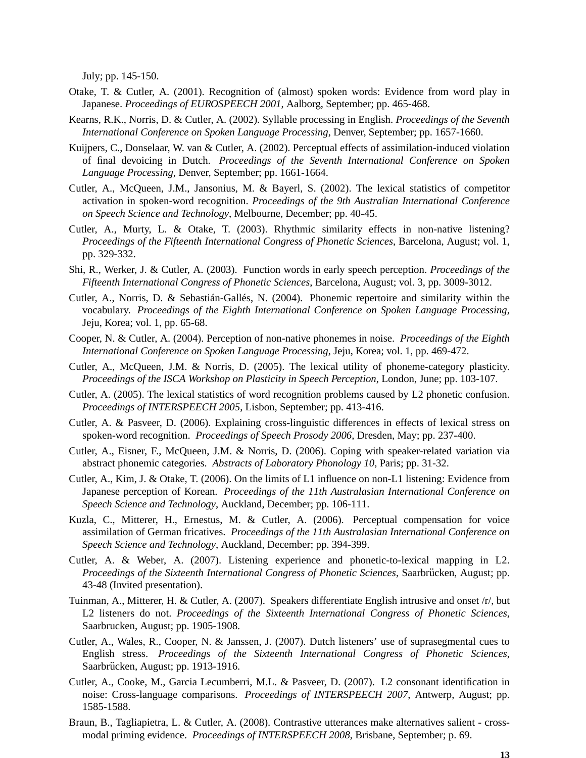July; pp. 145-150.

Otake, T. & Cutler, A. (2001). Recognition of (almost) spoken words: Evidence from word play in Japanese. *Proceedings of EUROSPEECH 2001*, Aalborg, September; pp. 465-468.

Kearns, R.K., Norris, D. & Cutler, A. (2002). Syllable processing in English. *Proceedings of the Seventh International Conference on Spoken Language Processing*, Denver, September; pp. 1657-1660.

Kuijpers, C., Donselaar, W. van & Cutler, A. (2002). Perceptual effects of assimilation-induced violation of final devoicing in Dutch. *Proceedings of the Seventh International Conference on Spoken Language Processing*, Denver, September; pp. 1661-1664.

Cutler, A., McQueen, J.M., Jansonius, M. & Bayerl, S. (2002). The lexical statistics of competitor activation in spoken-word recognition. *Proceedings of the 9th Australian International Conference on Speech Science and Technology*, Melbourne, December; pp. 40-45.

Cutler, A., Murty, L. & Otake, T. (2003). Rhythmic similarity effects in non-native listening? *Proceedings of the Fifteenth International Congress of Phonetic Sciences*, Barcelona, August; vol. 1, pp. 329-332.

Shi, R., Werker, J. & Cutler, A. (2003). Function words in early speech perception. *Proceedings of the Fifteenth International Congress of Phonetic Sciences*, Barcelona, August; vol. 3, pp. 3009-3012.

Cutler, A., Norris, D. & Sebastián-Gallés, N. (2004). Phonemic repertoire and similarity within the vocabulary. *Proceedings of the Eighth International Conference on Spoken Language Processing*, Jeju, Korea; vol. 1, pp. 65-68.

Cooper, N. & Cutler, A. (2004). Perception of non-native phonemes in noise. *Proceedings of the Eighth International Conference on Spoken Language Processing*, Jeju, Korea; vol. 1, pp. 469-472.

Cutler, A., McQueen, J.M. & Norris, D. (2005). The lexical utility of phoneme-category plasticity. *Proceedings of the ISCA Workshop on Plasticity in Speech Perception*, London, June; pp. 103-107.

Cutler, A. (2005). The lexical statistics of word recognition problems caused by L2 phonetic confusion. *Proceedings of INTERSPEECH 2005*, Lisbon, September; pp. 413-416.

Cutler, A. & Pasveer, D. (2006). Explaining cross-linguistic differences in effects of lexical stress on spoken-word recognition. *Proceedings of Speech Prosody 2006*, Dresden, May; pp. 237-400.

Cutler, A., Eisner, F., McQueen, J.M. & Norris, D. (2006). Coping with speaker-related variation via abstract phonemic categories. *Abstracts of Laboratory Phonology 10*, Paris; pp. 31-32.

Cutler, A., Kim, J. & Otake, T. (2006). On the limits of L1 influence on non-L1 listening: Evidence from Japanese perception of Korean. *Proceedings of the 11th Australasian International Conference on Speech Science and Technology*, Auckland, December; pp. 106-111.

Kuzla, C., Mitterer, H., Ernestus, M. & Cutler, A. (2006). Perceptual compensation for voice assimilation of German fricatives. *Proceedings of the 11th Australasian International Conference on Speech Science and Technology*, Auckland, December; pp. 394-399.

Cutler, A. & Weber, A. (2007). Listening experience and phonetic-to-lexical mapping in L2. *Proceedings of the Sixteenth International Congress of Phonetic Sciences*, Saarbrücken, August; pp. 43-48 (Invited presentation).

Tuinman, A., Mitterer, H. & Cutler, A. (2007). Speakers differentiate English intrusive and onset /r/, but L2 listeners do not. *Proceedings of the Sixteenth International Congress of Phonetic Sciences*, Saarbrucken, August; pp. 1905-1908.

Cutler, A., Wales, R., Cooper, N. & Janssen, J. (2007). Dutch listeners' use of suprasegmental cues to English stress. *Proceedings of the Sixteenth International Congress of Phonetic Sciences*, Saarbrücken, August; pp. 1913-1916.

Cutler, A., Cooke, M., Garcia Lecumberri, M.L. & Pasveer, D. (2007). L2 consonant identification in noise: Cross-language comparisons. *Proceedings of INTERSPEECH 2007*, Antwerp, August; pp. 1585-1588.

Braun, B., Tagliapietra, L. & Cutler, A. (2008). Contrastive utterances make alternatives salient - cross-modal priming evidence. *Proceedings of INTERSPEECH 2008*, Brisbane, September; p. 69.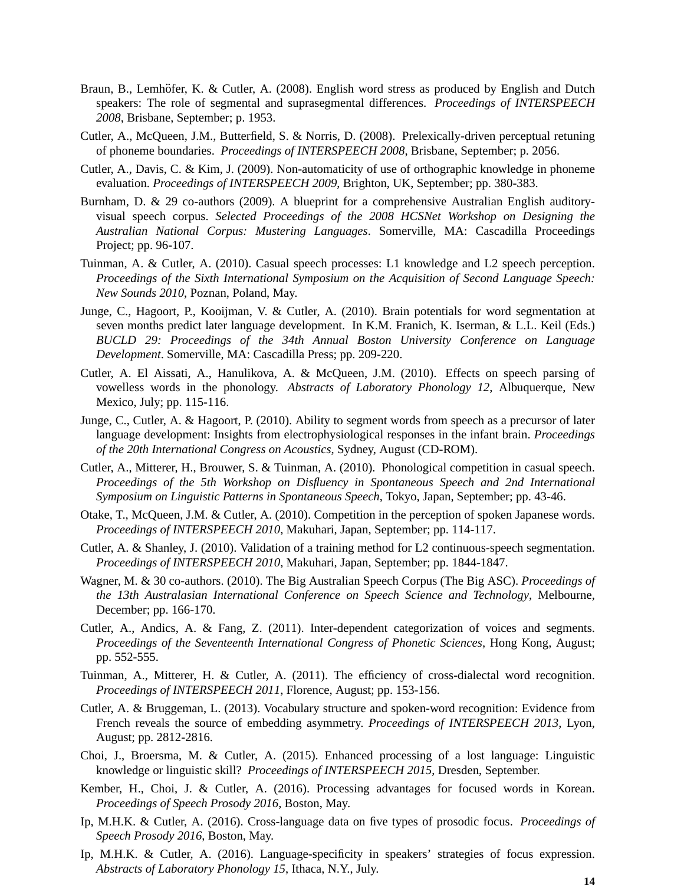Braun, B., Lemhöfer, K. & Cutler, A. (2008). English word stress as produced by English and Dutch speakers: The role of segmental and suprasegmental differences. *Proceedings of INTERSPEECH 2008*, Brisbane, September; p. 1953.

Cutler, A., McQueen, J.M., Butterfield, S. & Norris, D. (2008). Prelexically-driven perceptual retuning of phoneme boundaries. *Proceedings of INTERSPEECH 2008*, Brisbane, September; p. 2056.

Cutler, A., Davis, C. & Kim, J. (2009). Non-automaticity of use of orthographic knowledge in phoneme evaluation. *Proceedings of INTERSPEECH 2009*, Brighton, UK, September; pp. 380-383.

Burnham, D. & 29 co-authors (2009). A blueprint for a comprehensive Australian English auditory-visual speech corpus. *Selected Proceedings of the 2008 HCSNet Workshop on Designing the Australian National Corpus: Mustering Languages*. Somerville, MA: Cascadilla Proceedings Project; pp. 96-107.

Tuinman, A. & Cutler, A. (2010). Casual speech processes: L1 knowledge and L2 speech perception. *Proceedings of the Sixth International Symposium on the Acquisition of Second Language Speech: New Sounds 2010*, Poznan, Poland, May.

Junge, C., Hagoort, P., Kooijman, V. & Cutler, A. (2010). Brain potentials for word segmentation at seven months predict later language development. In K.M. Franich, K. Iserman, & L.L. Keil (Eds.) *BUCLD 29: Proceedings of the 34th Annual Boston University Conference on Language Development*. Somerville, MA: Cascadilla Press; pp. 209-220.

Cutler, A. El Aissati, A., Hanulikova, A. & McQueen, J.M. (2010). Effects on speech parsing of vowelless words in the phonology. *Abstracts of Laboratory Phonology 12*, Albuquerque, New Mexico, July; pp. 115-116.

Junge, C., Cutler, A. & Hagoort, P. (2010). Ability to segment words from speech as a precursor of later language development: Insights from electrophysiological responses in the infant brain. *Proceedings of the 20th International Congress on Acoustics*, Sydney, August (CD-ROM).

Cutler, A., Mitterer, H., Brouwer, S. & Tuinman, A. (2010). Phonological competition in casual speech. *Proceedings of the 5th Workshop on Disfluency in Spontaneous Speech and 2nd International Symposium on Linguistic Patterns in Spontaneous Speech*, Tokyo, Japan, September; pp. 43-46.

Otake, T., McQueen, J.M. & Cutler, A. (2010). Competition in the perception of spoken Japanese words. *Proceedings of INTERSPEECH 2010*, Makuhari, Japan, September; pp. 114-117.

Cutler, A. & Shanley, J. (2010). Validation of a training method for L2 continuous-speech segmentation. *Proceedings of INTERSPEECH 2010*, Makuhari, Japan, September; pp. 1844-1847.

Wagner, M. & 30 co-authors. (2010). The Big Australian Speech Corpus (The Big ASC). *Proceedings of the 13th Australasian International Conference on Speech Science and Technology*, Melbourne, December; pp. 166-170.

Cutler, A., Andics, A. & Fang, Z. (2011). Inter-dependent categorization of voices and segments. *Proceedings of the Seventeenth International Congress of Phonetic Sciences*, Hong Kong, August; pp. 552-555.

Tuinman, A., Mitterer, H. & Cutler, A. (2011). The efficiency of cross-dialectal word recognition. *Proceedings of INTERSPEECH 2011*, Florence, August; pp. 153-156.

Cutler, A. & Bruggeman, L. (2013). Vocabulary structure and spoken-word recognition: Evidence from French reveals the source of embedding asymmetry. *Proceedings of INTERSPEECH 2013*, Lyon, August; pp. 2812-2816.

Choi, J., Broersma, M. & Cutler, A. (2015). Enhanced processing of a lost language: Linguistic knowledge or linguistic skill? *Proceedings of INTERSPEECH 2015*, Dresden, September.

Kember, H., Choi, J. & Cutler, A. (2016). Processing advantages for focused words in Korean. *Proceedings of Speech Prosody 2016*, Boston, May.

Ip, M.H.K. & Cutler, A. (2016). Cross-language data on five types of prosodic focus. *Proceedings of Speech Prosody 2016*, Boston, May.

Ip, M.H.K. & Cutler, A. (2016). Language-specificity in speakers' strategies of focus expression. *Abstracts of Laboratory Phonology 15*, Ithaca, N.Y., July.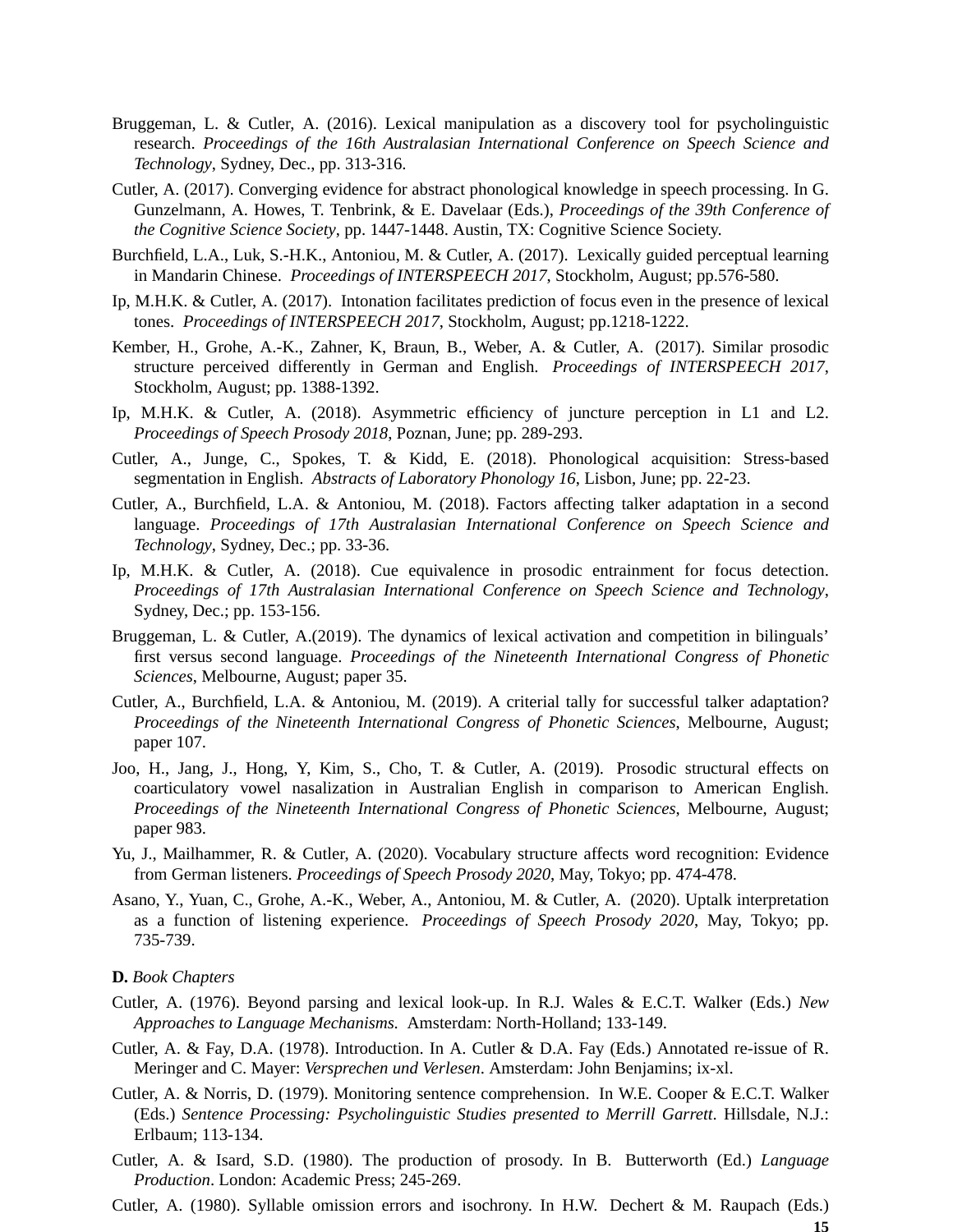Bruggeman, L. & Cutler, A. (2016). Lexical manipulation as a discovery tool for psycholinguistic research. *Proceedings of the 16th Australasian International Conference on Speech Science and Technology*, Sydney, Dec., pp. 313-316.

Cutler, A. (2017). Converging evidence for abstract phonological knowledge in speech processing. In G. Gunzelmann, A. Howes, T. Tenbrink, & E. Davelaar (Eds.), *Proceedings of the 39th Conference of the Cognitive Science Society*, pp. 1447-1448. Austin, TX: Cognitive Science Society.

Burchfield, L.A., Luk, S.-H.K., Antoniou, M. & Cutler, A. (2017). Lexically guided perceptual learning in Mandarin Chinese. *Proceedings of INTERSPEECH 2017*, Stockholm, August; pp.576-580.

Ip, M.H.K. & Cutler, A. (2017). Intonation facilitates prediction of focus even in the presence of lexical tones. *Proceedings of INTERSPEECH 2017*, Stockholm, August; pp.1218-1222.

Kember, H., Grohe, A.-K., Zahner, K, Braun, B., Weber, A. & Cutler, A. (2017). Similar prosodic structure perceived differently in German and English. *Proceedings of INTERSPEECH 2017*, Stockholm, August; pp. 1388-1392.

Ip, M.H.K. & Cutler, A. (2018). Asymmetric efficiency of juncture perception in L1 and L2. *Proceedings of Speech Prosody 2018*, Poznan, June; pp. 289-293.

Cutler, A., Junge, C., Spokes, T. & Kidd, E. (2018). Phonological acquisition: Stress-based segmentation in English. *Abstracts of Laboratory Phonology 16*, Lisbon, June; pp. 22-23.

Cutler, A., Burchfield, L.A. & Antoniou, M. (2018). Factors affecting talker adaptation in a second language. *Proceedings of 17th Australasian International Conference on Speech Science and Technology*, Sydney, Dec.; pp. 33-36.

Ip, M.H.K. & Cutler, A. (2018). Cue equivalence in prosodic entrainment for focus detection. *Proceedings of 17th Australasian International Conference on Speech Science and Technology*, Sydney, Dec.; pp. 153-156.

Bruggeman, L. & Cutler, A.(2019). The dynamics of lexical activation and competition in bilinguals' first versus second language. *Proceedings of the Nineteenth International Congress of Phonetic Sciences*, Melbourne, August; paper 35.

Cutler, A., Burchfield, L.A. & Antoniou, M. (2019). A criterial tally for successful talker adaptation? *Proceedings of the Nineteenth International Congress of Phonetic Sciences*, Melbourne, August; paper 107.

Joo, H., Jang, J., Hong, Y, Kim, S., Cho, T. & Cutler, A. (2019). Prosodic structural effects on coarticulatory vowel nasalization in Australian English in comparison to American English. *Proceedings of the Nineteenth International Congress of Phonetic Sciences*, Melbourne, August; paper 983.

Yu, J., Mailhammer, R. & Cutler, A. (2020). Vocabulary structure affects word recognition: Evidence from German listeners. *Proceedings of Speech Prosody 2020*, May, Tokyo; pp. 474-478.

Asano, Y., Yuan, C., Grohe, A.-K., Weber, A., Antoniou, M. & Cutler, A. (2020). Uptalk interpretation as a function of listening experience. *Proceedings of Speech Prosody 2020*, May, Tokyo; pp. 735-739.

**D.** *Book Chapters*

Cutler, A. (1976). Beyond parsing and lexical look-up. In R.J. Wales & E.C.T. Walker (Eds.) *New Approaches to Language Mechanisms.* Amsterdam: North-Holland; 133-149.

Cutler, A. & Fay, D.A. (1978). Introduction. In A. Cutler & D.A. Fay (Eds.) Annotated re-issue of R. Meringer and C. Mayer: *Versprechen und Verlesen*. Amsterdam: John Benjamins; ix-xl.

Cutler, A. & Norris, D. (1979). Monitoring sentence comprehension. In W.E. Cooper & E.C.T. Walker (Eds.) *Sentence Processing: Psycholinguistic Studies presented to Merrill Garrett.* Hillsdale, N.J.: Erlbaum; 113-134.

Cutler, A. & Isard, S.D. (1980). The production of prosody. In B. Butterworth (Ed.) *Language Production*. London: Academic Press; 245-269.

Cutler, A. (1980). Syllable omission errors and isochrony. In H.W. Dechert & M. Raupach (Eds.)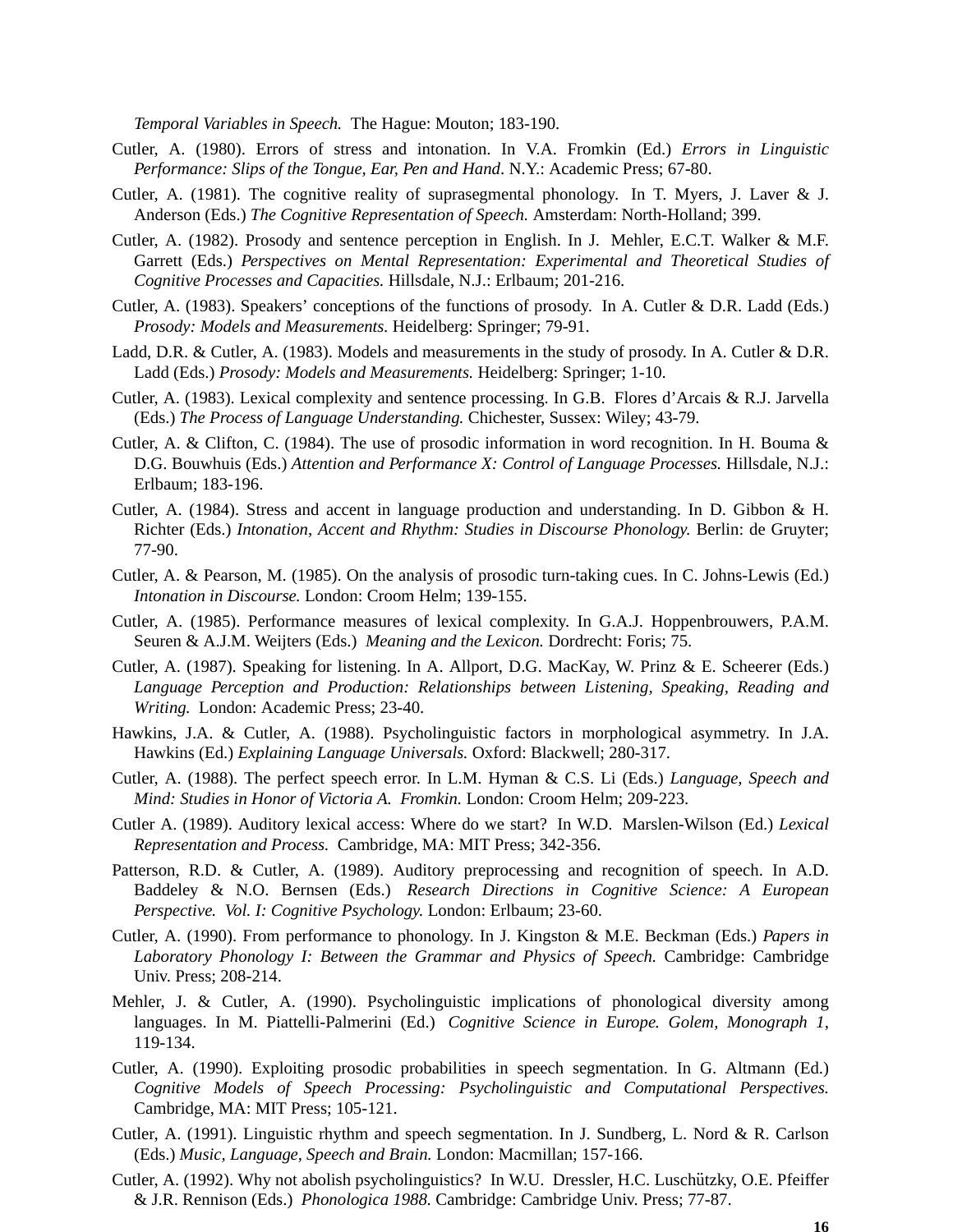*Temporal Variables in Speech.* The Hague: Mouton; 183-190.

Cutler, A. (1980). Errors of stress and intonation. In V.A. Fromkin (Ed.) *Errors in Linguistic Performance: Slips of the Tongue, Ear, Pen and Hand*. N.Y.: Academic Press; 67-80.

Cutler, A. (1981). The cognitive reality of suprasegmental phonology. In T. Myers, J. Laver & J. Anderson (Eds.) *The Cognitive Representation of Speech.* Amsterdam: North-Holland; 399.

Cutler, A. (1982). Prosody and sentence perception in English. In J. Mehler, E.C.T. Walker & M.F. Garrett (Eds.) *Perspectives on Mental Representation: Experimental and Theoretical Studies of Cognitive Processes and Capacities.* Hillsdale, N.J.: Erlbaum; 201-216.

Cutler, A. (1983). Speakers' conceptions of the functions of prosody. In A. Cutler & D.R. Ladd (Eds.) *Prosody: Models and Measurements*. Heidelberg: Springer; 79-91.

Ladd, D.R. & Cutler, A. (1983). Models and measurements in the study of prosody. In A. Cutler & D.R. Ladd (Eds.) *Prosody: Models and Measurements.* Heidelberg: Springer; 1-10.

Cutler, A. (1983). Lexical complexity and sentence processing. In G.B. Flores d'Arcais & R.J. Jarvella (Eds.) *The Process of Language Understanding.* Chichester, Sussex: Wiley; 43-79.

Cutler, A. & Clifton, C. (1984). The use of prosodic information in word recognition. In H. Bouma & D.G. Bouwhuis (Eds.) *Attention and Performance X: Control of Language Processes.* Hillsdale, N.J.: Erlbaum; 183-196.

Cutler, A. (1984). Stress and accent in language production and understanding. In D. Gibbon & H. Richter (Eds.) *Intonation, Accent and Rhythm: Studies in Discourse Phonology.* Berlin: de Gruyter; 77-90.

Cutler, A. & Pearson, M. (1985). On the analysis of prosodic turn-taking cues. In C. Johns-Lewis (Ed.) *Intonation in Discourse.* London: Croom Helm; 139-155.

Cutler, A. (1985). Performance measures of lexical complexity. In G.A.J. Hoppenbrouwers, P.A.M. Seuren & A.J.M. Weijters (Eds.) *Meaning and the Lexicon.* Dordrecht: Foris; 75.

Cutler, A. (1987). Speaking for listening. In A. Allport, D.G. MacKay, W. Prinz & E. Scheerer (Eds.) *Language Perception and Production: Relationships between Listening, Speaking, Reading and Writing.* London: Academic Press; 23-40.

Hawkins, J.A. & Cutler, A. (1988). Psycholinguistic factors in morphological asymmetry. In J.A. Hawkins (Ed.) *Explaining Language Universals.* Oxford: Blackwell; 280-317.

Cutler, A. (1988). The perfect speech error. In L.M. Hyman & C.S. Li (Eds.) *Language, Speech and Mind: Studies in Honor of Victoria A. Fromkin.* London: Croom Helm; 209-223.

Cutler A. (1989). Auditory lexical access: Where do we start? In W.D. Marslen-Wilson (Ed.) *Lexical Representation and Process.* Cambridge, MA: MIT Press; 342-356.

Patterson, R.D. & Cutler, A. (1989). Auditory preprocessing and recognition of speech. In A.D. Baddeley & N.O. Bernsen (Eds.) *Research Directions in Cognitive Science: A European Perspective. Vol. I: Cognitive Psychology.* London: Erlbaum; 23-60.

Cutler, A. (1990). From performance to phonology. In J. Kingston & M.E. Beckman (Eds.) *Papers in Laboratory Phonology I: Between the Grammar and Physics of Speech.* Cambridge: Cambridge Univ. Press; 208-214.

Mehler, J. & Cutler, A. (1990). Psycholinguistic implications of phonological diversity among languages. In M. Piattelli-Palmerini (Ed.) *Cognitive Science in Europe. Golem, Monograph 1*, 119-134.

Cutler, A. (1990). Exploiting prosodic probabilities in speech segmentation. In G. Altmann (Ed.) *Cognitive Models of Speech Processing: Psycholinguistic and Computational Perspectives.* Cambridge, MA: MIT Press; 105-121.

Cutler, A. (1991). Linguistic rhythm and speech segmentation. In J. Sundberg, L. Nord & R. Carlson (Eds.) *Music, Language, Speech and Brain.* London: Macmillan; 157-166.

Cutler, A. (1992). Why not abolish psycholinguistics? In W.U. Dressler, H.C. Luschützky, O.E. Pfeiffer & J.R. Rennison (Eds.) *Phonologica 1988.* Cambridge: Cambridge Univ. Press; 77-87.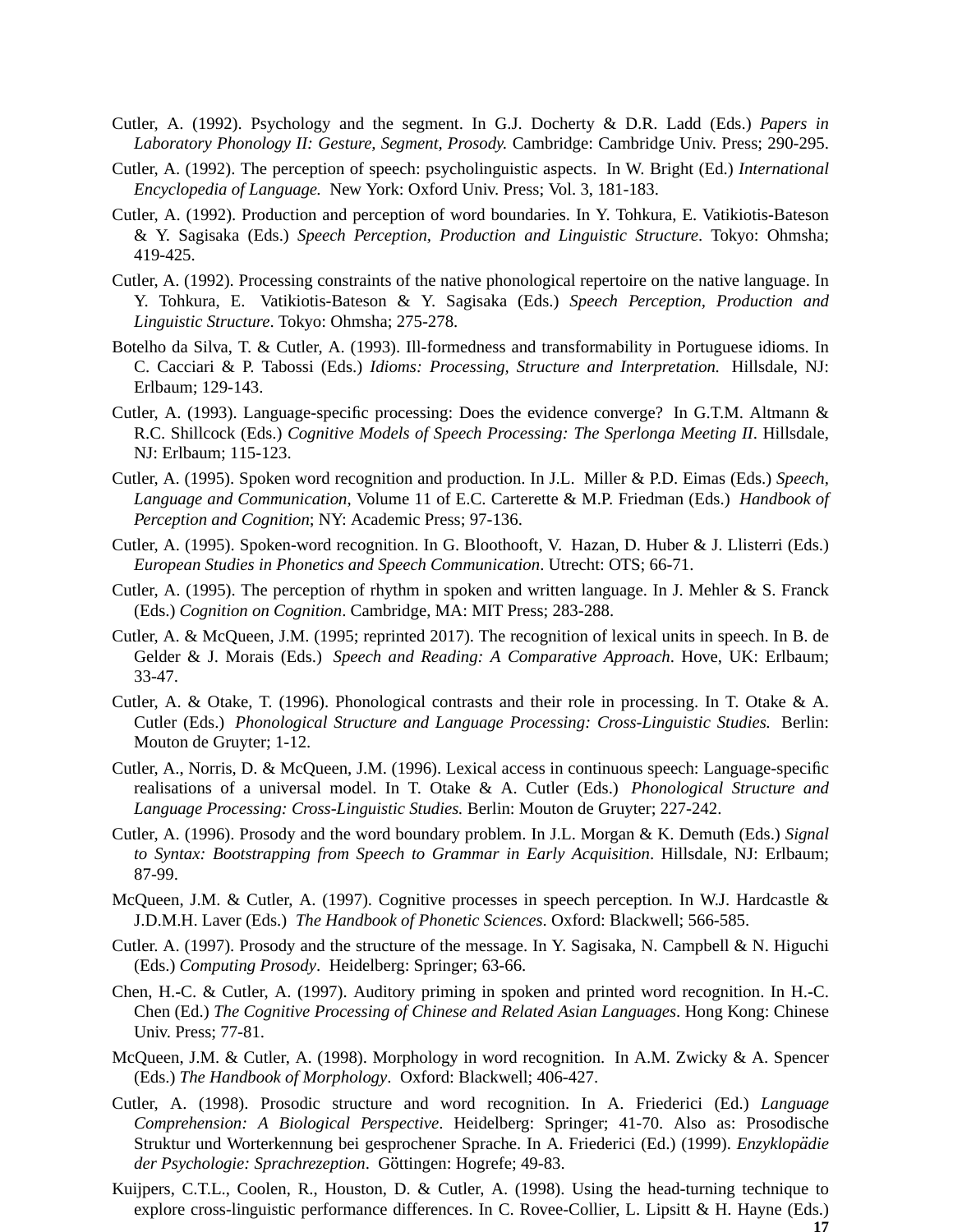Cutler, A. (1992). Psychology and the segment. In G.J. Docherty & D.R. Ladd (Eds.) *Papers in Laboratory Phonology II: Gesture, Segment, Prosody.* Cambridge: Cambridge Univ. Press; 290-295.

Cutler, A. (1992). The perception of speech: psycholinguistic aspects. In W. Bright (Ed.) *International Encyclopedia of Language.* New York: Oxford Univ. Press; Vol. 3, 181-183.

Cutler, A. (1992). Production and perception of word boundaries. In Y. Tohkura, E. Vatikiotis-Bateson & Y. Sagisaka (Eds.) *Speech Perception, Production and Linguistic Structure*. Tokyo: Ohmsha; 419-425.

Cutler, A. (1992). Processing constraints of the native phonological repertoire on the native language. In Y. Tohkura, E. Vatikiotis-Bateson & Y. Sagisaka (Eds.) *Speech Perception, Production and Linguistic Structure*. Tokyo: Ohmsha; 275-278.

Botelho da Silva, T. & Cutler, A. (1993). Ill-formedness and transformability in Portuguese idioms. In C. Cacciari & P. Tabossi (Eds.) *Idioms: Processing, Structure and Interpretation.* Hillsdale, NJ: Erlbaum; 129-143.

Cutler, A. (1993). Language-specific processing: Does the evidence converge? In G.T.M. Altmann & R.C. Shillcock (Eds.) *Cognitive Models of Speech Processing: The Sperlonga Meeting II*. Hillsdale, NJ: Erlbaum; 115-123.

Cutler, A. (1995). Spoken word recognition and production. In J.L. Miller & P.D. Eimas (Eds.) *Speech, Language and Communication*, Volume 11 of E.C. Carterette & M.P. Friedman (Eds.) *Handbook of Perception and Cognition*; NY: Academic Press; 97-136.

Cutler, A. (1995). Spoken-word recognition. In G. Bloothooft, V. Hazan, D. Huber & J. Llisterri (Eds.) *European Studies in Phonetics and Speech Communication*. Utrecht: OTS; 66-71.

Cutler, A. (1995). The perception of rhythm in spoken and written language. In J. Mehler & S. Franck (Eds.) *Cognition on Cognition*. Cambridge, MA: MIT Press; 283-288.

Cutler, A. & McQueen, J.M. (1995; reprinted 2017). The recognition of lexical units in speech. In B. de Gelder & J. Morais (Eds.) *Speech and Reading: A Comparative Approach*. Hove, UK: Erlbaum; 33-47.

Cutler, A. & Otake, T. (1996). Phonological contrasts and their role in processing. In T. Otake & A. Cutler (Eds.) *Phonological Structure and Language Processing: Cross-Linguistic Studies.* Berlin: Mouton de Gruyter; 1-12.

Cutler, A., Norris, D. & McQueen, J.M. (1996). Lexical access in continuous speech: Language-specific realisations of a universal model. In T. Otake & A. Cutler (Eds.) *Phonological Structure and Language Processing: Cross-Linguistic Studies.* Berlin: Mouton de Gruyter; 227-242.

Cutler, A. (1996). Prosody and the word boundary problem. In J.L. Morgan & K. Demuth (Eds.) *Signal to Syntax: Bootstrapping from Speech to Grammar in Early Acquisition*. Hillsdale, NJ: Erlbaum; 87-99.

McQueen, J.M. & Cutler, A. (1997). Cognitive processes in speech perception. In W.J. Hardcastle & J.D.M.H. Laver (Eds.) *The Handbook of Phonetic Sciences*. Oxford: Blackwell; 566-585.

Cutler. A. (1997). Prosody and the structure of the message. In Y. Sagisaka, N. Campbell & N. Higuchi (Eds.) *Computing Prosody*. Heidelberg: Springer; 63-66.

Chen, H.-C. & Cutler, A. (1997). Auditory priming in spoken and printed word recognition. In H.-C. Chen (Ed.) *The Cognitive Processing of Chinese and Related Asian Languages*. Hong Kong: Chinese Univ. Press; 77-81.

McQueen, J.M. & Cutler, A. (1998). Morphology in word recognition. In A.M. Zwicky & A. Spencer (Eds.) *The Handbook of Morphology*. Oxford: Blackwell; 406-427.

Cutler, A. (1998). Prosodic structure and word recognition. In A. Friederici (Ed.) *Language Comprehension: A Biological Perspective*. Heidelberg: Springer; 41-70. Also as: Prosodische Struktur und Worterkennung bei gesprochener Sprache. In A. Friederici (Ed.) (1999). *Enzyklopädie der Psychologie: Sprachrezeption*. Göttingen: Hogrefe; 49-83.

Kuijpers, C.T.L., Coolen, R., Houston, D. & Cutler, A. (1998). Using the head-turning technique to explore cross-linguistic performance differences. In C. Rovee-Collier, L. Lipsitt & H. Hayne (Eds.)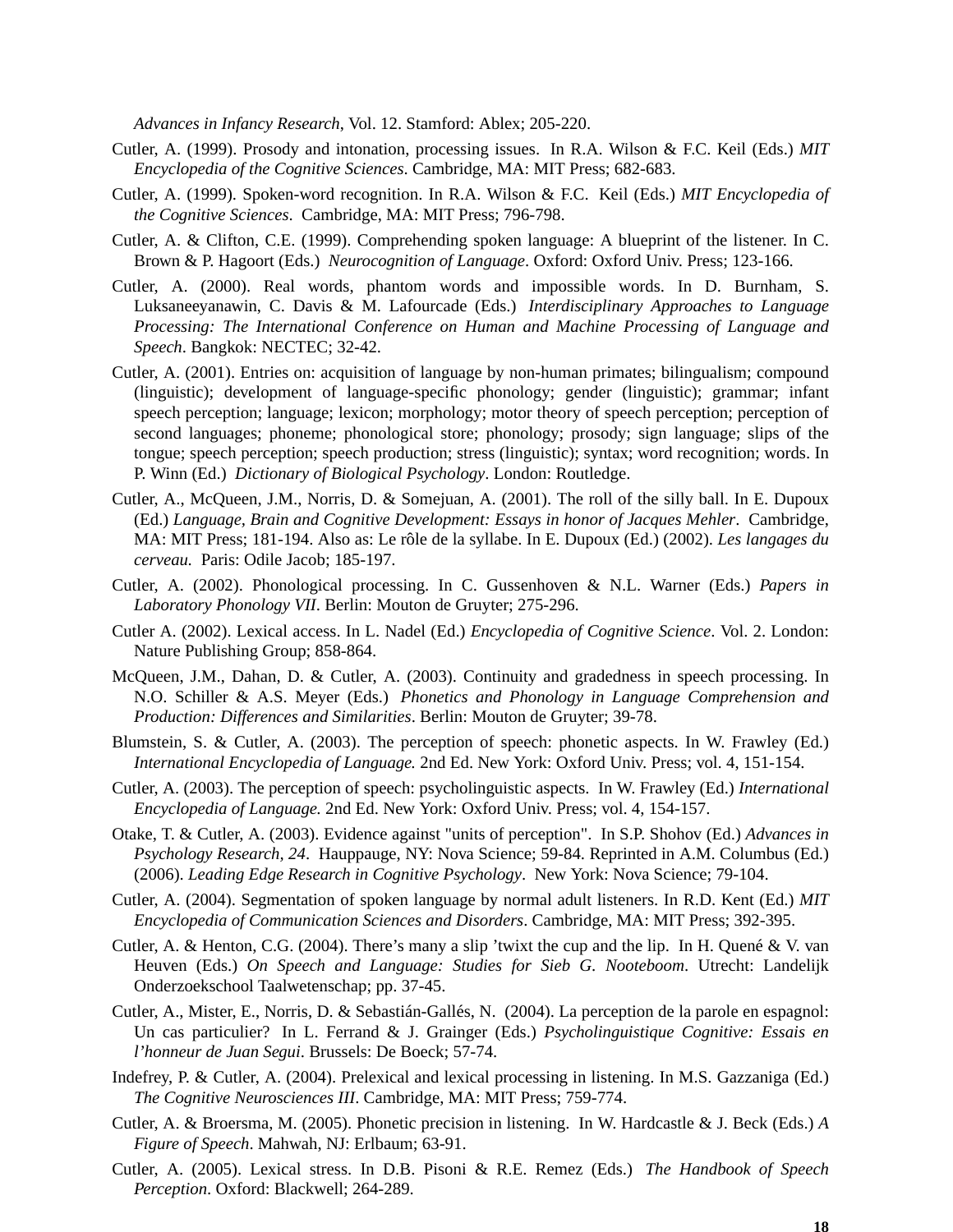*Advances in Infancy Research*, Vol. 12. Stamford: Ablex; 205-220.

Cutler, A. (1999). Prosody and intonation, processing issues. In R.A. Wilson & F.C. Keil (Eds.) *MIT Encyclopedia of the Cognitive Sciences*. Cambridge, MA: MIT Press; 682-683.

Cutler, A. (1999). Spoken-word recognition. In R.A. Wilson & F.C. Keil (Eds.) *MIT Encyclopedia of the Cognitive Sciences*. Cambridge, MA: MIT Press; 796-798.

Cutler, A. & Clifton, C.E. (1999). Comprehending spoken language: A blueprint of the listener. In C. Brown & P. Hagoort (Eds.) *Neurocognition of Language*. Oxford: Oxford Univ. Press; 123-166.

Cutler, A. (2000). Real words, phantom words and impossible words. In D. Burnham, S. Luksaneeyanawin, C. Davis & M. Lafourcade (Eds.) *Interdisciplinary Approaches to Language Processing: The International Conference on Human and Machine Processing of Language and Speech*. Bangkok: NECTEC; 32-42.

Cutler, A. (2001). Entries on: acquisition of language by non-human primates; bilingualism; compound (linguistic); development of language-specific phonology; gender (linguistic); grammar; infant speech perception; language; lexicon; morphology; motor theory of speech perception; perception of second languages; phoneme; phonological store; phonology; prosody; sign language; slips of the tongue; speech perception; speech production; stress (linguistic); syntax; word recognition; words. In P. Winn (Ed.) *Dictionary of Biological Psychology*. London: Routledge.

Cutler, A., McQueen, J.M., Norris, D. & Somejuan, A. (2001). The roll of the silly ball. In E. Dupoux (Ed.) *Language, Brain and Cognitive Development: Essays in honor of Jacques Mehler*. Cambridge, MA: MIT Press; 181-194. Also as: Le rôle de la syllabe. In E. Dupoux (Ed.) (2002). *Les langages du cerveau.* Paris: Odile Jacob; 185-197.

Cutler, A. (2002). Phonological processing. In C. Gussenhoven & N.L. Warner (Eds.) *Papers in Laboratory Phonology VII*. Berlin: Mouton de Gruyter; 275-296.

Cutler A. (2002). Lexical access. In L. Nadel (Ed.) *Encyclopedia of Cognitive Science*. Vol. 2. London: Nature Publishing Group; 858-864.

McQueen, J.M., Dahan, D. & Cutler, A. (2003). Continuity and gradedness in speech processing. In N.O. Schiller & A.S. Meyer (Eds.) *Phonetics and Phonology in Language Comprehension and Production: Differences and Similarities*. Berlin: Mouton de Gruyter; 39-78.

Blumstein, S. & Cutler, A. (2003). The perception of speech: phonetic aspects. In W. Frawley (Ed.) *International Encyclopedia of Language.* 2nd Ed. New York: Oxford Univ. Press; vol. 4, 151-154.

Cutler, A. (2003). The perception of speech: psycholinguistic aspects. In W. Frawley (Ed.) *International Encyclopedia of Language.* 2nd Ed. New York: Oxford Univ. Press; vol. 4, 154-157.

Otake, T. & Cutler, A. (2003). Evidence against "units of perception". In S.P. Shohov (Ed.) *Advances in Psychology Research, 24*. Hauppauge, NY: Nova Science; 59-84. Reprinted in A.M. Columbus (Ed.) (2006). *Leading Edge Research in Cognitive Psychology*. New York: Nova Science; 79-104.

Cutler, A. (2004). Segmentation of spoken language by normal adult listeners. In R.D. Kent (Ed.) *MIT Encyclopedia of Communication Sciences and Disorders*. Cambridge, MA: MIT Press; 392-395.

Cutler, A. & Henton, C.G. (2004). There's many a slip 'twixt the cup and the lip. In H. Quené & V. van Heuven (Eds.) *On Speech and Language: Studies for Sieb G. Nooteboom*. Utrecht: Landelijk Onderzoekschool Taalwetenschap; pp. 37-45.

Cutler, A., Mister, E., Norris, D. & Sebastián-Gallés, N. (2004). La perception de la parole en espagnol: Un cas particulier? In L. Ferrand & J. Grainger (Eds.) *Psycholinguistique Cognitive: Essais en l'honneur de Juan Segui*. Brussels: De Boeck; 57-74.

Indefrey, P. & Cutler, A. (2004). Prelexical and lexical processing in listening. In M.S. Gazzaniga (Ed.) *The Cognitive Neurosciences III*. Cambridge, MA: MIT Press; 759-774.

Cutler, A. & Broersma, M. (2005). Phonetic precision in listening. In W. Hardcastle & J. Beck (Eds.) *A Figure of Speech*. Mahwah, NJ: Erlbaum; 63-91.

Cutler, A. (2005). Lexical stress. In D.B. Pisoni & R.E. Remez (Eds.) *The Handbook of Speech Perception*. Oxford: Blackwell; 264-289.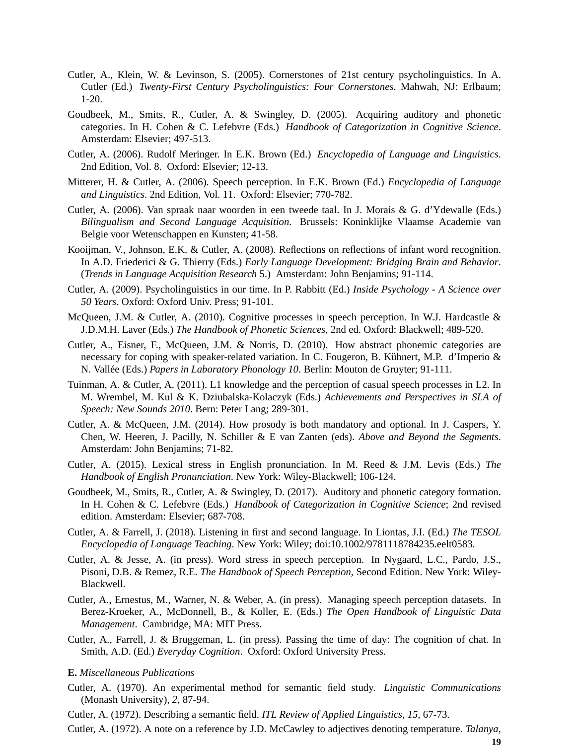Cutler, A., Klein, W. & Levinson, S. (2005). Cornerstones of 21st century psycholinguistics. In A. Cutler (Ed.) *Twenty-First Century Psycholinguistics: Four Cornerstones*. Mahwah, NJ: Erlbaum; 1-20.

Goudbeek, M., Smits, R., Cutler, A. & Swingley, D. (2005). Acquiring auditory and phonetic categories. In H. Cohen & C. Lefebvre (Eds.) *Handbook of Categorization in Cognitive Science*. Amsterdam: Elsevier; 497-513.

Cutler, A. (2006). Rudolf Meringer. In E.K. Brown (Ed.) *Encyclopedia of Language and Linguistics*. 2nd Edition, Vol. 8. Oxford: Elsevier; 12-13.

Mitterer, H. & Cutler, A. (2006). Speech perception. In E.K. Brown (Ed.) *Encyclopedia of Language and Linguistics*. 2nd Edition, Vol. 11. Oxford: Elsevier; 770-782.

Cutler, A. (2006). Van spraak naar woorden in een tweede taal. In J. Morais & G. d'Ydewalle (Eds.) *Bilingualism and Second Language Acquisition*. Brussels: Koninklijke Vlaamse Academie van Belgie voor Wetenschappen en Kunsten; 41-58.

Kooijman, V., Johnson, E.K. & Cutler, A. (2008). Reflections on reflections of infant word recognition. In A.D. Friederici & G. Thierry (Eds.) *Early Language Development: Bridging Brain and Behavior*. (*Trends in Language Acquisition Research* 5.) Amsterdam: John Benjamins; 91-114.

Cutler, A. (2009). Psycholinguistics in our time. In P. Rabbitt (Ed.) *Inside Psychology - A Science over 50 Years*. Oxford: Oxford Univ. Press; 91-101.

McQueen, J.M. & Cutler, A. (2010). Cognitive processes in speech perception. In W.J. Hardcastle & J.D.M.H. Laver (Eds.) *The Handbook of Phonetic Sciences*, 2nd ed. Oxford: Blackwell; 489-520.

Cutler, A., Eisner, F., McQueen, J.M. & Norris, D. (2010). How abstract phonemic categories are necessary for coping with speaker-related variation. In C. Fougeron, B. Kühnert, M.P. d'Imperio & N. Vallée (Eds.) *Papers in Laboratory Phonology 10*. Berlin: Mouton de Gruyter; 91-111.

Tuinman, A. & Cutler, A. (2011). L1 knowledge and the perception of casual speech processes in L2. In M. Wrembel, M. Kul & K. Dziubalska-Kolaczyk (Eds.) *Achievements and Perspectives in SLA of Speech: New Sounds 2010*. Bern: Peter Lang; 289-301.

Cutler, A. & McQueen, J.M. (2014). How prosody is both mandatory and optional. In J. Caspers, Y. Chen, W. Heeren, J. Pacilly, N. Schiller & E van Zanten (eds). *Above and Beyond the Segments*. Amsterdam: John Benjamins; 71-82.

Cutler, A. (2015). Lexical stress in English pronunciation. In M. Reed & J.M. Levis (Eds.) *The Handbook of English Pronunciation*. New York: Wiley-Blackwell; 106-124.

Goudbeek, M., Smits, R., Cutler, A. & Swingley, D. (2017). Auditory and phonetic category formation. In H. Cohen & C. Lefebvre (Eds.) *Handbook of Categorization in Cognitive Science*; 2nd revised edition. Amsterdam: Elsevier; 687-708.

Cutler, A. & Farrell, J. (2018). Listening in first and second language. In Liontas, J.I. (Ed.) *The TESOL Encyclopedia of Language Teaching*. New York: Wiley; doi:10.1002/9781118784235.eelt0583.

Cutler, A. & Jesse, A. (in press). Word stress in speech perception. In Nygaard, L.C., Pardo, J.S., Pisoni, D.B. & Remez, R.E. *The Handbook of Speech Perception*, Second Edition. New York: Wiley-Blackwell.

Cutler, A., Ernestus, M., Warner, N. & Weber, A. (in press). Managing speech perception datasets. In Berez-Kroeker, A., McDonnell, B., & Koller, E. (Eds.) *The Open Handbook of Linguistic Data Management*. Cambridge, MA: MIT Press.

Cutler, A., Farrell, J. & Bruggeman, L. (in press). Passing the time of day: The cognition of chat. In Smith, A.D. (Ed.) *Everyday Cognition*. Oxford: Oxford University Press.

**E.** *Miscellaneous Publications*

Cutler, A. (1970). An experimental method for semantic field study. *Linguistic Communications* (Monash University), *2*, 87-94.

Cutler, A. (1972). Describing a semantic field. *ITL Review of Applied Linguistics, 15,* 67-73.

Cutler, A. (1972). A note on a reference by J.D. McCawley to adjectives denoting temperature. *Talanya*,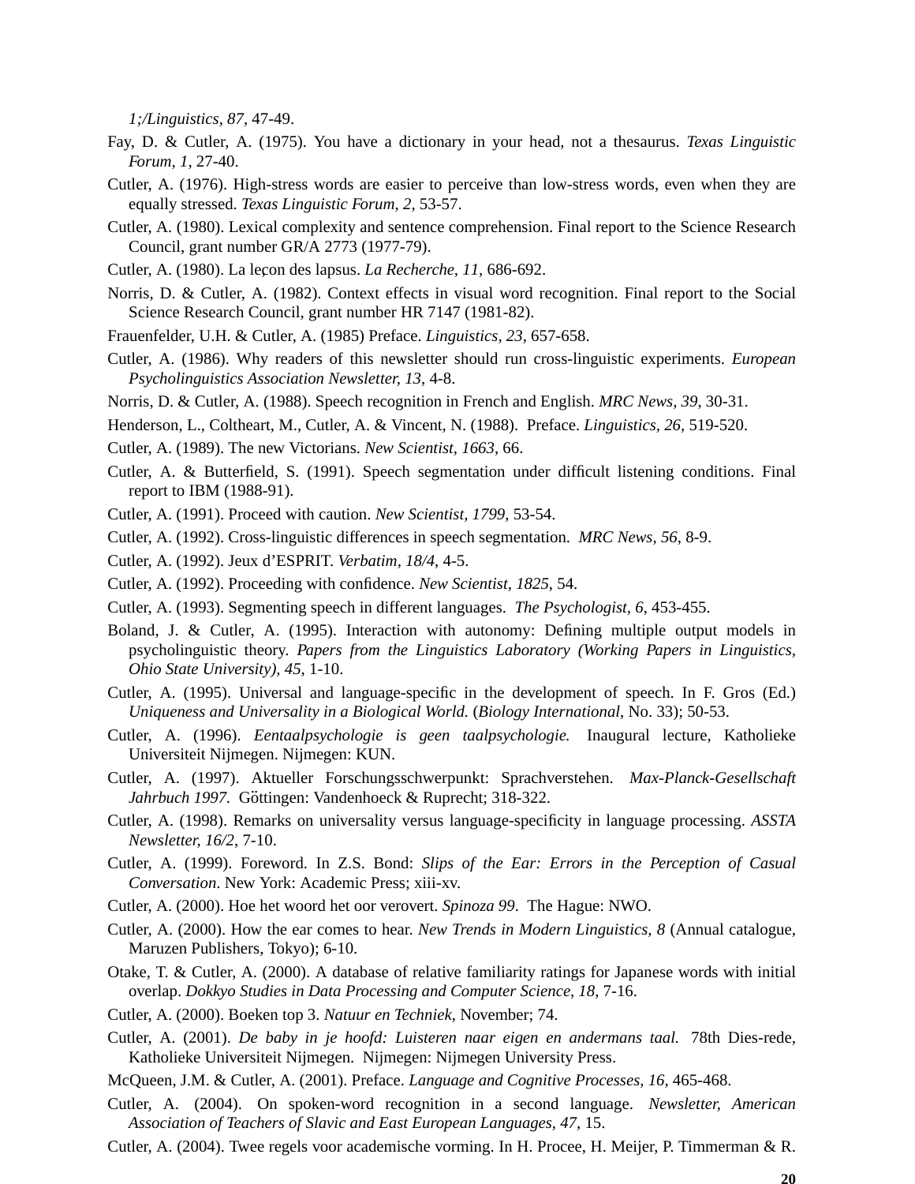*1;/Linguistics, 87*, 47-49.

Fay, D. & Cutler, A. (1975). You have a dictionary in your head, not a thesaurus. *Texas Linguistic Forum, 1,* 27-40.

Cutler, A. (1976). High-stress words are easier to perceive than low-stress words, even when they are equally stressed. *Texas Linguistic Forum, 2,* 53-57.

Cutler, A. (1980). Lexical complexity and sentence comprehension. Final report to the Science Research Council, grant number GR/A 2773 (1977-79).

Cutler, A. (1980). La leçon des lapsus. *La Recherche, 11,* 686-692.

Norris, D. & Cutler, A. (1982). Context effects in visual word recognition. Final report to the Social Science Research Council, grant number HR 7147 (1981-82).

Frauenfelder, U.H. & Cutler, A. (1985) Preface. *Linguistics, 23*, 657-658.

Cutler, A. (1986). Why readers of this newsletter should run cross-linguistic experiments. *European Psycholinguistics Association Newsletter, 13,* 4-8.

Norris, D. & Cutler, A. (1988). Speech recognition in French and English. *MRC News, 39*, 30-31.

Henderson, L., Coltheart, M., Cutler, A. & Vincent, N. (1988). Preface. *Linguistics, 26*, 519-520.

Cutler, A. (1989). The new Victorians. *New Scientist, 1663*, 66.

Cutler, A. & Butterfield, S. (1991). Speech segmentation under difficult listening conditions. Final report to IBM (1988-91).

Cutler, A. (1991). Proceed with caution. *New Scientist, 1799*, 53-54.

Cutler, A. (1992). Cross-linguistic differences in speech segmentation. *MRC News, 56*, 8-9.

Cutler, A. (1992). Jeux d'ESPRIT. *Verbatim, 18/4*, 4-5.

Cutler, A. (1992). Proceeding with confidence. *New Scientist, 1825*, 54.

Cutler, A. (1993). Segmenting speech in different languages. *The Psychologist, 6*, 453-455.

Boland, J. & Cutler, A. (1995). Interaction with autonomy: Defining multiple output models in psycholinguistic theory. *Papers from the Linguistics Laboratory (Working Papers in Linguistics, Ohio State University), 45*, 1-10.

Cutler, A. (1995). Universal and language-specific in the development of speech. In F. Gros (Ed.) *Uniqueness and Universality in a Biological World.* (*Biology International*, No. 33); 50-53.

Cutler, A. (1996). *Eentaalpsychologie is geen taalpsychologie.* Inaugural lecture, Katholieke Universiteit Nijmegen. Nijmegen: KUN.

Cutler, A. (1997). Aktueller Forschungsschwerpunkt: Sprachverstehen. *Max-Planck-Gesellschaft Jahrbuch 1997.* Göttingen: Vandenhoeck & Ruprecht; 318-322.

Cutler, A. (1998). Remarks on universality versus language-specificity in language processing. *ASSTA Newsletter, 16/2*, 7-10.

Cutler, A. (1999). Foreword. In Z.S. Bond: *Slips of the Ear: Errors in the Perception of Casual Conversation*. New York: Academic Press; xiii-xv.

Cutler, A. (2000). Hoe het woord het oor verovert. *Spinoza 99*. The Hague: NWO.

Cutler, A. (2000). How the ear comes to hear. *New Trends in Modern Linguistics, 8* (Annual catalogue, Maruzen Publishers, Tokyo); 6-10.

Otake, T. & Cutler, A. (2000). A database of relative familiarity ratings for Japanese words with initial overlap. *Dokkyo Studies in Data Processing and Computer Science, 18*, 7-16.

Cutler, A. (2000). Boeken top 3. *Natuur en Techniek*, November; 74.

Cutler, A. (2001). *De baby in je hoofd: Luisteren naar eigen en andermans taal.* 78th Dies-rede, Katholieke Universiteit Nijmegen. Nijmegen: Nijmegen University Press.

McQueen, J.M. & Cutler, A. (2001). Preface. *Language and Cognitive Processes, 16*, 465-468.

Cutler, A. (2004). On spoken-word recognition in a second language. *Newsletter, American Association of Teachers of Slavic and East European Languages, 47*, 15.

Cutler, A. (2004). Twee regels voor academische vorming. In H. Procee, H. Meijer, P. Timmerman & R.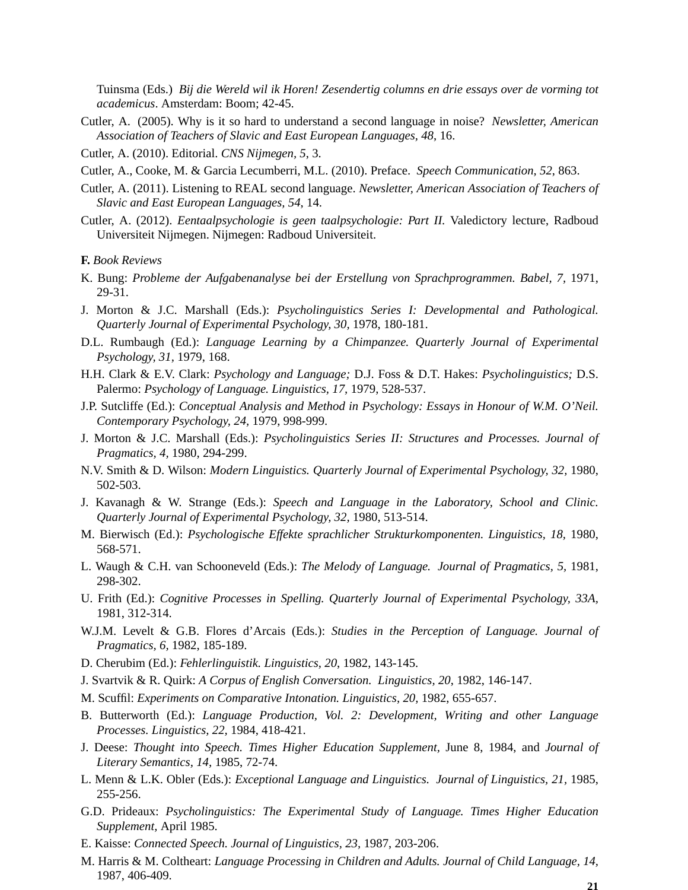Tuinsma (Eds.) *Bij die Wereld wil ik Horen! Zesendertig columns en drie essays over de vorming tot academicus*. Amsterdam: Boom; 42-45.

Cutler, A. (2005). Why is it so hard to understand a second language in noise? *Newsletter, American Association of Teachers of Slavic and East European Languages, 48*, 16.

Cutler, A. (2010). Editorial. *CNS Nijmegen, 5*, 3.

Cutler, A., Cooke, M. & Garcia Lecumberri, M.L. (2010). Preface. *Speech Communication, 52*, 863.

Cutler, A. (2011). Listening to REAL second language. *Newsletter, American Association of Teachers of Slavic and East European Languages, 54*, 14.

Cutler, A. (2012). *Eentaalpsychologie is geen taalpsychologie: Part II.* Valedictory lecture, Radboud Universiteit Nijmegen. Nijmegen: Radboud Universiteit.

**F.** *Book Reviews*

K. Bung: *Probleme der Aufgabenanalyse bei der Erstellung von Sprachprogrammen. Babel, 7,* 1971, 29-31.

J. Morton & J.C. Marshall (Eds.): *Psycholinguistics Series I: Developmental and Pathological. Quarterly Journal of Experimental Psychology, 30,* 1978, 180-181.

D.L. Rumbaugh (Ed.): *Language Learning by a Chimpanzee. Quarterly Journal of Experimental Psychology, 31,* 1979, 168.

H.H. Clark & E.V. Clark: *Psychology and Language;* D.J. Foss & D.T. Hakes: *Psycholinguistics;* D.S. Palermo: *Psychology of Language. Linguistics, 17,* 1979, 528-537.

J.P. Sutcliffe (Ed.): *Conceptual Analysis and Method in Psychology: Essays in Honour of W.M. O'Neil. Contemporary Psychology, 24,* 1979, 998-999.

J. Morton & J.C. Marshall (Eds.): *Psycholinguistics Series II: Structures and Processes. Journal of Pragmatics, 4,* 1980, 294-299.

N.V. Smith & D. Wilson: *Modern Linguistics. Quarterly Journal of Experimental Psychology, 32,* 1980, 502-503.

J. Kavanagh & W. Strange (Eds.): *Speech and Language in the Laboratory, School and Clinic. Quarterly Journal of Experimental Psychology, 32,* 1980, 513-514.

M. Bierwisch (Ed.): *Psychologische Effekte sprachlicher Strukturkomponenten. Linguistics, 18,* 1980, 568-571.

L. Waugh & C.H. van Schooneveld (Eds.): *The Melody of Language. Journal of Pragmatics, 5,* 1981, 298-302.

U. Frith (Ed.): *Cognitive Processes in Spelling. Quarterly Journal of Experimental Psychology, 33A,* 1981, 312-314.

W.J.M. Levelt & G.B. Flores d'Arcais (Eds.): *Studies in the Perception of Language. Journal of Pragmatics, 6,* 1982, 185-189.

D. Cherubim (Ed.): *Fehlerlinguistik. Linguistics, 20,* 1982, 143-145.

J. Svartvik & R. Quirk: *A Corpus of English Conversation. Linguistics, 20,* 1982, 146-147.

M. Scuffil: *Experiments on Comparative Intonation. Linguistics, 20,* 1982, 655-657.

B. Butterworth (Ed.): *Language Production, Vol. 2: Development, Writing and other Language Processes. Linguistics, 22,* 1984, 418-421.

J. Deese: *Thought into Speech. Times Higher Education Supplement*, June 8, 1984, and *Journal of Literary Semantics, 14,* 1985, 72-74.

L. Menn & L.K. Obler (Eds.): *Exceptional Language and Linguistics. Journal of Linguistics, 21,* 1985, 255-256.

G.D. Prideaux: *Psycholinguistics: The Experimental Study of Language. Times Higher Education Supplement,* April 1985.

E. Kaisse: *Connected Speech. Journal of Linguistics, 23,* 1987, 203-206.

M. Harris & M. Coltheart: *Language Processing in Children and Adults. Journal of Child Language, 14,* 1987, 406-409.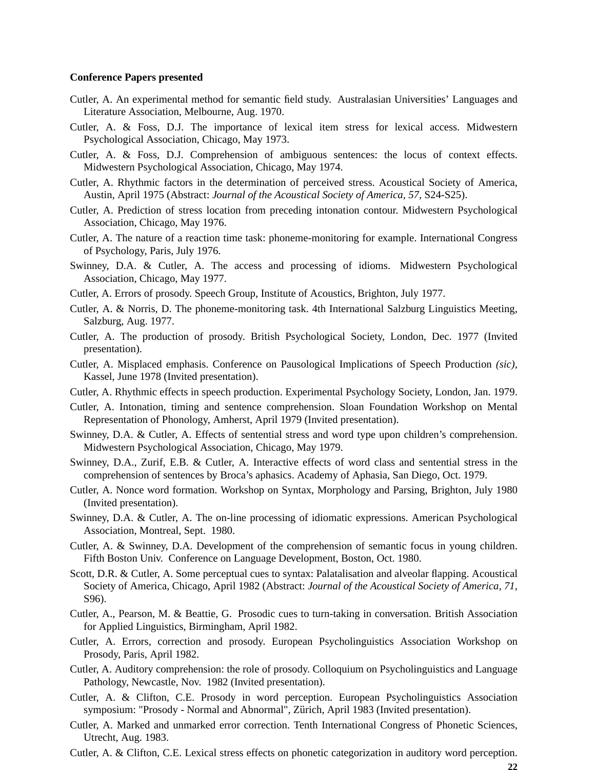**Conference Papers presented**

Cutler, A. An experimental method for semantic field study. Australasian Universities' Languages and Literature Association, Melbourne, Aug. 1970.

Cutler, A. & Foss, D.J. The importance of lexical item stress for lexical access. Midwestern Psychological Association, Chicago, May 1973.

Cutler, A. & Foss, D.J. Comprehension of ambiguous sentences: the locus of context effects. Midwestern Psychological Association, Chicago, May 1974.

Cutler, A. Rhythmic factors in the determination of perceived stress. Acoustical Society of America, Austin, April 1975 (Abstract: *Journal of the Acoustical Society of America, 57*, S24-S25).

Cutler, A. Prediction of stress location from preceding intonation contour. Midwestern Psychological Association, Chicago, May 1976.

Cutler, A. The nature of a reaction time task: phoneme-monitoring for example. International Congress of Psychology, Paris, July 1976.

Swinney, D.A. & Cutler, A. The access and processing of idioms. Midwestern Psychological Association, Chicago, May 1977.

Cutler, A. Errors of prosody. Speech Group, Institute of Acoustics, Brighton, July 1977.

Cutler, A. & Norris, D. The phoneme-monitoring task. 4th International Salzburg Linguistics Meeting, Salzburg, Aug. 1977.

Cutler, A. The production of prosody. British Psychological Society, London, Dec. 1977 (Invited presentation).

Cutler, A. Misplaced emphasis. Conference on Pausological Implications of Speech Production *(sic)*, Kassel, June 1978 (Invited presentation).

Cutler, A. Rhythmic effects in speech production. Experimental Psychology Society, London, Jan. 1979.

Cutler, A. Intonation, timing and sentence comprehension. Sloan Foundation Workshop on Mental Representation of Phonology, Amherst, April 1979 (Invited presentation).

Swinney, D.A. & Cutler, A. Effects of sentential stress and word type upon children's comprehension. Midwestern Psychological Association, Chicago, May 1979.

Swinney, D.A., Zurif, E.B. & Cutler, A. Interactive effects of word class and sentential stress in the comprehension of sentences by Broca's aphasics. Academy of Aphasia, San Diego, Oct. 1979.

Cutler, A. Nonce word formation. Workshop on Syntax, Morphology and Parsing, Brighton, July 1980 (Invited presentation).

Swinney, D.A. & Cutler, A. The on-line processing of idiomatic expressions. American Psychological Association, Montreal, Sept. 1980.

Cutler, A. & Swinney, D.A. Development of the comprehension of semantic focus in young children. Fifth Boston Univ. Conference on Language Development, Boston, Oct. 1980.

Scott, D.R. & Cutler, A. Some perceptual cues to syntax: Palatalisation and alveolar flapping. Acoustical Society of America, Chicago, April 1982 (Abstract: *Journal of the Acoustical Society of America, 71*, S96).

Cutler, A., Pearson, M. & Beattie, G. Prosodic cues to turn-taking in conversation. British Association for Applied Linguistics, Birmingham, April 1982.

Cutler, A. Errors, correction and prosody. European Psycholinguistics Association Workshop on Prosody, Paris, April 1982.

Cutler, A. Auditory comprehension: the role of prosody. Colloquium on Psycholinguistics and Language Pathology, Newcastle, Nov. 1982 (Invited presentation).

Cutler, A. & Clifton, C.E. Prosody in word perception. European Psycholinguistics Association symposium: "Prosody - Normal and Abnormal", Zürich, April 1983 (Invited presentation).

Cutler, A. Marked and unmarked error correction. Tenth International Congress of Phonetic Sciences, Utrecht, Aug. 1983.

Cutler, A. & Clifton, C.E. Lexical stress effects on phonetic categorization in auditory word perception.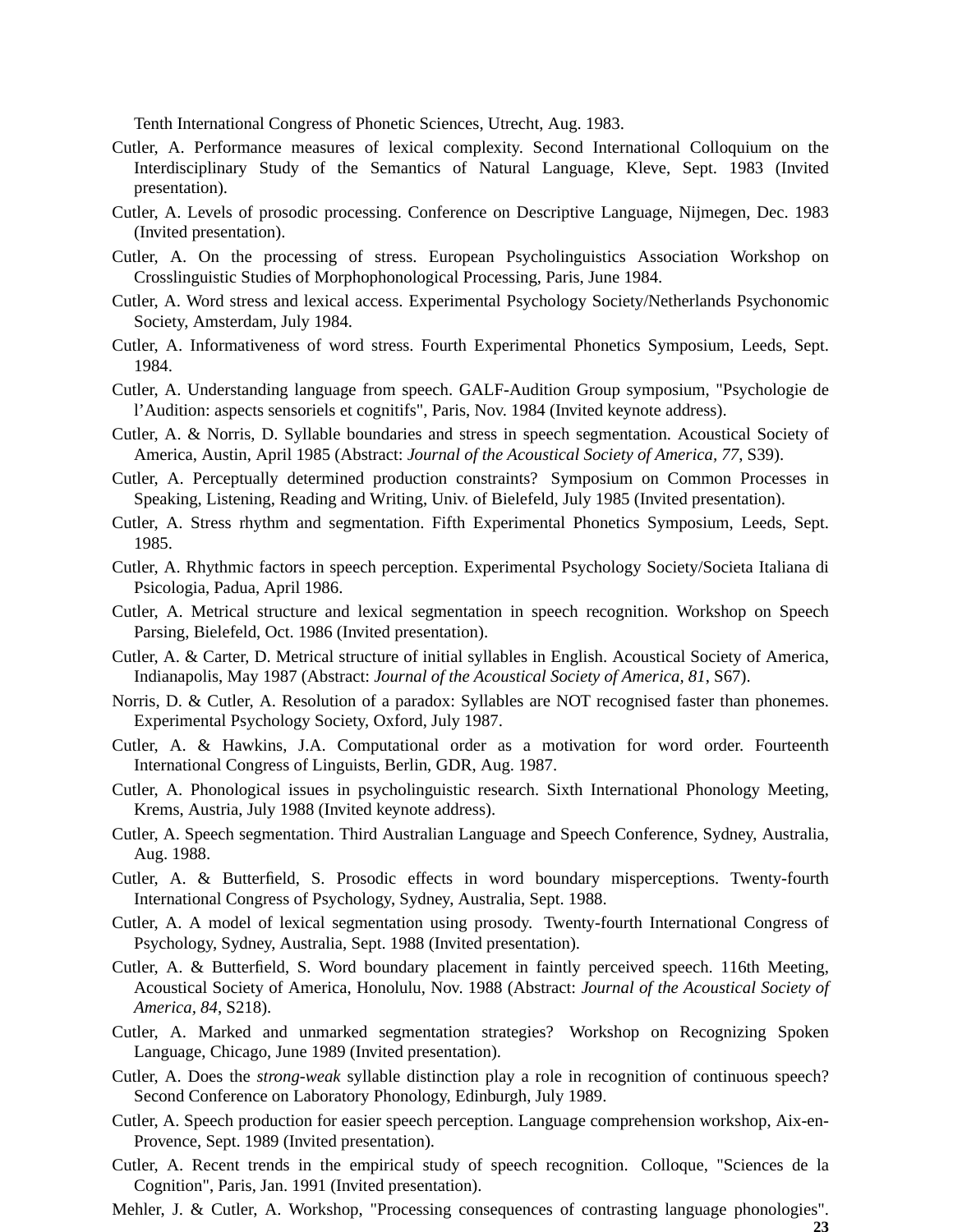Tenth International Congress of Phonetic Sciences, Utrecht, Aug. 1983.

Cutler, A. Performance measures of lexical complexity. Second International Colloquium on the Interdisciplinary Study of the Semantics of Natural Language, Kleve, Sept. 1983 (Invited presentation).

Cutler, A. Levels of prosodic processing. Conference on Descriptive Language, Nijmegen, Dec. 1983 (Invited presentation).

Cutler, A. On the processing of stress. European Psycholinguistics Association Workshop on Crosslinguistic Studies of Morphophonological Processing, Paris, June 1984.

Cutler, A. Word stress and lexical access. Experimental Psychology Society/Netherlands Psychonomic Society, Amsterdam, July 1984.

Cutler, A. Informativeness of word stress. Fourth Experimental Phonetics Symposium, Leeds, Sept. 1984.

Cutler, A. Understanding language from speech. GALF-Audition Group symposium, "Psychologie de l'Audition: aspects sensoriels et cognitifs", Paris, Nov. 1984 (Invited keynote address).

Cutler, A. & Norris, D. Syllable boundaries and stress in speech segmentation. Acoustical Society of America, Austin, April 1985 (Abstract: *Journal of the Acoustical Society of America, 77*, S39).

Cutler, A. Perceptually determined production constraints? Symposium on Common Processes in Speaking, Listening, Reading and Writing, Univ. of Bielefeld, July 1985 (Invited presentation).

Cutler, A. Stress rhythm and segmentation. Fifth Experimental Phonetics Symposium, Leeds, Sept. 1985.

Cutler, A. Rhythmic factors in speech perception. Experimental Psychology Society/Societa Italiana di Psicologia, Padua, April 1986.

Cutler, A. Metrical structure and lexical segmentation in speech recognition. Workshop on Speech Parsing, Bielefeld, Oct. 1986 (Invited presentation).

Cutler, A. & Carter, D. Metrical structure of initial syllables in English. Acoustical Society of America, Indianapolis, May 1987 (Abstract: *Journal of the Acoustical Society of America, 81*, S67).

Norris, D. & Cutler, A. Resolution of a paradox: Syllables are NOT recognised faster than phonemes. Experimental Psychology Society, Oxford, July 1987.

Cutler, A. & Hawkins, J.A. Computational order as a motivation for word order. Fourteenth International Congress of Linguists, Berlin, GDR, Aug. 1987.

Cutler, A. Phonological issues in psycholinguistic research. Sixth International Phonology Meeting, Krems, Austria, July 1988 (Invited keynote address).

Cutler, A. Speech segmentation. Third Australian Language and Speech Conference, Sydney, Australia, Aug. 1988.

Cutler, A. & Butterfield, S. Prosodic effects in word boundary misperceptions. Twenty-fourth International Congress of Psychology, Sydney, Australia, Sept. 1988.

Cutler, A. A model of lexical segmentation using prosody. Twenty-fourth International Congress of Psychology, Sydney, Australia, Sept. 1988 (Invited presentation).

Cutler, A. & Butterfield, S. Word boundary placement in faintly perceived speech. 116th Meeting, Acoustical Society of America, Honolulu, Nov. 1988 (Abstract: *Journal of the Acoustical Society of America*, *84*, S218).

Cutler, A. Marked and unmarked segmentation strategies? Workshop on Recognizing Spoken Language, Chicago, June 1989 (Invited presentation).

Cutler, A. Does the *strong-weak* syllable distinction play a role in recognition of continuous speech? Second Conference on Laboratory Phonology, Edinburgh, July 1989.

Cutler, A. Speech production for easier speech perception. Language comprehension workshop, Aix-en-Provence, Sept. 1989 (Invited presentation).

Cutler, A. Recent trends in the empirical study of speech recognition. Colloque, "Sciences de la Cognition", Paris, Jan. 1991 (Invited presentation).

Mehler, J. & Cutler, A. Workshop, "Processing consequences of contrasting language phonologies".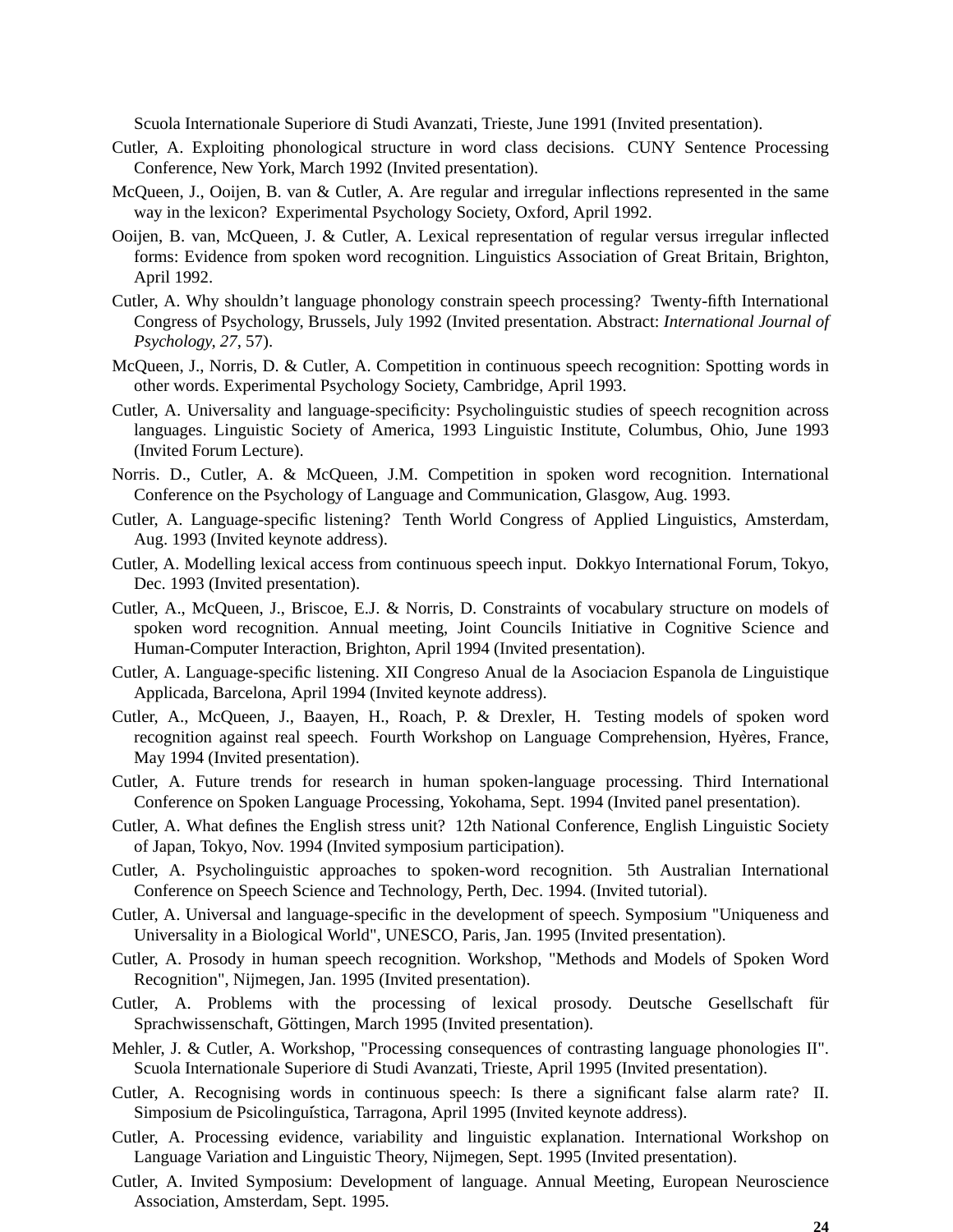Scuola Internationale Superiore di Studi Avanzati, Trieste, June 1991 (Invited presentation).

Cutler, A. Exploiting phonological structure in word class decisions. CUNY Sentence Processing Conference, New York, March 1992 (Invited presentation).

McQueen, J., Ooijen, B. van & Cutler, A. Are regular and irregular inflections represented in the same way in the lexicon? Experimental Psychology Society, Oxford, April 1992.

Ooijen, B. van, McQueen, J. & Cutler, A. Lexical representation of regular versus irregular inflected forms: Evidence from spoken word recognition. Linguistics Association of Great Britain, Brighton, April 1992.

Cutler, A. Why shouldn't language phonology constrain speech processing? Twenty-fifth International Congress of Psychology, Brussels, July 1992 (Invited presentation. Abstract: *International Journal of Psychology, 27*, 57).

McQueen, J., Norris, D. & Cutler, A. Competition in continuous speech recognition: Spotting words in other words. Experimental Psychology Society, Cambridge, April 1993.

Cutler, A. Universality and language-specificity: Psycholinguistic studies of speech recognition across languages. Linguistic Society of America, 1993 Linguistic Institute, Columbus, Ohio, June 1993 (Invited Forum Lecture).

Norris. D., Cutler, A. & McQueen, J.M. Competition in spoken word recognition. International Conference on the Psychology of Language and Communication, Glasgow, Aug. 1993.

Cutler, A. Language-specific listening? Tenth World Congress of Applied Linguistics, Amsterdam, Aug. 1993 (Invited keynote address).

Cutler, A. Modelling lexical access from continuous speech input. Dokkyo International Forum, Tokyo, Dec. 1993 (Invited presentation).

Cutler, A., McQueen, J., Briscoe, E.J. & Norris, D. Constraints of vocabulary structure on models of spoken word recognition. Annual meeting, Joint Councils Initiative in Cognitive Science and Human-Computer Interaction, Brighton, April 1994 (Invited presentation).

Cutler, A. Language-specific listening. XII Congreso Anual de la Asociacion Espanola de Linguistique Applicada, Barcelona, April 1994 (Invited keynote address).

Cutler, A., McQueen, J., Baayen, H., Roach, P. & Drexler, H. Testing models of spoken word recognition against real speech. Fourth Workshop on Language Comprehension, Hyères, France, May 1994 (Invited presentation).

Cutler, A. Future trends for research in human spoken-language processing. Third International Conference on Spoken Language Processing, Yokohama, Sept. 1994 (Invited panel presentation).

Cutler, A. What defines the English stress unit? 12th National Conference, English Linguistic Society of Japan, Tokyo, Nov. 1994 (Invited symposium participation).

Cutler, A. Psycholinguistic approaches to spoken-word recognition. 5th Australian International Conference on Speech Science and Technology, Perth, Dec. 1994. (Invited tutorial).

Cutler, A. Universal and language-specific in the development of speech. Symposium "Uniqueness and Universality in a Biological World", UNESCO, Paris, Jan. 1995 (Invited presentation).

Cutler, A. Prosody in human speech recognition. Workshop, "Methods and Models of Spoken Word Recognition", Nijmegen, Jan. 1995 (Invited presentation).

Cutler, A. Problems with the processing of lexical prosody. Deutsche Gesellschaft für Sprachwissenschaft, Göttingen, March 1995 (Invited presentation).

Mehler, J. & Cutler, A. Workshop, "Processing consequences of contrasting language phonologies II". Scuola Internationale Superiore di Studi Avanzati, Trieste, April 1995 (Invited presentation).

Cutler, A. Recognising words in continuous speech: Is there a significant false alarm rate? II. Simposium de Psicolinguística, Tarragona, April 1995 (Invited keynote address).

Cutler, A. Processing evidence, variability and linguistic explanation. International Workshop on Language Variation and Linguistic Theory, Nijmegen, Sept. 1995 (Invited presentation).

Cutler, A. Invited Symposium: Development of language. Annual Meeting, European Neuroscience Association, Amsterdam, Sept. 1995.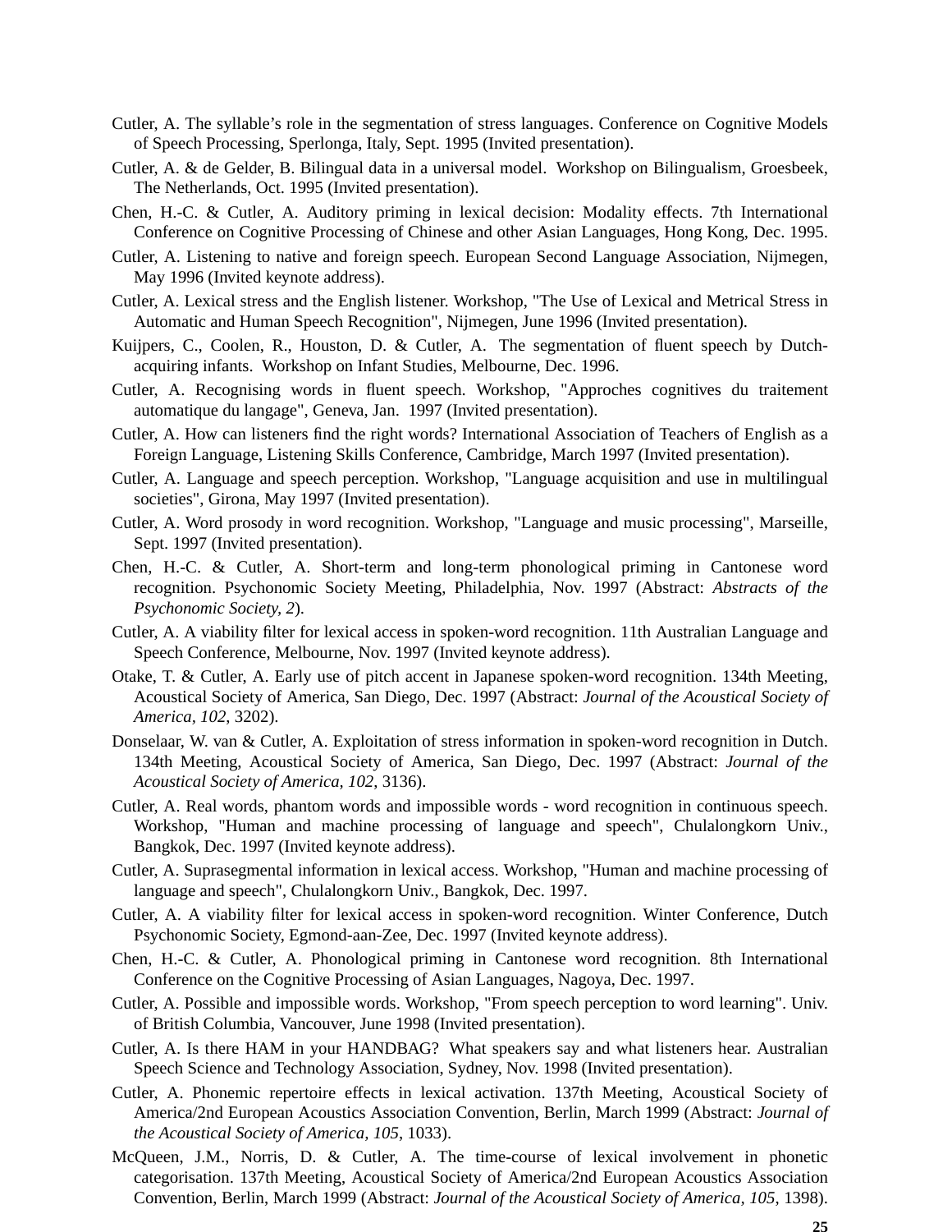Cutler, A. The syllable's role in the segmentation of stress languages. Conference on Cognitive Models of Speech Processing, Sperlonga, Italy, Sept. 1995 (Invited presentation).

Cutler, A. & de Gelder, B. Bilingual data in a universal model. Workshop on Bilingualism, Groesbeek, The Netherlands, Oct. 1995 (Invited presentation).

Chen, H.-C. & Cutler, A. Auditory priming in lexical decision: Modality effects. 7th International Conference on Cognitive Processing of Chinese and other Asian Languages, Hong Kong, Dec. 1995.

Cutler, A. Listening to native and foreign speech. European Second Language Association, Nijmegen, May 1996 (Invited keynote address).

Cutler, A. Lexical stress and the English listener. Workshop, "The Use of Lexical and Metrical Stress in Automatic and Human Speech Recognition", Nijmegen, June 1996 (Invited presentation).

Kuijpers, C., Coolen, R., Houston, D. & Cutler, A. The segmentation of fluent speech by Dutch-acquiring infants. Workshop on Infant Studies, Melbourne, Dec. 1996.

Cutler, A. Recognising words in fluent speech. Workshop, "Approches cognitives du traitement automatique du langage", Geneva, Jan. 1997 (Invited presentation).

Cutler, A. How can listeners find the right words? International Association of Teachers of English as a Foreign Language, Listening Skills Conference, Cambridge, March 1997 (Invited presentation).

Cutler, A. Language and speech perception. Workshop, "Language acquisition and use in multilingual societies", Girona, May 1997 (Invited presentation).

Cutler, A. Word prosody in word recognition. Workshop, "Language and music processing", Marseille, Sept. 1997 (Invited presentation).

Chen, H.-C. & Cutler, A. Short-term and long-term phonological priming in Cantonese word recognition. Psychonomic Society Meeting, Philadelphia, Nov. 1997 (Abstract: *Abstracts of the Psychonomic Society, 2*).

Cutler, A. A viability filter for lexical access in spoken-word recognition. 11th Australian Language and Speech Conference, Melbourne, Nov. 1997 (Invited keynote address).

Otake, T. & Cutler, A. Early use of pitch accent in Japanese spoken-word recognition. 134th Meeting, Acoustical Society of America, San Diego, Dec. 1997 (Abstract: *Journal of the Acoustical Society of America, 102*, 3202).

Donselaar, W. van & Cutler, A. Exploitation of stress information in spoken-word recognition in Dutch. 134th Meeting, Acoustical Society of America, San Diego, Dec. 1997 (Abstract: *Journal of the Acoustical Society of America, 102*, 3136).

Cutler, A. Real words, phantom words and impossible words - word recognition in continuous speech. Workshop, "Human and machine processing of language and speech", Chulalongkorn Univ., Bangkok, Dec. 1997 (Invited keynote address).

Cutler, A. Suprasegmental information in lexical access. Workshop, "Human and machine processing of language and speech", Chulalongkorn Univ., Bangkok, Dec. 1997.

Cutler, A. A viability filter for lexical access in spoken-word recognition. Winter Conference, Dutch Psychonomic Society, Egmond-aan-Zee, Dec. 1997 (Invited keynote address).

Chen, H.-C. & Cutler, A. Phonological priming in Cantonese word recognition. 8th International Conference on the Cognitive Processing of Asian Languages, Nagoya, Dec. 1997.

Cutler, A. Possible and impossible words. Workshop, "From speech perception to word learning". Univ. of British Columbia, Vancouver, June 1998 (Invited presentation).

Cutler, A. Is there HAM in your HANDBAG? What speakers say and what listeners hear. Australian Speech Science and Technology Association, Sydney, Nov. 1998 (Invited presentation).

Cutler, A. Phonemic repertoire effects in lexical activation. 137th Meeting, Acoustical Society of America/2nd European Acoustics Association Convention, Berlin, March 1999 (Abstract: *Journal of the Acoustical Society of America, 105*, 1033).

McQueen, J.M., Norris, D. & Cutler, A. The time-course of lexical involvement in phonetic categorisation. 137th Meeting, Acoustical Society of America/2nd European Acoustics Association Convention, Berlin, March 1999 (Abstract: *Journal of the Acoustical Society of America, 105*, 1398).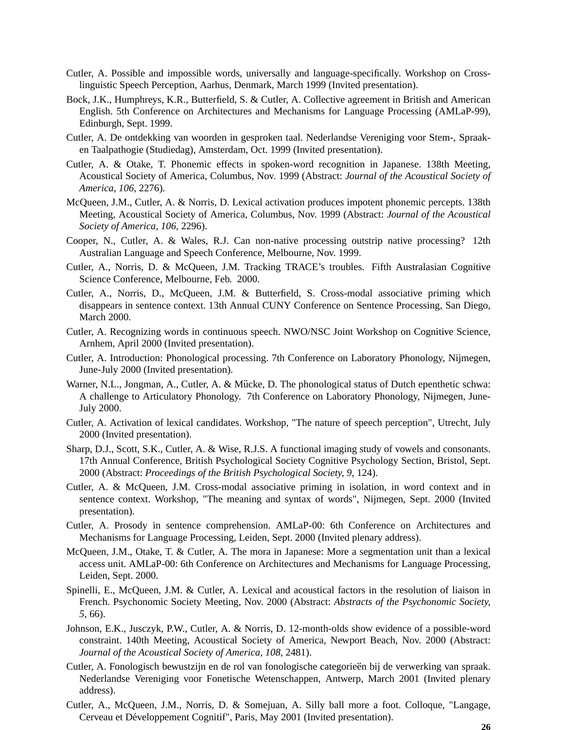Cutler, A. Possible and impossible words, universally and language-specifically. Workshop on Cross-linguistic Speech Perception, Aarhus, Denmark, March 1999 (Invited presentation).

Bock, J.K., Humphreys, K.R., Butterfield, S. & Cutler, A. Collective agreement in British and American English. 5th Conference on Architectures and Mechanisms for Language Processing (AMLaP-99), Edinburgh, Sept. 1999.

Cutler, A. De ontdekking van woorden in gesproken taal. Nederlandse Vereniging voor Stem-, Spraak- en Taalpathogie (Studiedag), Amsterdam, Oct. 1999 (Invited presentation).

Cutler, A. & Otake, T. Phonemic effects in spoken-word recognition in Japanese. 138th Meeting, Acoustical Society of America, Columbus, Nov. 1999 (Abstract: *Journal of the Acoustical Society of America, 106*, 2276).

McQueen, J.M., Cutler, A. & Norris, D. Lexical activation produces impotent phonemic percepts. 138th Meeting, Acoustical Society of America, Columbus, Nov. 1999 (Abstract: *Journal of the Acoustical Society of America, 106*, 2296).

Cooper, N., Cutler, A. & Wales, R.J. Can non-native processing outstrip native processing? 12th Australian Language and Speech Conference, Melbourne, Nov. 1999.

Cutler, A., Norris, D. & McQueen, J.M. Tracking TRACE's troubles. Fifth Australasian Cognitive Science Conference, Melbourne, Feb. 2000.

Cutler, A., Norris, D., McQueen, J.M. & Butterfield, S. Cross-modal associative priming which disappears in sentence context. 13th Annual CUNY Conference on Sentence Processing, San Diego, March 2000.

Cutler, A. Recognizing words in continuous speech. NWO/NSC Joint Workshop on Cognitive Science, Arnhem, April 2000 (Invited presentation).

Cutler, A. Introduction: Phonological processing. 7th Conference on Laboratory Phonology, Nijmegen, June-July 2000 (Invited presentation).

Warner, N.L., Jongman, A., Cutler, A. & Mücke, D. The phonological status of Dutch epenthetic schwa: A challenge to Articulatory Phonology. 7th Conference on Laboratory Phonology, Nijmegen, June-July 2000.

Cutler, A. Activation of lexical candidates. Workshop, "The nature of speech perception", Utrecht, July 2000 (Invited presentation).

Sharp, D.J., Scott, S.K., Cutler, A. & Wise, R.J.S. A functional imaging study of vowels and consonants. 17th Annual Conference, British Psychological Society Cognitive Psychology Section, Bristol, Sept. 2000 (Abstract: *Proceedings of the British Psychological Society, 9*, 124).

Cutler, A. & McQueen, J.M. Cross-modal associative priming in isolation, in word context and in sentence context. Workshop, "The meaning and syntax of words", Nijmegen, Sept. 2000 (Invited presentation).

Cutler, A. Prosody in sentence comprehension. AMLaP-00: 6th Conference on Architectures and Mechanisms for Language Processing, Leiden, Sept. 2000 (Invited plenary address).

McQueen, J.M., Otake, T. & Cutler, A. The mora in Japanese: More a segmentation unit than a lexical access unit. AMLaP-00: 6th Conference on Architectures and Mechanisms for Language Processing, Leiden, Sept. 2000.

Spinelli, E., McQueen, J.M. & Cutler, A. Lexical and acoustical factors in the resolution of liaison in French. Psychonomic Society Meeting, Nov. 2000 (Abstract: *Abstracts of the Psychonomic Society, 5*, 66).

Johnson, E.K., Jusczyk, P.W., Cutler, A. & Norris, D. 12-month-olds show evidence of a possible-word constraint. 140th Meeting, Acoustical Society of America, Newport Beach, Nov. 2000 (Abstract: *Journal of the Acoustical Society of America, 108*, 2481).

Cutler, A. Fonologisch bewustzijn en de rol van fonologische categorieën bij de verwerking van spraak. Nederlandse Vereniging voor Fonetische Wetenschappen, Antwerp, March 2001 (Invited plenary address).

Cutler, A., McQueen, J.M., Norris, D. & Somejuan, A. Silly ball more a foot. Colloque, "Langage, Cerveau et Développement Cognitif", Paris, May 2001 (Invited presentation).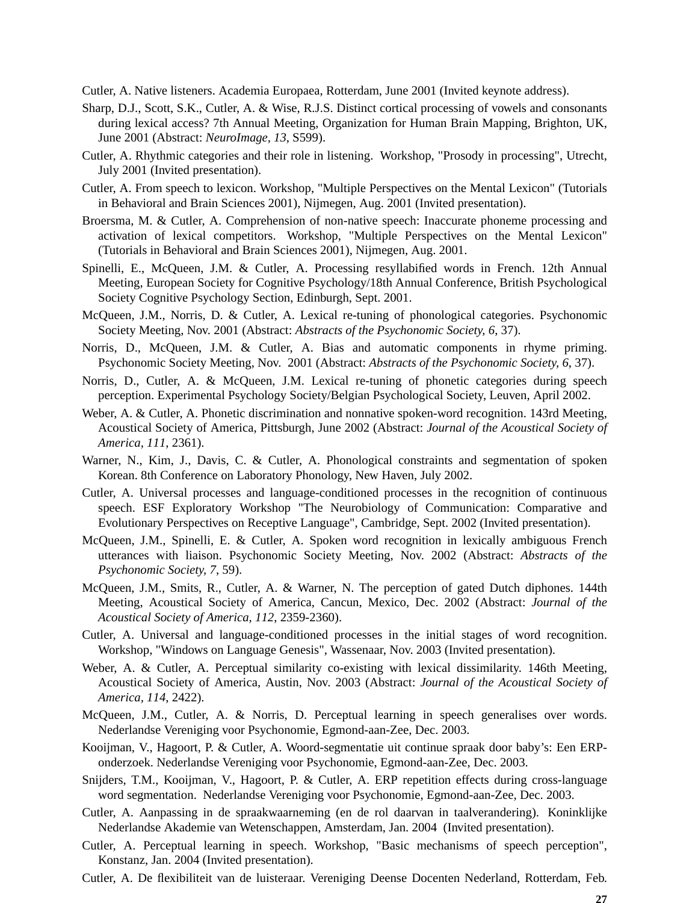Cutler, A. Native listeners. Academia Europaea, Rotterdam, June 2001 (Invited keynote address).

Sharp, D.J., Scott, S.K., Cutler, A. & Wise, R.J.S. Distinct cortical processing of vowels and consonants during lexical access? 7th Annual Meeting, Organization for Human Brain Mapping, Brighton, UK, June 2001 (Abstract: *NeuroImage, 13*, S599).

Cutler, A. Rhythmic categories and their role in listening. Workshop, "Prosody in processing", Utrecht, July 2001 (Invited presentation).

Cutler, A. From speech to lexicon. Workshop, "Multiple Perspectives on the Mental Lexicon" (Tutorials in Behavioral and Brain Sciences 2001), Nijmegen, Aug. 2001 (Invited presentation).

Broersma, M. & Cutler, A. Comprehension of non-native speech: Inaccurate phoneme processing and activation of lexical competitors. Workshop, "Multiple Perspectives on the Mental Lexicon" (Tutorials in Behavioral and Brain Sciences 2001), Nijmegen, Aug. 2001.

Spinelli, E., McQueen, J.M. & Cutler, A. Processing resyllabified words in French. 12th Annual Meeting, European Society for Cognitive Psychology/18th Annual Conference, British Psychological Society Cognitive Psychology Section, Edinburgh, Sept. 2001.

McQueen, J.M., Norris, D. & Cutler, A. Lexical re-tuning of phonological categories. Psychonomic Society Meeting, Nov. 2001 (Abstract: *Abstracts of the Psychonomic Society, 6*, 37).

Norris, D., McQueen, J.M. & Cutler, A. Bias and automatic components in rhyme priming. Psychonomic Society Meeting, Nov. 2001 (Abstract: *Abstracts of the Psychonomic Society, 6*, 37).

Norris, D., Cutler, A. & McQueen, J.M. Lexical re-tuning of phonetic categories during speech perception. Experimental Psychology Society/Belgian Psychological Society, Leuven, April 2002.

Weber, A. & Cutler, A. Phonetic discrimination and nonnative spoken-word recognition. 143rd Meeting, Acoustical Society of America, Pittsburgh, June 2002 (Abstract: *Journal of the Acoustical Society of America, 111*, 2361).

Warner, N., Kim, J., Davis, C. & Cutler, A. Phonological constraints and segmentation of spoken Korean. 8th Conference on Laboratory Phonology, New Haven, July 2002.

Cutler, A. Universal processes and language-conditioned processes in the recognition of continuous speech. ESF Exploratory Workshop "The Neurobiology of Communication: Comparative and Evolutionary Perspectives on Receptive Language", Cambridge, Sept. 2002 (Invited presentation).

McQueen, J.M., Spinelli, E. & Cutler, A. Spoken word recognition in lexically ambiguous French utterances with liaison. Psychonomic Society Meeting, Nov. 2002 (Abstract: *Abstracts of the Psychonomic Society, 7*, 59).

McQueen, J.M., Smits, R., Cutler, A. & Warner, N. The perception of gated Dutch diphones. 144th Meeting, Acoustical Society of America, Cancun, Mexico, Dec. 2002 (Abstract: *Journal of the Acoustical Society of America, 112*, 2359-2360).

Cutler, A. Universal and language-conditioned processes in the initial stages of word recognition. Workshop, "Windows on Language Genesis", Wassenaar, Nov. 2003 (Invited presentation).

Weber, A. & Cutler, A. Perceptual similarity co-existing with lexical dissimilarity. 146th Meeting, Acoustical Society of America, Austin, Nov. 2003 (Abstract: *Journal of the Acoustical Society of America, 114*, 2422).

McQueen, J.M., Cutler, A. & Norris, D. Perceptual learning in speech generalises over words. Nederlandse Vereniging voor Psychonomie, Egmond-aan-Zee, Dec. 2003.

Kooijman, V., Hagoort, P. & Cutler, A. Woord-segmentatie uit continue spraak door baby's: Een ERP-onderzoek. Nederlandse Vereniging voor Psychonomie, Egmond-aan-Zee, Dec. 2003.

Snijders, T.M., Kooijman, V., Hagoort, P. & Cutler, A. ERP repetition effects during cross-language word segmentation. Nederlandse Vereniging voor Psychonomie, Egmond-aan-Zee, Dec. 2003.

Cutler, A. Aanpassing in de spraakwaarneming (en de rol daarvan in taalverandering). Koninklijke Nederlandse Akademie van Wetenschappen, Amsterdam, Jan. 2004 (Invited presentation).

Cutler, A. Perceptual learning in speech. Workshop, "Basic mechanisms of speech perception", Konstanz, Jan. 2004 (Invited presentation).

Cutler, A. De flexibiliteit van de luisteraar. Vereniging Deense Docenten Nederland, Rotterdam, Feb.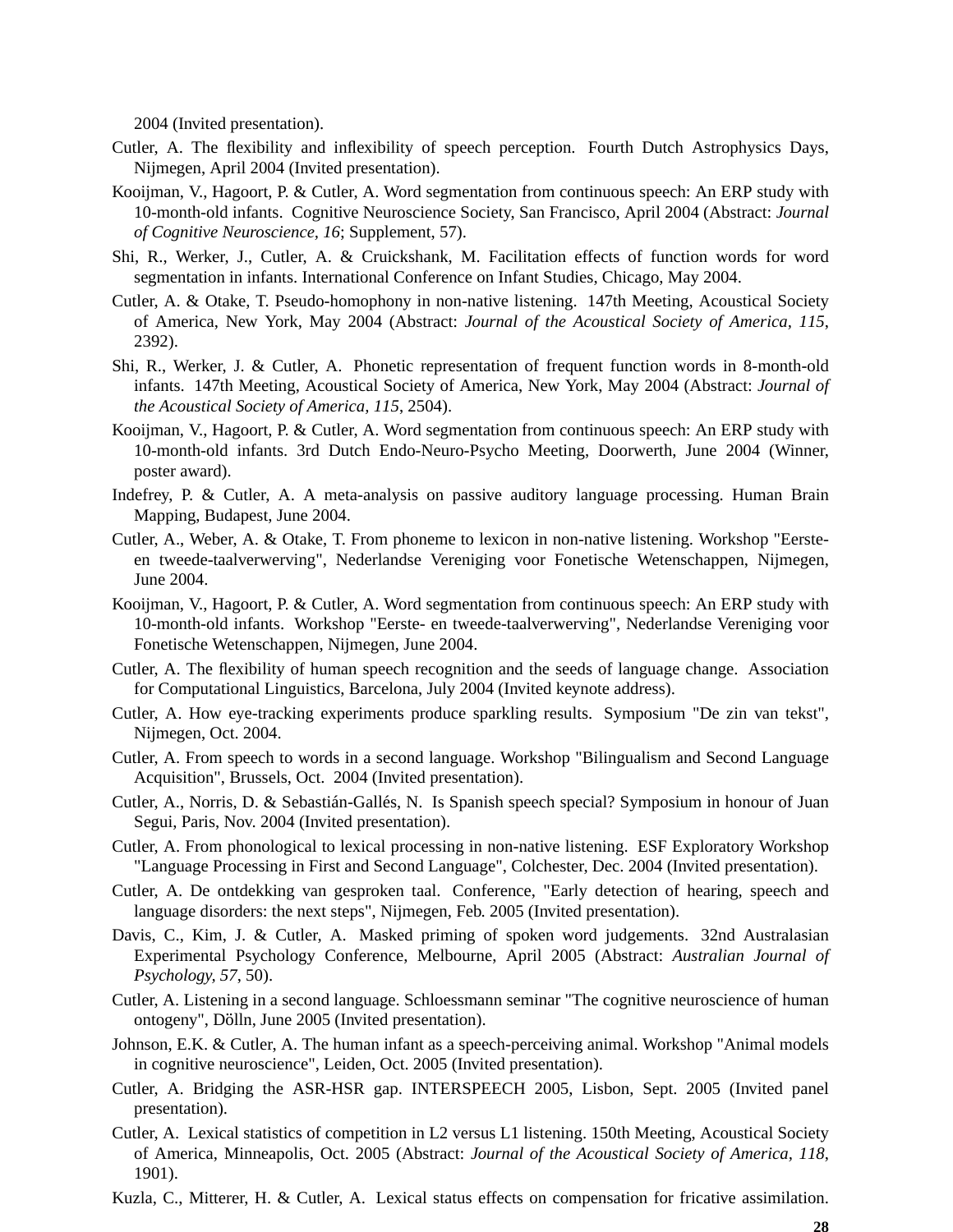2004 (Invited presentation).

Cutler, A. The flexibility and inflexibility of speech perception. Fourth Dutch Astrophysics Days, Nijmegen, April 2004 (Invited presentation).

Kooijman, V., Hagoort, P. & Cutler, A. Word segmentation from continuous speech: An ERP study with 10-month-old infants. Cognitive Neuroscience Society, San Francisco, April 2004 (Abstract: *Journal of Cognitive Neuroscience, 16*; Supplement, 57).

Shi, R., Werker, J., Cutler, A. & Cruickshank, M. Facilitation effects of function words for word segmentation in infants. International Conference on Infant Studies, Chicago, May 2004.

Cutler, A. & Otake, T. Pseudo-homophony in non-native listening. 147th Meeting, Acoustical Society of America, New York, May 2004 (Abstract: *Journal of the Acoustical Society of America, 115*, 2392).

Shi, R., Werker, J. & Cutler, A. Phonetic representation of frequent function words in 8-month-old infants. 147th Meeting, Acoustical Society of America, New York, May 2004 (Abstract: *Journal of the Acoustical Society of America, 115*, 2504).

Kooijman, V., Hagoort, P. & Cutler, A. Word segmentation from continuous speech: An ERP study with 10-month-old infants. 3rd Dutch Endo-Neuro-Psycho Meeting, Doorwerth, June 2004 (Winner, poster award).

Indefrey, P. & Cutler, A. A meta-analysis on passive auditory language processing. Human Brain Mapping, Budapest, June 2004.

Cutler, A., Weber, A. & Otake, T. From phoneme to lexicon in non-native listening. Workshop "Eerste- en tweede-taalverwerving", Nederlandse Vereniging voor Fonetische Wetenschappen, Nijmegen, June 2004.

Kooijman, V., Hagoort, P. & Cutler, A. Word segmentation from continuous speech: An ERP study with 10-month-old infants. Workshop "Eerste- en tweede-taalverwerving", Nederlandse Vereniging voor Fonetische Wetenschappen, Nijmegen, June 2004.

Cutler, A. The flexibility of human speech recognition and the seeds of language change. Association for Computational Linguistics, Barcelona, July 2004 (Invited keynote address).

Cutler, A. How eye-tracking experiments produce sparkling results. Symposium "De zin van tekst", Nijmegen, Oct. 2004.

Cutler, A. From speech to words in a second language. Workshop "Bilingualism and Second Language Acquisition", Brussels, Oct. 2004 (Invited presentation).

Cutler, A., Norris, D. & Sebastián-Gallés, N. Is Spanish speech special? Symposium in honour of Juan Segui, Paris, Nov. 2004 (Invited presentation).

Cutler, A. From phonological to lexical processing in non-native listening. ESF Exploratory Workshop "Language Processing in First and Second Language", Colchester, Dec. 2004 (Invited presentation).

Cutler, A. De ontdekking van gesproken taal. Conference, "Early detection of hearing, speech and language disorders: the next steps", Nijmegen, Feb. 2005 (Invited presentation).

Davis, C., Kim, J. & Cutler, A. Masked priming of spoken word judgements. 32nd Australasian Experimental Psychology Conference, Melbourne, April 2005 (Abstract: *Australian Journal of Psychology, 57*, 50).

Cutler, A. Listening in a second language. Schloessmann seminar "The cognitive neuroscience of human ontogeny", Dölln, June 2005 (Invited presentation).

Johnson, E.K. & Cutler, A. The human infant as a speech-perceiving animal. Workshop "Animal models in cognitive neuroscience", Leiden, Oct. 2005 (Invited presentation).

Cutler, A. Bridging the ASR-HSR gap. INTERSPEECH 2005, Lisbon, Sept. 2005 (Invited panel presentation).

Cutler, A. Lexical statistics of competition in L2 versus L1 listening. 150th Meeting, Acoustical Society of America, Minneapolis, Oct. 2005 (Abstract: *Journal of the Acoustical Society of America, 118*, 1901).

Kuzla, C., Mitterer, H. & Cutler, A. Lexical status effects on compensation for fricative assimilation.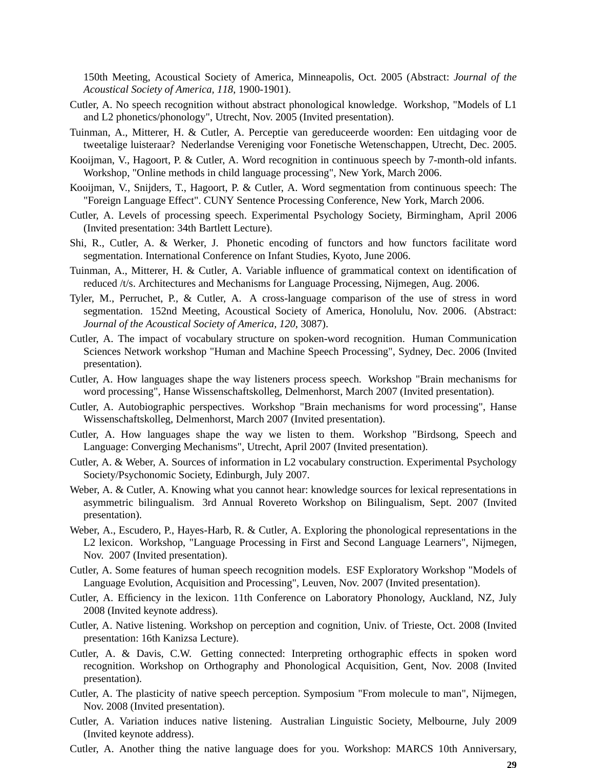150th Meeting, Acoustical Society of America, Minneapolis, Oct. 2005 (Abstract: *Journal of the Acoustical Society of America, 118*, 1900-1901).

Cutler, A. No speech recognition without abstract phonological knowledge. Workshop, "Models of L1 and L2 phonetics/phonology", Utrecht, Nov. 2005 (Invited presentation).

Tuinman, A., Mitterer, H. & Cutler, A. Perceptie van gereduceerde woorden: Een uitdaging voor de tweetalige luisteraar? Nederlandse Vereniging voor Fonetische Wetenschappen, Utrecht, Dec. 2005.

Kooijman, V., Hagoort, P. & Cutler, A. Word recognition in continuous speech by 7-month-old infants. Workshop, "Online methods in child language processing", New York, March 2006.

Kooijman, V., Snijders, T., Hagoort, P. & Cutler, A. Word segmentation from continuous speech: The "Foreign Language Effect". CUNY Sentence Processing Conference, New York, March 2006.

Cutler, A. Levels of processing speech. Experimental Psychology Society, Birmingham, April 2006 (Invited presentation: 34th Bartlett Lecture).

Shi, R., Cutler, A. & Werker, J. Phonetic encoding of functors and how functors facilitate word segmentation. International Conference on Infant Studies, Kyoto, June 2006.

Tuinman, A., Mitterer, H. & Cutler, A. Variable influence of grammatical context on identification of reduced /t/s. Architectures and Mechanisms for Language Processing, Nijmegen, Aug. 2006.

Tyler, M., Perruchet, P., & Cutler, A. A cross-language comparison of the use of stress in word segmentation. 152nd Meeting, Acoustical Society of America, Honolulu, Nov. 2006. (Abstract: *Journal of the Acoustical Society of America, 120*, 3087).

Cutler, A. The impact of vocabulary structure on spoken-word recognition. Human Communication Sciences Network workshop "Human and Machine Speech Processing", Sydney, Dec. 2006 (Invited presentation).

Cutler, A. How languages shape the way listeners process speech. Workshop "Brain mechanisms for word processing", Hanse Wissenschaftskolleg, Delmenhorst, March 2007 (Invited presentation).

Cutler, A. Autobiographic perspectives. Workshop "Brain mechanisms for word processing", Hanse Wissenschaftskolleg, Delmenhorst, March 2007 (Invited presentation).

Cutler, A. How languages shape the way we listen to them. Workshop "Birdsong, Speech and Language: Converging Mechanisms", Utrecht, April 2007 (Invited presentation).

Cutler, A. & Weber, A. Sources of information in L2 vocabulary construction. Experimental Psychology Society/Psychonomic Society, Edinburgh, July 2007.

Weber, A. & Cutler, A. Knowing what you cannot hear: knowledge sources for lexical representations in asymmetric bilingualism. 3rd Annual Rovereto Workshop on Bilingualism, Sept. 2007 (Invited presentation).

Weber, A., Escudero, P., Hayes-Harb, R. & Cutler, A. Exploring the phonological representations in the L2 lexicon. Workshop, "Language Processing in First and Second Language Learners", Nijmegen, Nov. 2007 (Invited presentation).

Cutler, A. Some features of human speech recognition models. ESF Exploratory Workshop "Models of Language Evolution, Acquisition and Processing", Leuven, Nov. 2007 (Invited presentation).

Cutler, A. Efficiency in the lexicon. 11th Conference on Laboratory Phonology, Auckland, NZ, July 2008 (Invited keynote address).

Cutler, A. Native listening. Workshop on perception and cognition, Univ. of Trieste, Oct. 2008 (Invited presentation: 16th Kanizsa Lecture).

Cutler, A. & Davis, C.W. Getting connected: Interpreting orthographic effects in spoken word recognition. Workshop on Orthography and Phonological Acquisition, Gent, Nov. 2008 (Invited presentation).

Cutler, A. The plasticity of native speech perception. Symposium "From molecule to man", Nijmegen, Nov. 2008 (Invited presentation).

Cutler, A. Variation induces native listening. Australian Linguistic Society, Melbourne, July 2009 (Invited keynote address).

Cutler, A. Another thing the native language does for you. Workshop: MARCS 10th Anniversary,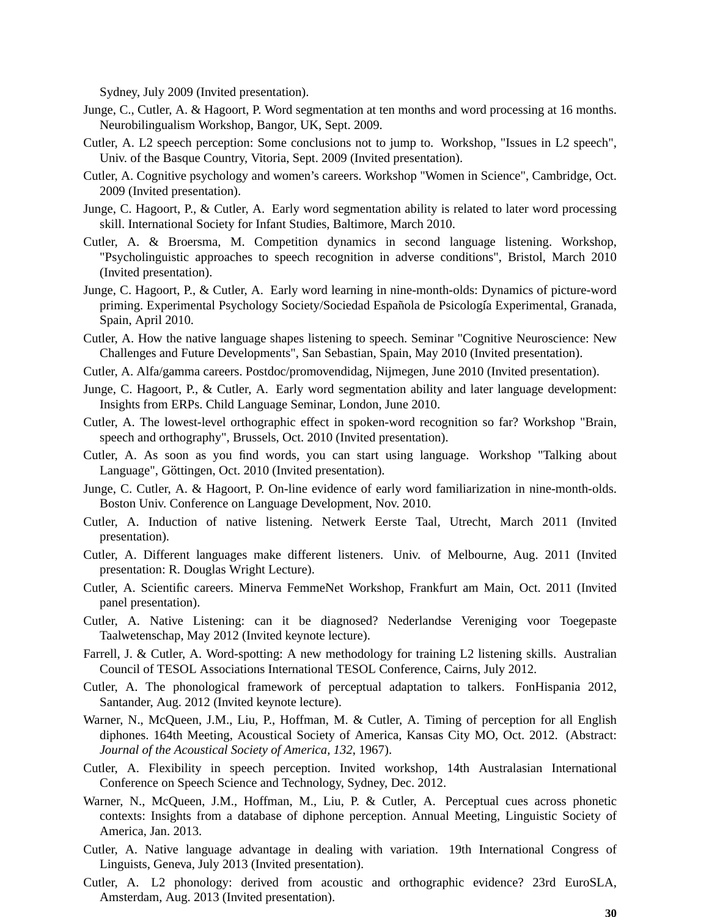Sydney, July 2009 (Invited presentation).

Junge, C., Cutler, A. & Hagoort, P. Word segmentation at ten months and word processing at 16 months. Neurobilingualism Workshop, Bangor, UK, Sept. 2009.

Cutler, A. L2 speech perception: Some conclusions not to jump to. Workshop, "Issues in L2 speech", Univ. of the Basque Country, Vitoria, Sept. 2009 (Invited presentation).

Cutler, A. Cognitive psychology and women's careers. Workshop "Women in Science", Cambridge, Oct. 2009 (Invited presentation).

Junge, C. Hagoort, P., & Cutler, A. Early word segmentation ability is related to later word processing skill. International Society for Infant Studies, Baltimore, March 2010.

Cutler, A. & Broersma, M. Competition dynamics in second language listening. Workshop, "Psycholinguistic approaches to speech recognition in adverse conditions", Bristol, March 2010 (Invited presentation).

Junge, C. Hagoort, P., & Cutler, A. Early word learning in nine-month-olds: Dynamics of picture-word priming. Experimental Psychology Society/Sociedad Española de Psicología Experimental, Granada, Spain, April 2010.

Cutler, A. How the native language shapes listening to speech. Seminar "Cognitive Neuroscience: New Challenges and Future Developments", San Sebastian, Spain, May 2010 (Invited presentation).

Cutler, A. Alfa/gamma careers. Postdoc/promovendidag, Nijmegen, June 2010 (Invited presentation).

Junge, C. Hagoort, P., & Cutler, A. Early word segmentation ability and later language development: Insights from ERPs. Child Language Seminar, London, June 2010.

Cutler, A. The lowest-level orthographic effect in spoken-word recognition so far? Workshop "Brain, speech and orthography", Brussels, Oct. 2010 (Invited presentation).

Cutler, A. As soon as you find words, you can start using language. Workshop "Talking about Language", Göttingen, Oct. 2010 (Invited presentation).

Junge, C. Cutler, A. & Hagoort, P. On-line evidence of early word familiarization in nine-month-olds. Boston Univ. Conference on Language Development, Nov. 2010.

Cutler, A. Induction of native listening. Netwerk Eerste Taal, Utrecht, March 2011 (Invited presentation).

Cutler, A. Different languages make different listeners. Univ. of Melbourne, Aug. 2011 (Invited presentation: R. Douglas Wright Lecture).

Cutler, A. Scientific careers. Minerva FemmeNet Workshop, Frankfurt am Main, Oct. 2011 (Invited panel presentation).

Cutler, A. Native Listening: can it be diagnosed? Nederlandse Vereniging voor Toegepaste Taalwetenschap, May 2012 (Invited keynote lecture).

Farrell, J. & Cutler, A. Word-spotting: A new methodology for training L2 listening skills. Australian Council of TESOL Associations International TESOL Conference, Cairns, July 2012.

Cutler, A. The phonological framework of perceptual adaptation to talkers. FonHispania 2012, Santander, Aug. 2012 (Invited keynote lecture).

Warner, N., McQueen, J.M., Liu, P., Hoffman, M. & Cutler, A. Timing of perception for all English diphones. 164th Meeting, Acoustical Society of America, Kansas City MO, Oct. 2012. (Abstract: *Journal of the Acoustical Society of America, 132*, 1967).

Cutler, A. Flexibility in speech perception. Invited workshop, 14th Australasian International Conference on Speech Science and Technology, Sydney, Dec. 2012.

Warner, N., McQueen, J.M., Hoffman, M., Liu, P. & Cutler, A. Perceptual cues across phonetic contexts: Insights from a database of diphone perception. Annual Meeting, Linguistic Society of America, Jan. 2013.

Cutler, A. Native language advantage in dealing with variation. 19th International Congress of Linguists, Geneva, July 2013 (Invited presentation).

Cutler, A. L2 phonology: derived from acoustic and orthographic evidence? 23rd EuroSLA, Amsterdam, Aug. 2013 (Invited presentation).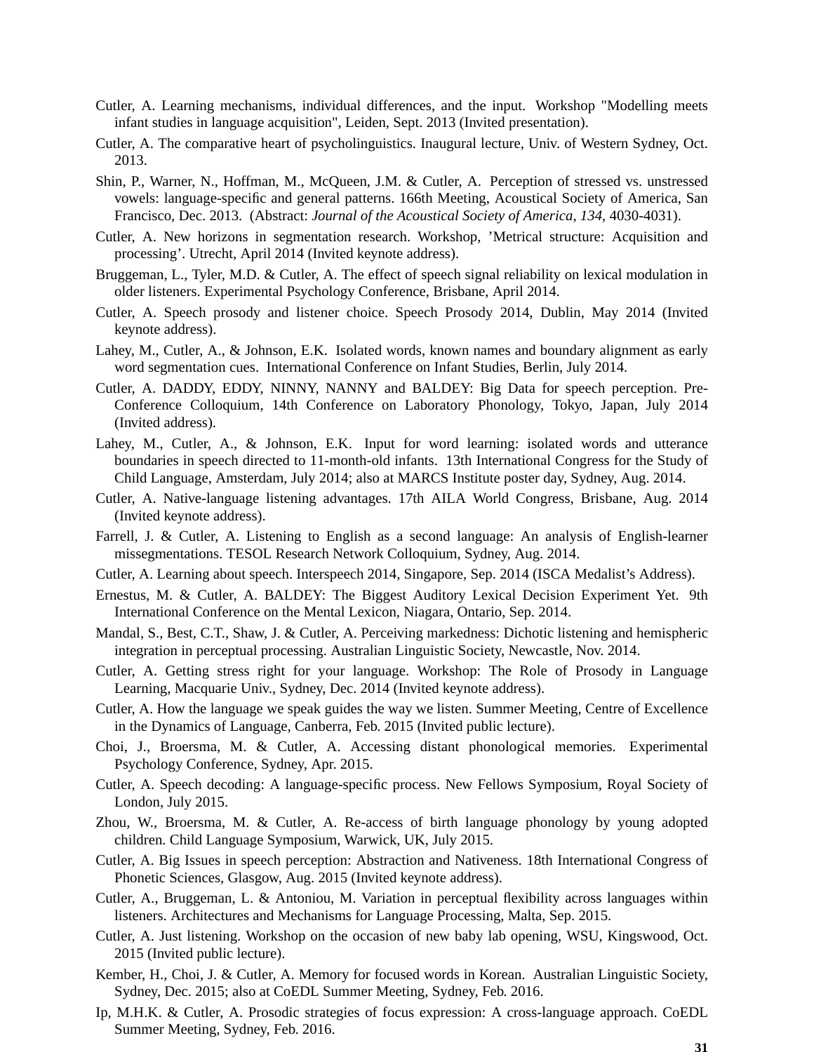Cutler, A. Learning mechanisms, individual differences, and the input. Workshop "Modelling meets infant studies in language acquisition", Leiden, Sept. 2013 (Invited presentation).

Cutler, A. The comparative heart of psycholinguistics. Inaugural lecture, Univ. of Western Sydney, Oct. 2013.

Shin, P., Warner, N., Hoffman, M., McQueen, J.M. & Cutler, A. Perception of stressed vs. unstressed vowels: language-specific and general patterns. 166th Meeting, Acoustical Society of America, San Francisco, Dec. 2013. (Abstract: *Journal of the Acoustical Society of America, 134*, 4030-4031).

Cutler, A. New horizons in segmentation research. Workshop, 'Metrical structure: Acquisition and processing'. Utrecht, April 2014 (Invited keynote address).

Bruggeman, L., Tyler, M.D. & Cutler, A. The effect of speech signal reliability on lexical modulation in older listeners. Experimental Psychology Conference, Brisbane, April 2014.

Cutler, A. Speech prosody and listener choice. Speech Prosody 2014, Dublin, May 2014 (Invited keynote address).

Lahey, M., Cutler, A., & Johnson, E.K. Isolated words, known names and boundary alignment as early word segmentation cues. International Conference on Infant Studies, Berlin, July 2014.

Cutler, A. DADDY, EDDY, NINNY, NANNY and BALDEY: Big Data for speech perception. Pre-Conference Colloquium, 14th Conference on Laboratory Phonology, Tokyo, Japan, July 2014 (Invited address).

Lahey, M., Cutler, A., & Johnson, E.K. Input for word learning: isolated words and utterance boundaries in speech directed to 11-month-old infants. 13th International Congress for the Study of Child Language, Amsterdam, July 2014; also at MARCS Institute poster day, Sydney, Aug. 2014.

Cutler, A. Native-language listening advantages. 17th AILA World Congress, Brisbane, Aug. 2014 (Invited keynote address).

Farrell, J. & Cutler, A. Listening to English as a second language: An analysis of English-learner missegmentations. TESOL Research Network Colloquium, Sydney, Aug. 2014.

Cutler, A. Learning about speech. Interspeech 2014, Singapore, Sep. 2014 (ISCA Medalist's Address).

Ernestus, M. & Cutler, A. BALDEY: The Biggest Auditory Lexical Decision Experiment Yet. 9th International Conference on the Mental Lexicon, Niagara, Ontario, Sep. 2014.

Mandal, S., Best, C.T., Shaw, J. & Cutler, A. Perceiving markedness: Dichotic listening and hemispheric integration in perceptual processing. Australian Linguistic Society, Newcastle, Nov. 2014.

Cutler, A. Getting stress right for your language. Workshop: The Role of Prosody in Language Learning, Macquarie Univ., Sydney, Dec. 2014 (Invited keynote address).

Cutler, A. How the language we speak guides the way we listen. Summer Meeting, Centre of Excellence in the Dynamics of Language, Canberra, Feb. 2015 (Invited public lecture).

Choi, J., Broersma, M. & Cutler, A. Accessing distant phonological memories. Experimental Psychology Conference, Sydney, Apr. 2015.

Cutler, A. Speech decoding: A language-specific process. New Fellows Symposium, Royal Society of London, July 2015.

Zhou, W., Broersma, M. & Cutler, A. Re-access of birth language phonology by young adopted children. Child Language Symposium, Warwick, UK, July 2015.

Cutler, A. Big Issues in speech perception: Abstraction and Nativeness. 18th International Congress of Phonetic Sciences, Glasgow, Aug. 2015 (Invited keynote address).

Cutler, A., Bruggeman, L. & Antoniou, M. Variation in perceptual flexibility across languages within listeners. Architectures and Mechanisms for Language Processing, Malta, Sep. 2015.

Cutler, A. Just listening. Workshop on the occasion of new baby lab opening, WSU, Kingswood, Oct. 2015 (Invited public lecture).

Kember, H., Choi, J. & Cutler, A. Memory for focused words in Korean. Australian Linguistic Society, Sydney, Dec. 2015; also at CoEDL Summer Meeting, Sydney, Feb. 2016.

Ip, M.H.K. & Cutler, A. Prosodic strategies of focus expression: A cross-language approach. CoEDL Summer Meeting, Sydney, Feb. 2016.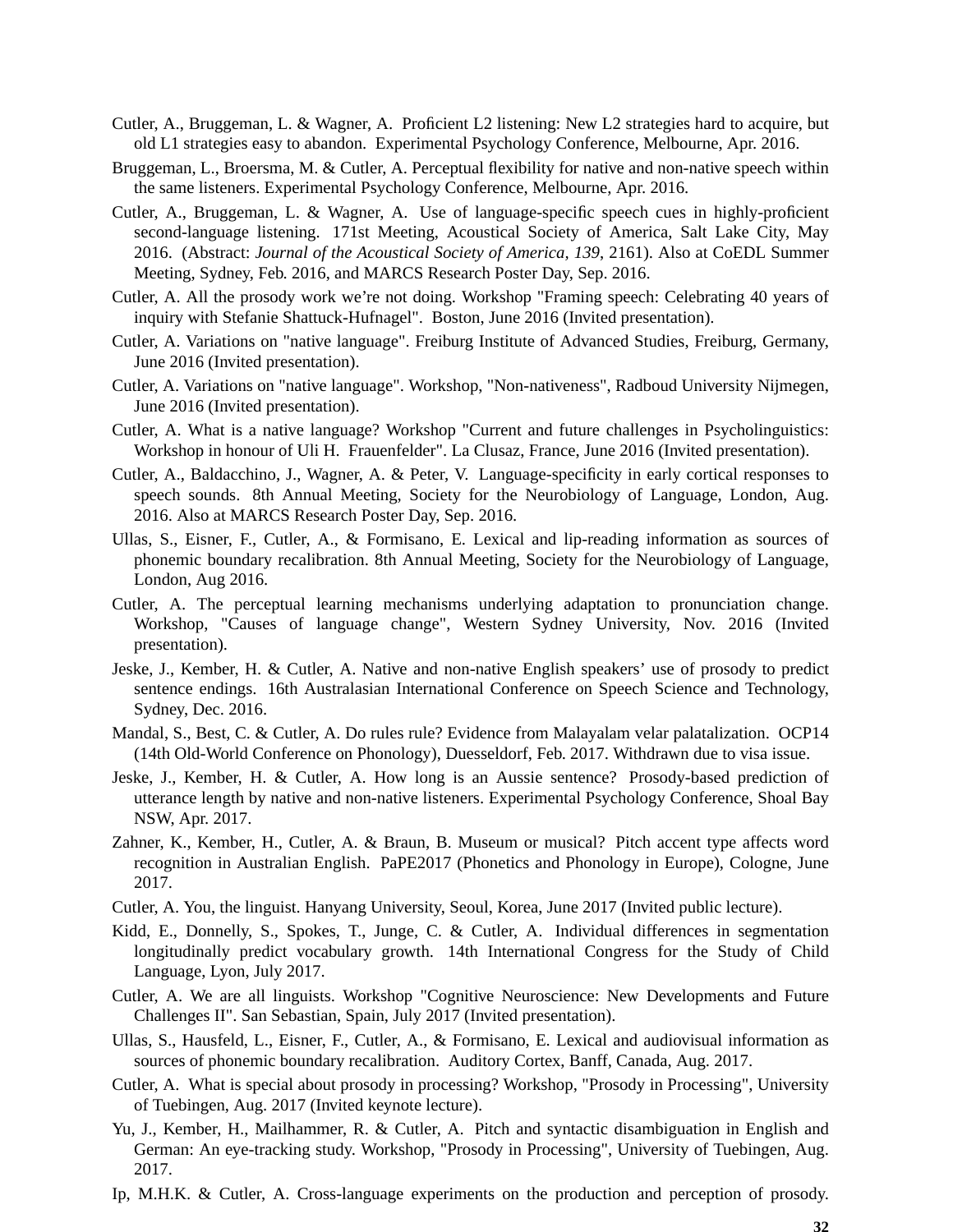Cutler, A., Bruggeman, L. & Wagner, A. Proficient L2 listening: New L2 strategies hard to acquire, but old L1 strategies easy to abandon. Experimental Psychology Conference, Melbourne, Apr. 2016.

Bruggeman, L., Broersma, M. & Cutler, A. Perceptual flexibility for native and non-native speech within the same listeners. Experimental Psychology Conference, Melbourne, Apr. 2016.

Cutler, A., Bruggeman, L. & Wagner, A. Use of language-specific speech cues in highly-proficient second-language listening. 171st Meeting, Acoustical Society of America, Salt Lake City, May 2016. (Abstract: *Journal of the Acoustical Society of America, 139*, 2161). Also at CoEDL Summer Meeting, Sydney, Feb. 2016, and MARCS Research Poster Day, Sep. 2016.

Cutler, A. All the prosody work we're not doing. Workshop "Framing speech: Celebrating 40 years of inquiry with Stefanie Shattuck-Hufnagel". Boston, June 2016 (Invited presentation).

Cutler, A. Variations on "native language". Freiburg Institute of Advanced Studies, Freiburg, Germany, June 2016 (Invited presentation).

Cutler, A. Variations on "native language". Workshop, "Non-nativeness", Radboud University Nijmegen, June 2016 (Invited presentation).

Cutler, A. What is a native language? Workshop "Current and future challenges in Psycholinguistics: Workshop in honour of Uli H. Frauenfelder". La Clusaz, France, June 2016 (Invited presentation).

Cutler, A., Baldacchino, J., Wagner, A. & Peter, V. Language-specificity in early cortical responses to speech sounds. 8th Annual Meeting, Society for the Neurobiology of Language, London, Aug. 2016. Also at MARCS Research Poster Day, Sep. 2016.

Ullas, S., Eisner, F., Cutler, A., & Formisano, E. Lexical and lip-reading information as sources of phonemic boundary recalibration. 8th Annual Meeting, Society for the Neurobiology of Language, London, Aug 2016.

Cutler, A. The perceptual learning mechanisms underlying adaptation to pronunciation change. Workshop, "Causes of language change", Western Sydney University, Nov. 2016 (Invited presentation).

Jeske, J., Kember, H. & Cutler, A. Native and non-native English speakers' use of prosody to predict sentence endings. 16th Australasian International Conference on Speech Science and Technology, Sydney, Dec. 2016.

Mandal, S., Best, C. & Cutler, A. Do rules rule? Evidence from Malayalam velar palatalization. OCP14 (14th Old-World Conference on Phonology), Duesseldorf, Feb. 2017. Withdrawn due to visa issue.

Jeske, J., Kember, H. & Cutler, A. How long is an Aussie sentence? Prosody-based prediction of utterance length by native and non-native listeners. Experimental Psychology Conference, Shoal Bay NSW, Apr. 2017.

Zahner, K., Kember, H., Cutler, A. & Braun, B. Museum or musical? Pitch accent type affects word recognition in Australian English. PaPE2017 (Phonetics and Phonology in Europe), Cologne, June 2017.

Cutler, A. You, the linguist. Hanyang University, Seoul, Korea, June 2017 (Invited public lecture).

Kidd, E., Donnelly, S., Spokes, T., Junge, C. & Cutler, A. Individual differences in segmentation longitudinally predict vocabulary growth. 14th International Congress for the Study of Child Language, Lyon, July 2017.

Cutler, A. We are all linguists. Workshop "Cognitive Neuroscience: New Developments and Future Challenges II". San Sebastian, Spain, July 2017 (Invited presentation).

Ullas, S., Hausfeld, L., Eisner, F., Cutler, A., & Formisano, E. Lexical and audiovisual information as sources of phonemic boundary recalibration. Auditory Cortex, Banff, Canada, Aug. 2017.

Cutler, A. What is special about prosody in processing? Workshop, "Prosody in Processing", University of Tuebingen, Aug. 2017 (Invited keynote lecture).

Yu, J., Kember, H., Mailhammer, R. & Cutler, A. Pitch and syntactic disambiguation in English and German: An eye-tracking study. Workshop, "Prosody in Processing", University of Tuebingen, Aug. 2017.

Ip, M.H.K. & Cutler, A. Cross-language experiments on the production and perception of prosody.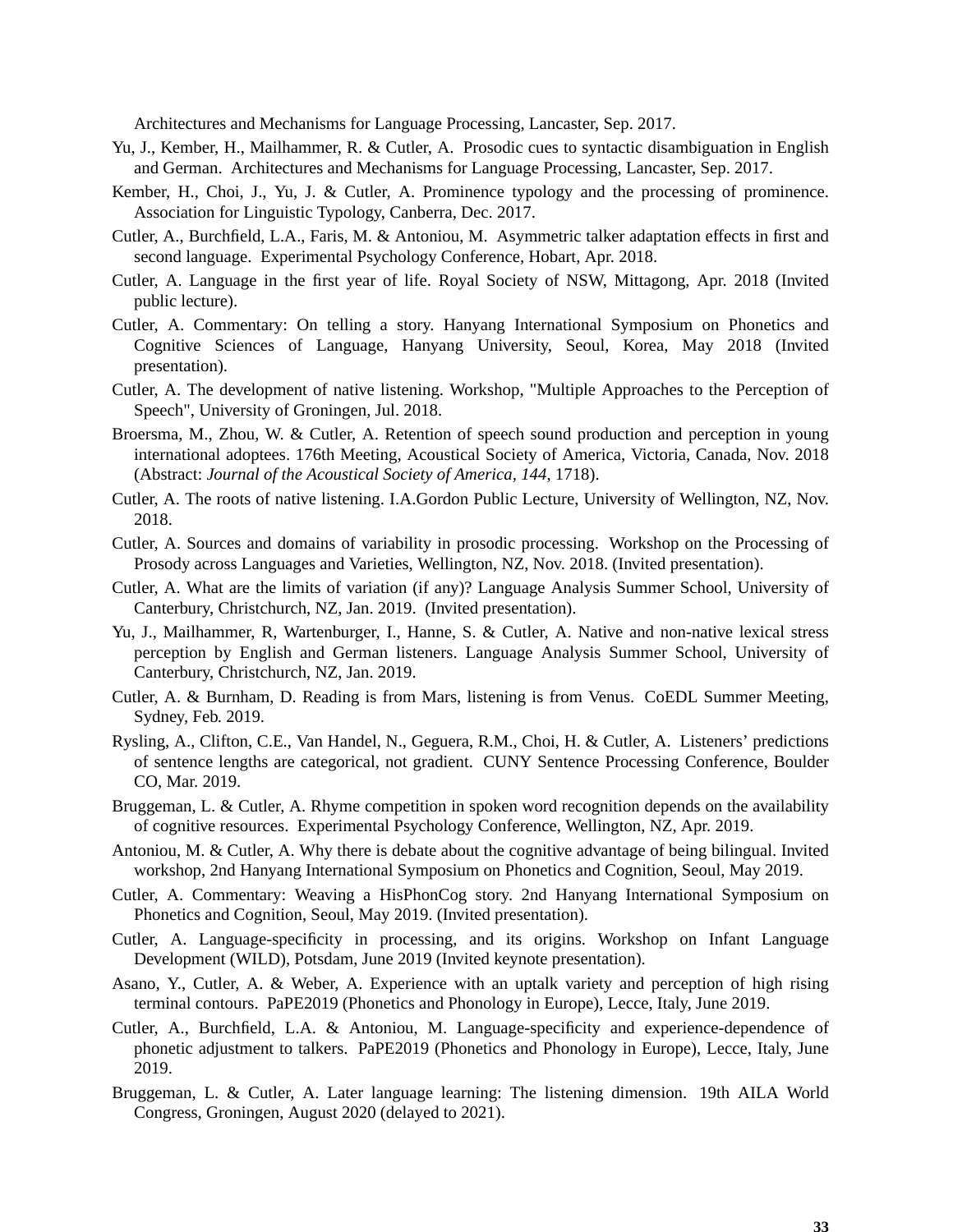Architectures and Mechanisms for Language Processing, Lancaster, Sep. 2017.

Yu, J., Kember, H., Mailhammer, R. & Cutler, A. Prosodic cues to syntactic disambiguation in English and German. Architectures and Mechanisms for Language Processing, Lancaster, Sep. 2017.

Kember, H., Choi, J., Yu, J. & Cutler, A. Prominence typology and the processing of prominence. Association for Linguistic Typology, Canberra, Dec. 2017.

Cutler, A., Burchfield, L.A., Faris, M. & Antoniou, M. Asymmetric talker adaptation effects in first and second language. Experimental Psychology Conference, Hobart, Apr. 2018.

Cutler, A. Language in the first year of life. Royal Society of NSW, Mittagong, Apr. 2018 (Invited public lecture).

Cutler, A. Commentary: On telling a story. Hanyang International Symposium on Phonetics and Cognitive Sciences of Language, Hanyang University, Seoul, Korea, May 2018 (Invited presentation).

Cutler, A. The development of native listening. Workshop, "Multiple Approaches to the Perception of Speech", University of Groningen, Jul. 2018.

Broersma, M., Zhou, W. & Cutler, A. Retention of speech sound production and perception in young international adoptees. 176th Meeting, Acoustical Society of America, Victoria, Canada, Nov. 2018 (Abstract: *Journal of the Acoustical Society of America, 144*, 1718).

Cutler, A. The roots of native listening. I.A.Gordon Public Lecture, University of Wellington, NZ, Nov. 2018.

Cutler, A. Sources and domains of variability in prosodic processing. Workshop on the Processing of Prosody across Languages and Varieties, Wellington, NZ, Nov. 2018. (Invited presentation).

Cutler, A. What are the limits of variation (if any)? Language Analysis Summer School, University of Canterbury, Christchurch, NZ, Jan. 2019. (Invited presentation).

Yu, J., Mailhammer, R, Wartenburger, I., Hanne, S. & Cutler, A. Native and non-native lexical stress perception by English and German listeners. Language Analysis Summer School, University of Canterbury, Christchurch, NZ, Jan. 2019.

Cutler, A. & Burnham, D. Reading is from Mars, listening is from Venus. CoEDL Summer Meeting, Sydney, Feb. 2019.

Rysling, A., Clifton, C.E., Van Handel, N., Geguera, R.M., Choi, H. & Cutler, A. Listeners' predictions of sentence lengths are categorical, not gradient. CUNY Sentence Processing Conference, Boulder CO, Mar. 2019.

Bruggeman, L. & Cutler, A. Rhyme competition in spoken word recognition depends on the availability of cognitive resources. Experimental Psychology Conference, Wellington, NZ, Apr. 2019.

Antoniou, M. & Cutler, A. Why there is debate about the cognitive advantage of being bilingual. Invited workshop, 2nd Hanyang International Symposium on Phonetics and Cognition, Seoul, May 2019.

Cutler, A. Commentary: Weaving a HisPhonCog story. 2nd Hanyang International Symposium on Phonetics and Cognition, Seoul, May 2019. (Invited presentation).

Cutler, A. Language-specificity in processing, and its origins. Workshop on Infant Language Development (WILD), Potsdam, June 2019 (Invited keynote presentation).

Asano, Y., Cutler, A. & Weber, A. Experience with an uptalk variety and perception of high rising terminal contours. PaPE2019 (Phonetics and Phonology in Europe), Lecce, Italy, June 2019.

Cutler, A., Burchfield, L.A. & Antoniou, M. Language-specificity and experience-dependence of phonetic adjustment to talkers. PaPE2019 (Phonetics and Phonology in Europe), Lecce, Italy, June 2019.

Bruggeman, L. & Cutler, A. Later language learning: The listening dimension. 19th AILA World Congress, Groningen, August 2020 (delayed to 2021).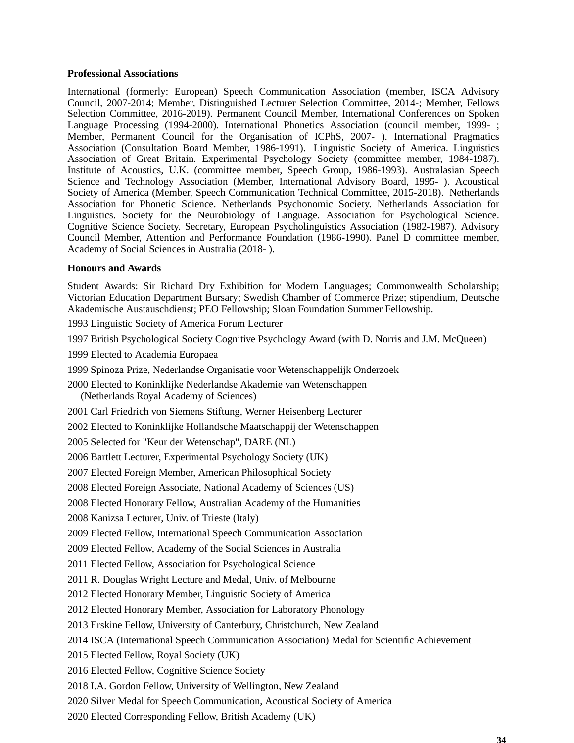**Professional Associations**

International (formerly: European) Speech Communication Association (member, ISCA Advisory Council, 2007-2014; Member, Distinguished Lecturer Selection Committee, 2014-; Member, Fellows Selection Committee, 2016-2019). Permanent Council Member, International Conferences on Spoken Language Processing (1994-2000). International Phonetics Association (council member, 1999- ; Member, Permanent Council for the Organisation of ICPhS, 2007- ). International Pragmatics Association (Consultation Board Member, 1986-1991). Linguistic Society of America. Linguistics Association of Great Britain. Experimental Psychology Society (committee member, 1984-1987). Institute of Acoustics, U.K. (committee member, Speech Group, 1986-1993). Australasian Speech Science and Technology Association (Member, International Advisory Board, 1995- ). Acoustical Society of America (Member, Speech Communication Technical Committee, 2015-2018). Netherlands Association for Phonetic Science. Netherlands Psychonomic Society. Netherlands Association for Linguistics. Society for the Neurobiology of Language. Association for Psychological Science. Cognitive Science Society. Secretary, European Psycholinguistics Association (1982-1987). Advisory Council Member, Attention and Performance Foundation (1986-1990). Panel D committee member, Academy of Social Sciences in Australia (2018- ).

**Honours and Awards**

Student Awards: Sir Richard Dry Exhibition for Modern Languages; Commonwealth Scholarship; Victorian Education Department Bursary; Swedish Chamber of Commerce Prize; stipendium, Deutsche Akademische Austauschdienst; PEO Fellowship; Sloan Foundation Summer Fellowship.

1993 Linguistic Society of America Forum Lecturer

1997 British Psychological Society Cognitive Psychology Award (with D. Norris and J.M. McQueen)

1999 Elected to Academia Europaea

1999 Spinoza Prize, Nederlandse Organisatie voor Wetenschappelijk Onderzoek

2000 Elected to Koninklijke Nederlandse Akademie van Wetenschappen
(Netherlands Royal Academy of Sciences)

2001 Carl Friedrich von Siemens Stiftung, Werner Heisenberg Lecturer

2002 Elected to Koninklijke Hollandsche Maatschappij der Wetenschappen

2005 Selected for "Keur der Wetenschap", DARE (NL)

2006 Bartlett Lecturer, Experimental Psychology Society (UK)

2007 Elected Foreign Member, American Philosophical Society

2008 Elected Foreign Associate, National Academy of Sciences (US)

2008 Elected Honorary Fellow, Australian Academy of the Humanities

2008 Kanizsa Lecturer, Univ. of Trieste (Italy)

2009 Elected Fellow, International Speech Communication Association

2009 Elected Fellow, Academy of the Social Sciences in Australia

2011 Elected Fellow, Association for Psychological Science

2011 R. Douglas Wright Lecture and Medal, Univ. of Melbourne

2012 Elected Honorary Member, Linguistic Society of America

2012 Elected Honorary Member, Association for Laboratory Phonology

2013 Erskine Fellow, University of Canterbury, Christchurch, New Zealand

2014 ISCA (International Speech Communication Association) Medal for Scientific Achievement

2015 Elected Fellow, Royal Society (UK)

2016 Elected Fellow, Cognitive Science Society

2018 I.A. Gordon Fellow, University of Wellington, New Zealand

2020 Silver Medal for Speech Communication, Acoustical Society of America

2020 Elected Corresponding Fellow, British Academy (UK)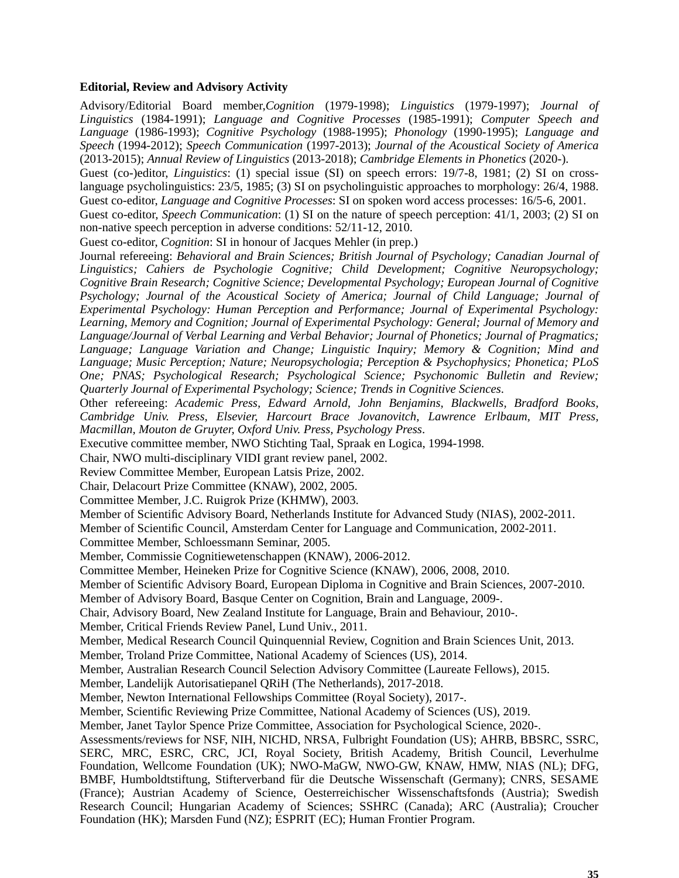**Editorial, Review and Advisory Activity**

Advisory/Editorial Board member,*Cognition* (1979-1998); *Linguistics* (1979-1997); *Journal of Linguistics* (1984-1991); *Language and Cognitive Processes* (1985-1991); *Computer Speech and Language* (1986-1993); *Cognitive Psychology* (1988-1995); *Phonology* (1990-1995); *Language and Speech* (1994-2012); *Speech Communication* (1997-2013); *Journal of the Acoustical Society of America* (2013-2015); *Annual Review of Linguistics* (2013-2018); *Cambridge Elements in Phonetics* (2020-).

Guest (co-)editor, *Linguistics*: (1) special issue (SI) on speech errors: 19/7-8, 1981; (2) SI on cross-language psycholinguistics: 23/5, 1985; (3) SI on psycholinguistic approaches to morphology: 26/4, 1988.

Guest co-editor, *Language and Cognitive Processes*: SI on spoken word access processes: 16/5-6, 2001.

Guest co-editor, *Speech Communication*: (1) SI on the nature of speech perception: 41/1, 2003; (2) SI on non-native speech perception in adverse conditions: 52/11-12, 2010.

Guest co-editor, *Cognition*: SI in honour of Jacques Mehler (in prep.)

Journal refereeing: *Behavioral and Brain Sciences; British Journal of Psychology; Canadian Journal of Linguistics; Cahiers de Psychologie Cognitive; Child Development; Cognitive Neuropsychology; Cognitive Brain Research; Cognitive Science; Developmental Psychology; European Journal of Cognitive Psychology; Journal of the Acoustical Society of America; Journal of Child Language; Journal of Experimental Psychology: Human Perception and Performance; Journal of Experimental Psychology: Learning, Memory and Cognition; Journal of Experimental Psychology: General; Journal of Memory and Language/Journal of Verbal Learning and Verbal Behavior; Journal of Phonetics; Journal of Pragmatics; Language; Language Variation and Change; Linguistic Inquiry; Memory & Cognition; Mind and Language; Music Perception; Nature; Neuropsychologia; Perception & Psychophysics; Phonetica; PLoS One; PNAS; Psychological Research; Psychological Science; Psychonomic Bulletin and Review; Quarterly Journal of Experimental Psychology; Science; Trends in Cognitive Sciences*.

Other refereeing: *Academic Press, Edward Arnold, John Benjamins, Blackwells, Bradford Books, Cambridge Univ. Press, Elsevier, Harcourt Brace Jovanovitch, Lawrence Erlbaum, MIT Press, Macmillan, Mouton de Gruyter, Oxford Univ. Press, Psychology Press*.

Executive committee member, NWO Stichting Taal, Spraak en Logica, 1994-1998.

Chair, NWO multi-disciplinary VIDI grant review panel, 2002.

Review Committee Member, European Latsis Prize, 2002.

Chair, Delacourt Prize Committee (KNAW), 2002, 2005.

Committee Member, J.C. Ruigrok Prize (KHMW), 2003.

Member of Scientific Advisory Board, Netherlands Institute for Advanced Study (NIAS), 2002-2011.

Member of Scientific Council, Amsterdam Center for Language and Communication, 2002-2011.

Committee Member, Schloessmann Seminar, 2005.

Member, Commissie Cognitiewetenschappen (KNAW), 2006-2012.

Committee Member, Heineken Prize for Cognitive Science (KNAW), 2006, 2008, 2010.

Member of Scientific Advisory Board, European Diploma in Cognitive and Brain Sciences, 2007-2010.

Member of Advisory Board, Basque Center on Cognition, Brain and Language, 2009-.

Chair, Advisory Board, New Zealand Institute for Language, Brain and Behaviour, 2010-.

Member, Critical Friends Review Panel, Lund Univ., 2011.

Member, Medical Research Council Quinquennial Review, Cognition and Brain Sciences Unit, 2013.

Member, Troland Prize Committee, National Academy of Sciences (US), 2014.

Member, Australian Research Council Selection Advisory Committee (Laureate Fellows), 2015.

Member, Landelijk Autorisatiepanel QRiH (The Netherlands), 2017-2018.

Member, Newton International Fellowships Committee (Royal Society), 2017-.

Member, Scientific Reviewing Prize Committee, National Academy of Sciences (US), 2019.

Member, Janet Taylor Spence Prize Committee, Association for Psychological Science, 2020-.

Assessments/reviews for NSF, NIH, NICHD, NRSA, Fulbright Foundation (US); AHRB, BBSRC, SSRC, SERC, MRC, ESRC, CRC, JCI, Royal Society, British Academy, British Council, Leverhulme Foundation, Wellcome Foundation (UK); NWO-MaGW, NWO-GW, KNAW, HMW, NIAS (NL); DFG, BMBF, Humboldtstiftung, Stifterverband für die Deutsche Wissenschaft (Germany); CNRS, SESAME (France); Austrian Academy of Science, Oesterreichischer Wissenschaftsfonds (Austria); Swedish Research Council; Hungarian Academy of Sciences; SSHRC (Canada); ARC (Australia); Croucher Foundation (HK); Marsden Fund (NZ); ESPRIT (EC); Human Frontier Program.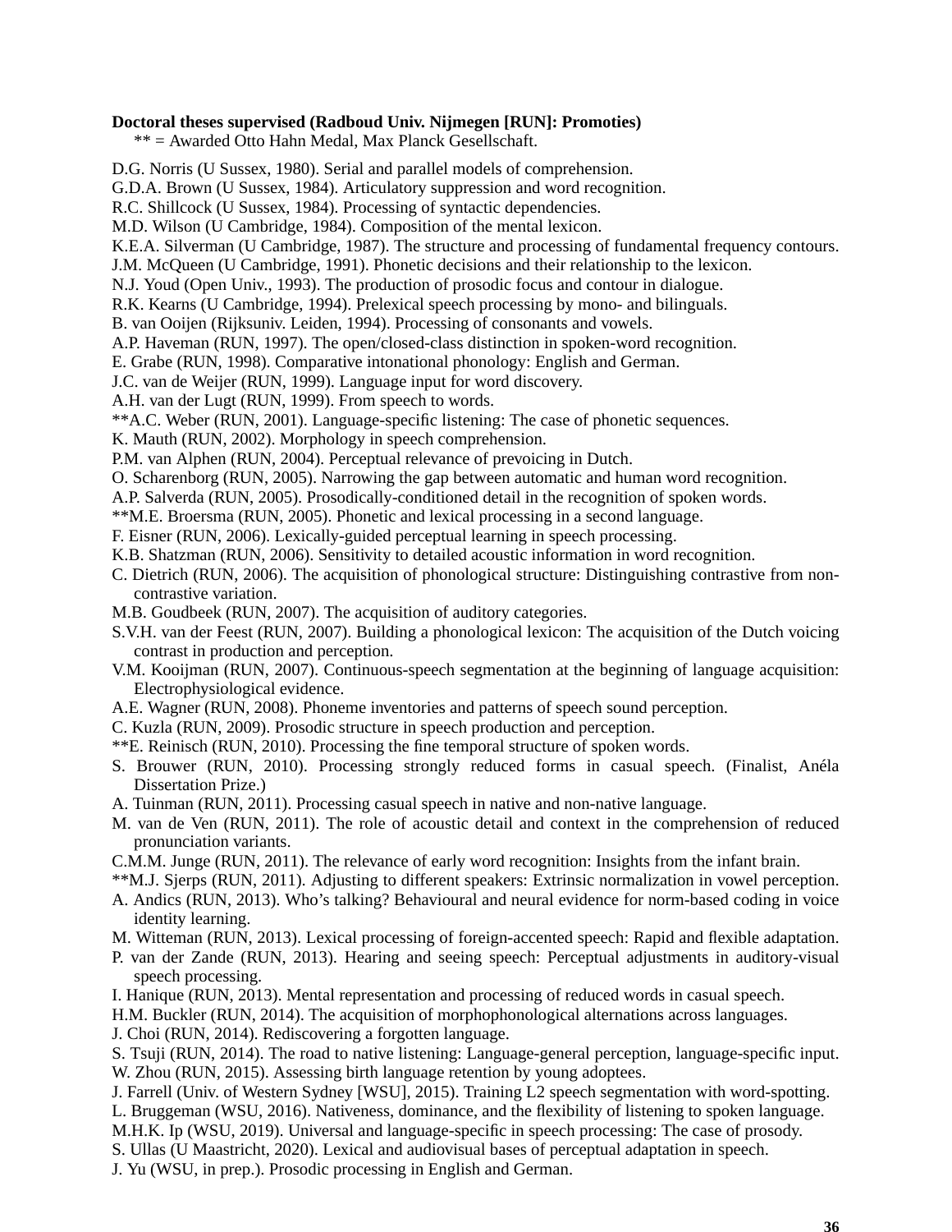**Doctoral theses supervised (Radboud Univ. Nijmegen [RUN]: Promoties)**
** = Awarded Otto Hahn Medal, Max Planck Gesellschaft.

D.G. Norris (U Sussex, 1980). Serial and parallel models of comprehension.
G.D.A. Brown (U Sussex, 1984). Articulatory suppression and word recognition.
R.C. Shillcock (U Sussex, 1984). Processing of syntactic dependencies.
M.D. Wilson (U Cambridge, 1984). Composition of the mental lexicon.
K.E.A. Silverman (U Cambridge, 1987). The structure and processing of fundamental frequency contours.
J.M. McQueen (U Cambridge, 1991). Phonetic decisions and their relationship to the lexicon.
N.J. Youd (Open Univ., 1993). The production of prosodic focus and contour in dialogue.
R.K. Kearns (U Cambridge, 1994). Prelexical speech processing by mono- and bilinguals.
B. van Ooijen (Rijksuniv. Leiden, 1994). Processing of consonants and vowels.
A.P. Haveman (RUN, 1997). The open/closed-class distinction in spoken-word recognition.
E. Grabe (RUN, 1998). Comparative intonational phonology: English and German.
J.C. van de Weijer (RUN, 1999). Language input for word discovery.
A.H. van der Lugt (RUN, 1999). From speech to words.
**A.C. Weber (RUN, 2001). Language-specific listening: The case of phonetic sequences.
K. Mauth (RUN, 2002). Morphology in speech comprehension.
P.M. van Alphen (RUN, 2004). Perceptual relevance of prevoicing in Dutch.
O. Scharenborg (RUN, 2005). Narrowing the gap between automatic and human word recognition.
A.P. Salverda (RUN, 2005). Prosodically-conditioned detail in the recognition of spoken words.
**M.E. Broersma (RUN, 2005). Phonetic and lexical processing in a second language.
F. Eisner (RUN, 2006). Lexically-guided perceptual learning in speech processing.
K.B. Shatzman (RUN, 2006). Sensitivity to detailed acoustic information in word recognition.
C. Dietrich (RUN, 2006). The acquisition of phonological structure: Distinguishing contrastive from non-contrastive variation.
M.B. Goudbeek (RUN, 2007). The acquisition of auditory categories.
S.V.H. van der Feest (RUN, 2007). Building a phonological lexicon: The acquisition of the Dutch voicing contrast in production and perception.
V.M. Kooijman (RUN, 2007). Continuous-speech segmentation at the beginning of language acquisition: Electrophysiological evidence.
A.E. Wagner (RUN, 2008). Phoneme inventories and patterns of speech sound perception.
C. Kuzla (RUN, 2009). Prosodic structure in speech production and perception.
**E. Reinisch (RUN, 2010). Processing the fine temporal structure of spoken words.
S. Brouwer (RUN, 2010). Processing strongly reduced forms in casual speech. (Finalist, Anéla Dissertation Prize.)
A. Tuinman (RUN, 2011). Processing casual speech in native and non-native language.
M. van de Ven (RUN, 2011). The role of acoustic detail and context in the comprehension of reduced pronunciation variants.
C.M.M. Junge (RUN, 2011). The relevance of early word recognition: Insights from the infant brain.
**M.J. Sjerps (RUN, 2011). Adjusting to different speakers: Extrinsic normalization in vowel perception.
A. Andics (RUN, 2013). Who's talking? Behavioural and neural evidence for norm-based coding in voice identity learning.
M. Witteman (RUN, 2013). Lexical processing of foreign-accented speech: Rapid and flexible adaptation.
P. van der Zande (RUN, 2013). Hearing and seeing speech: Perceptual adjustments in auditory-visual speech processing.
I. Hanique (RUN, 2013). Mental representation and processing of reduced words in casual speech.
H.M. Buckler (RUN, 2014). The acquisition of morphophonological alternations across languages.
J. Choi (RUN, 2014). Rediscovering a forgotten language.
S. Tsuji (RUN, 2014). The road to native listening: Language-general perception, language-specific input.
W. Zhou (RUN, 2015). Assessing birth language retention by young adoptees.
J. Farrell (Univ. of Western Sydney [WSU], 2015). Training L2 speech segmentation with word-spotting.
L. Bruggeman (WSU, 2016). Nativeness, dominance, and the flexibility of listening to spoken language.
M.H.K. Ip (WSU, 2019). Universal and language-specific in speech processing: The case of prosody.
S. Ullas (U Maastricht, 2020). Lexical and audiovisual bases of perceptual adaptation in speech.
J. Yu (WSU, in prep.). Prosodic processing in English and German.